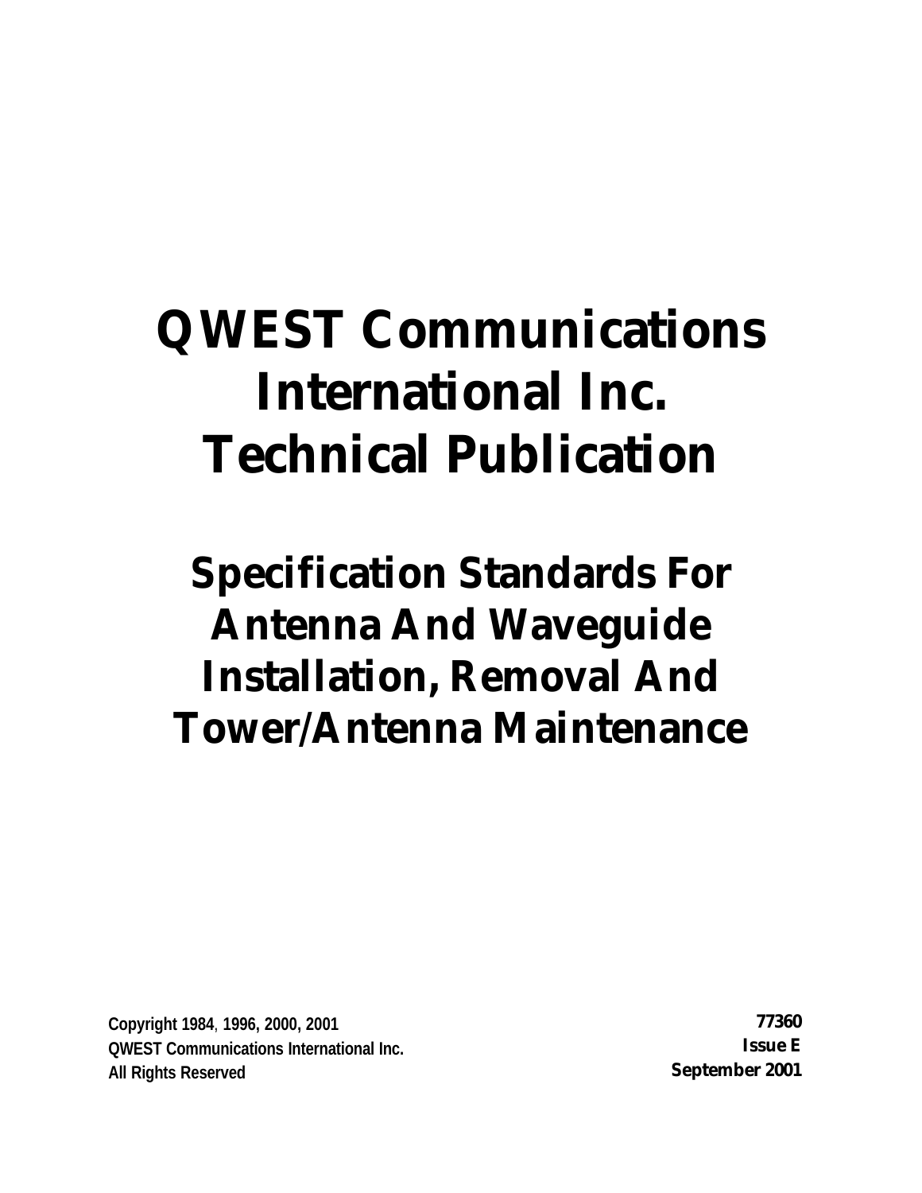# QWEST Communications International Inc. Technical Publication

# Specification Standards For Antenna And Waveguide Installation, Removal And Tower/Antenna Maintenance

**Copyright 1984, 1996, 2000, 2001**
**QWEST Communications International Inc.**
**All Rights Reserved**

**77360**
**Issue E**
**September 2001**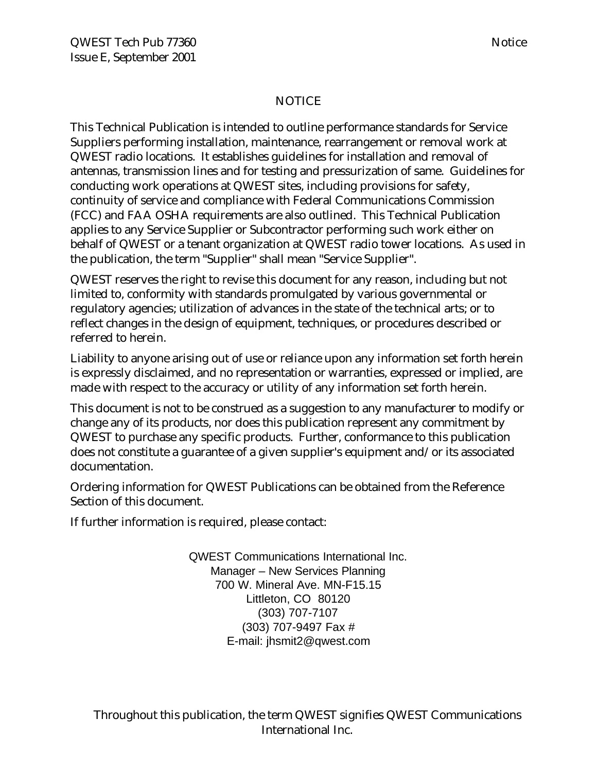# NOTICE

This Technical Publication is intended to outline performance standards for Service Suppliers performing installation, maintenance, rearrangement or removal work at QWEST radio locations. It establishes guidelines for installation and removal of antennas, transmission lines and for testing and pressurization of same. Guidelines for conducting work operations at QWEST sites, including provisions for safety, continuity of service and compliance with Federal Communications Commission (FCC) and FAA OSHA requirements are also outlined. This Technical Publication applies to any Service Supplier or Subcontractor performing such work either on behalf of QWEST or a tenant organization at QWEST radio tower locations. As used in the publication, the term "Supplier" shall mean "Service Supplier".

QWEST reserves the right to revise this document for any reason, including but not limited to, conformity with standards promulgated by various governmental or regulatory agencies; utilization of advances in the state of the technical arts; or to reflect changes in the design of equipment, techniques, or procedures described or referred to herein.

Liability to anyone arising out of use or reliance upon any information set forth herein is expressly disclaimed, and no representation or warranties, expressed or implied, are made with respect to the accuracy or utility of any information set forth herein.

This document is not to be construed as a suggestion to any manufacturer to modify or change any of its products, nor does this publication represent any commitment by QWEST to purchase any specific products. Further, conformance to this publication does not constitute a guarantee of a given supplier's equipment and/or its associated documentation.

Ordering information for QWEST Publications can be obtained from the Reference Section of this document.

If further information is required, please contact:

QWEST Communications International Inc.
Manager – New Services Planning
700 W. Mineral Ave. MN-F15.15
Littleton, CO 80120
(303) 707-7107
(303) 707-9497 Fax #
E-mail: jhsmit2@qwest.com

Throughout this publication, the term QWEST signifies QWEST Communications International Inc.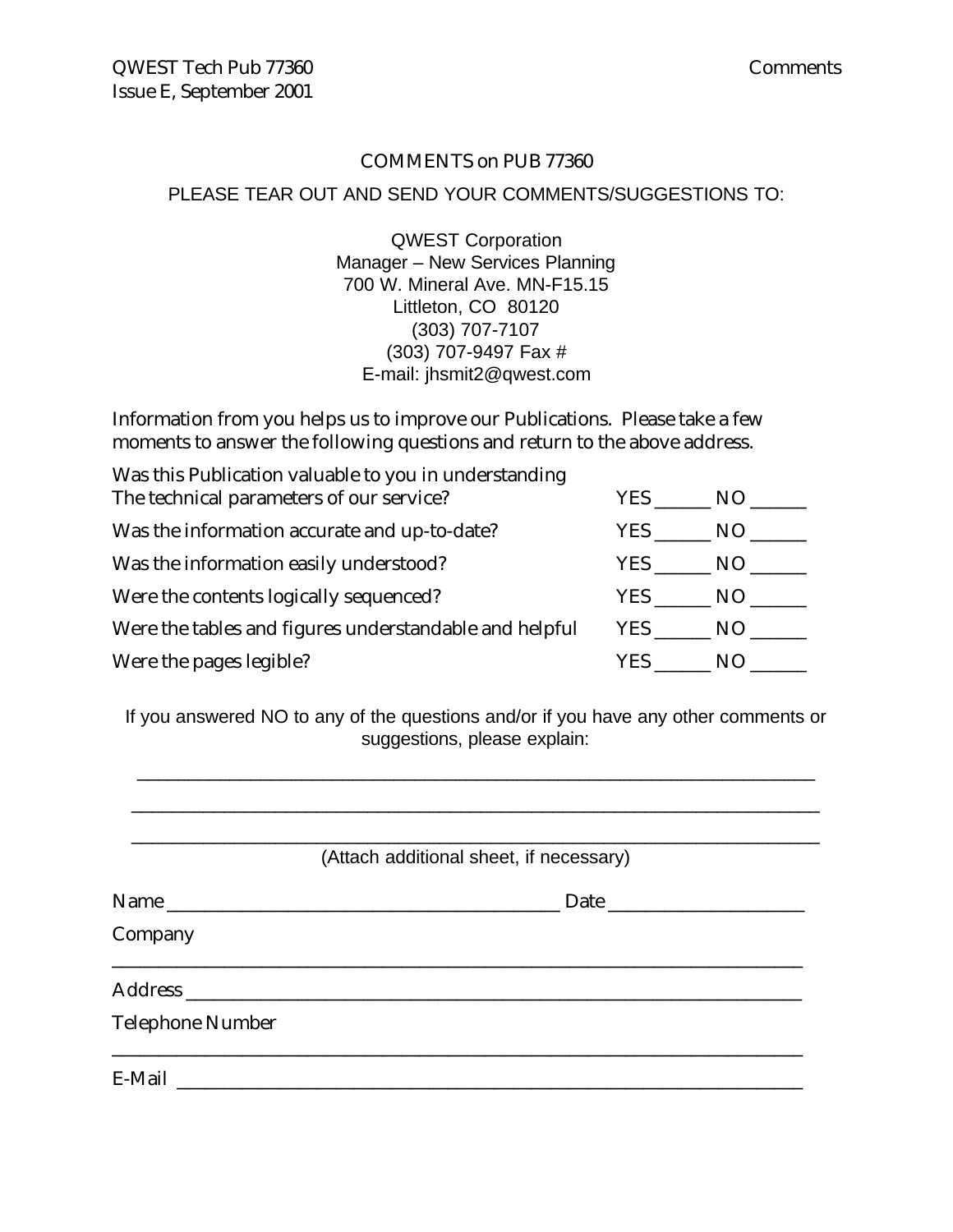# COMMENTS on PUB 77360

PLEASE TEAR OUT AND SEND YOUR COMMENTS/SUGGESTIONS TO:

QWEST Corporation
Manager – New Services Planning
700 W. Mineral Ave. MN-F15.15
Littleton, CO 80120
(303) 707-7107
(303) 707-9497 Fax #
E-mail: jhsmit2@qwest.com

Information from you helps us to improve our Publications. Please take a few moments to answer the following questions and return to the above address.

| | | |
|---|---|---|
| Was this Publication valuable to you in understanding The technical parameters of our service? | YES ______ | NO ______ |
| Was the information accurate and up-to-date? | YES ______ | NO ______ |
| Was the information easily understood? | YES ______ | NO ______ |
| Were the contents logically sequenced? | YES ______ | NO ______ |
| Were the tables and figures understandable and helpful | YES ______ | NO ______ |
| Were the pages legible? | YES ______ | NO ______ |

If you answered NO to any of the questions and/or if you have any other comments or suggestions, please explain:

______________________________________________________________________

______________________________________________________________________

______________________________________________________________________

(Attach additional sheet, if necessary)

Name ________________________________________ Date ____________________

Company

______________________________________________________________________

Address ______________________________________________________________

Telephone Number

______________________________________________________________________

E-Mail _______________________________________________________________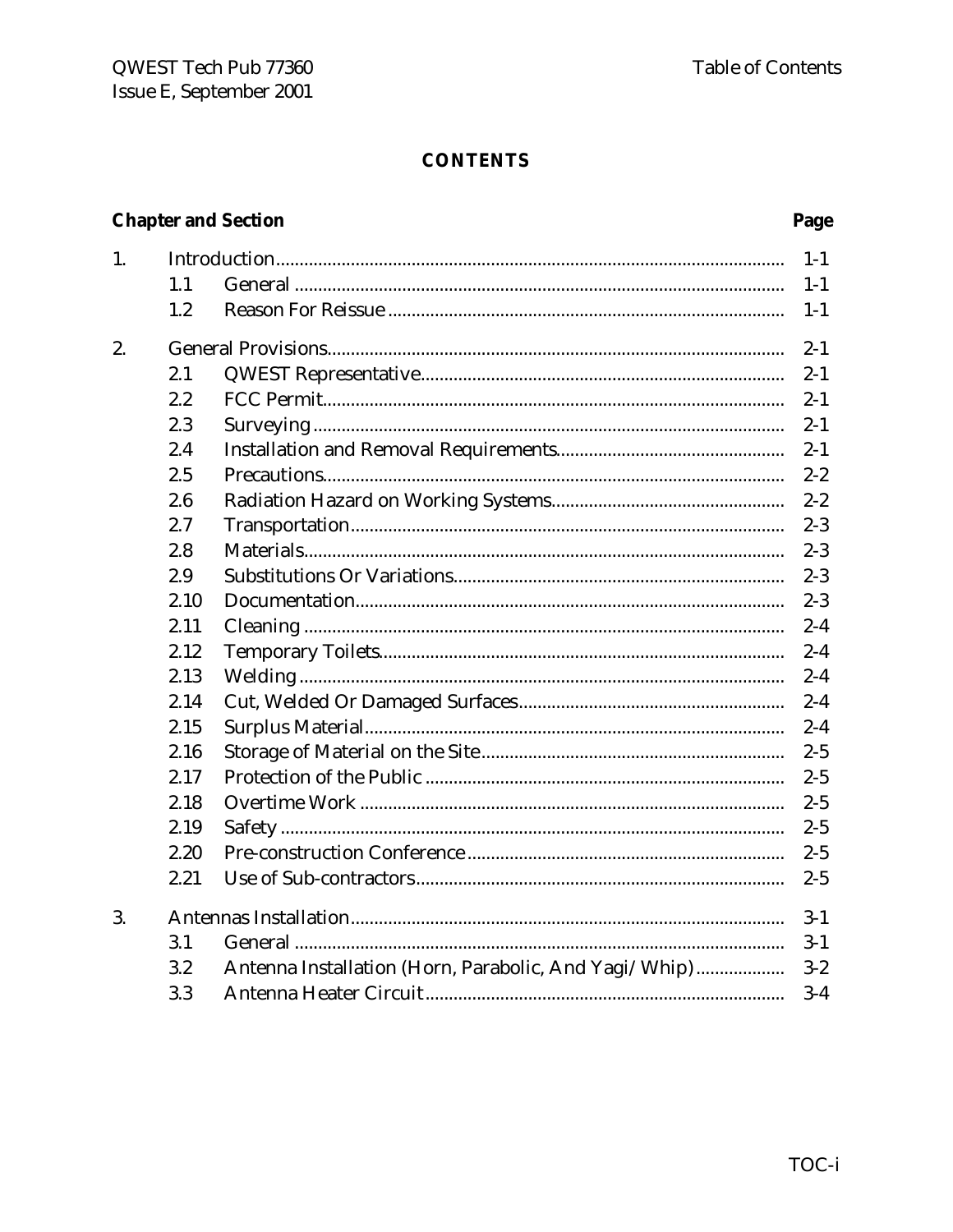# CONTENTS

| Chapter and Section | | | Page |
|---|---|---|---|
| 1. | | Introduction | 1-1 |
| | 1.1 | General | 1-1 |
| | 1.2 | Reason For Reissue | 1-1 |
| 2. | | General Provisions | 2-1 |
| | 2.1 | QWEST Representative | 2-1 |
| | 2.2 | FCC Permit | 2-1 |
| | 2.3 | Surveying | 2-1 |
| | 2.4 | Installation and Removal Requirements | 2-1 |
| | 2.5 | Precautions | 2-2 |
| | 2.6 | Radiation Hazard on Working Systems | 2-2 |
| | 2.7 | Transportation | 2-3 |
| | 2.8 | Materials | 2-3 |
| | 2.9 | Substitutions Or Variations | 2-3 |
| | 2.10 | Documentation | 2-3 |
| | 2.11 | Cleaning | 2-4 |
| | 2.12 | Temporary Toilets | 2-4 |
| | 2.13 | Welding | 2-4 |
| | 2.14 | Cut, Welded Or Damaged Surfaces | 2-4 |
| | 2.15 | Surplus Material | 2-4 |
| | 2.16 | Storage of Material on the Site | 2-5 |
| | 2.17 | Protection of the Public | 2-5 |
| | 2.18 | Overtime Work | 2-5 |
| | 2.19 | Safety | 2-5 |
| | 2.20 | Pre-construction Conference | 2-5 |
| | 2.21 | Use of Sub-contractors | 2-5 |
| 3. | | Antennas Installation | 3-1 |
| | 3.1 | General | 3-1 |
| | 3.2 | Antenna Installation (Horn, Parabolic, And Yagi/Whip) | 3-2 |
| | 3.3 | Antenna Heater Circuit | 3-4 |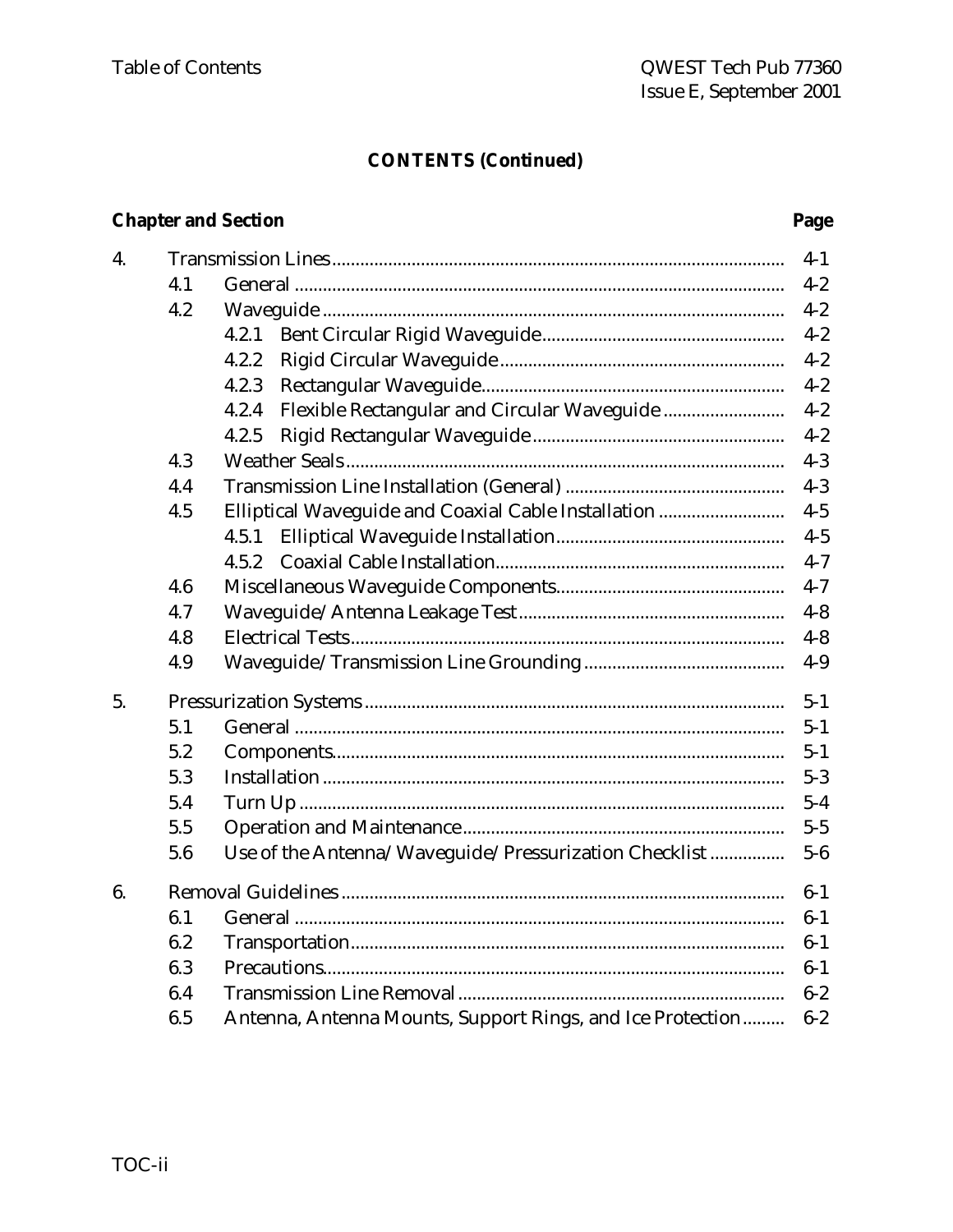## CONTENTS (Continued)

| Chapter and Section | | | Page |
|---|---|---|---|
| 4. | Transmission Lines | | 4-1 |
| | 4.1 | General | 4-2 |
| | 4.2 | Waveguide | 4-2 |
| | | 4.2.1 Bent Circular Rigid Waveguide | 4-2 |
| | | 4.2.2 Rigid Circular Waveguide | 4-2 |
| | | 4.2.3 Rectangular Waveguide | 4-2 |
| | | 4.2.4 Flexible Rectangular and Circular Waveguide | 4-2 |
| | | 4.2.5 Rigid Rectangular Waveguide | 4-2 |
| | 4.3 | Weather Seals | 4-3 |
| | 4.4 | Transmission Line Installation (General) | 4-3 |
| | 4.5 | Elliptical Waveguide and Coaxial Cable Installation | 4-5 |
| | | 4.5.1 Elliptical Waveguide Installation | 4-5 |
| | | 4.5.2 Coaxial Cable Installation | 4-7 |
| | 4.6 | Miscellaneous Waveguide Components | 4-7 |
| | 4.7 | Waveguide/Antenna Leakage Test | 4-8 |
| | 4.8 | Electrical Tests | 4-8 |
| | 4.9 | Waveguide/Transmission Line Grounding | 4-9 |
| 5. | Pressurization Systems | | 5-1 |
| | 5.1 | General | 5-1 |
| | 5.2 | Components | 5-1 |
| | 5.3 | Installation | 5-3 |
| | 5.4 | Turn Up | 5-4 |
| | 5.5 | Operation and Maintenance | 5-5 |
| | 5.6 | Use of the Antenna/Waveguide/Pressurization Checklist | 5-6 |
| 6. | Removal Guidelines | | 6-1 |
| | 6.1 | General | 6-1 |
| | 6.2 | Transportation | 6-1 |
| | 6.3 | Precautions | 6-1 |
| | 6.4 | Transmission Line Removal | 6-2 |
| | 6.5 | Antenna, Antenna Mounts, Support Rings, and Ice Protection | 6-2 |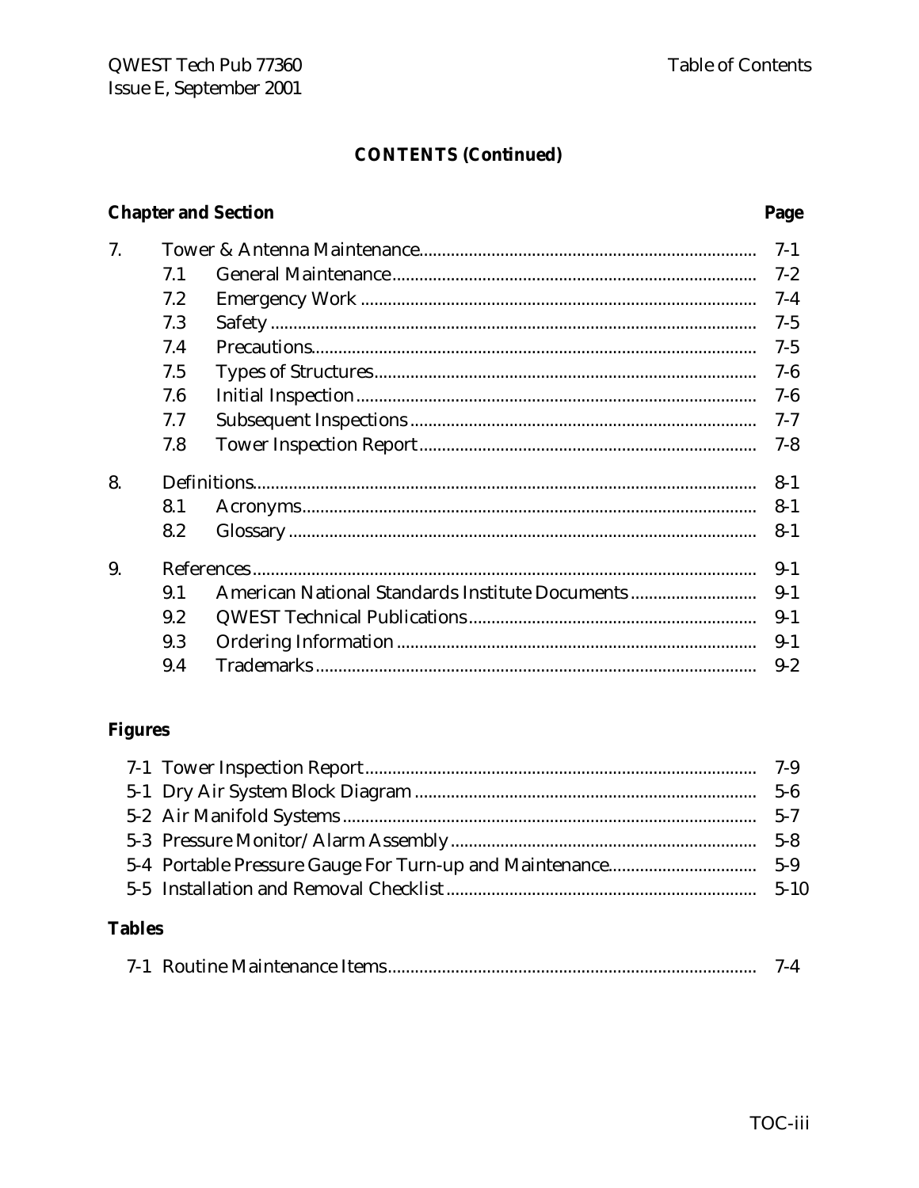## CONTENTS (Continued)

| Chapter and Section | | | Page |
|---|---|---|---|
| 7. | | Tower & Antenna Maintenance | 7-1 |
| | 7.1 | General Maintenance | 7-2 |
| | 7.2 | Emergency Work | 7-4 |
| | 7.3 | Safety | 7-5 |
| | 7.4 | Precautions | 7-5 |
| | 7.5 | Types of Structures | 7-6 |
| | 7.6 | Initial Inspection | 7-6 |
| | 7.7 | Subsequent Inspections | 7-7 |
| | 7.8 | Tower Inspection Report | 7-8 |
| 8. | | Definitions | 8-1 |
| | 8.1 | Acronyms | 8-1 |
| | 8.2 | Glossary | 8-1 |
| 9. | | References | 9-1 |
| | 9.1 | American National Standards Institute Documents | 9-1 |
| | 9.2 | QWEST Technical Publications | 9-1 |
| | 9.3 | Ordering Information | 9-1 |
| | 9.4 | Trademarks | 9-2 |

### Figures

| Figure | Page |
|---|---|
| 7-1 Tower Inspection Report | 7-9 |
| 5-1 Dry Air System Block Diagram | 5-6 |
| 5-2 Air Manifold Systems | 5-7 |
| 5-3 Pressure Monitor/Alarm Assembly | 5-8 |
| 5-4 Portable Pressure Gauge For Turn-up and Maintenance | 5-9 |
| 5-5 Installation and Removal Checklist | 5-10 |

### Tables

| Table | Page |
|---|---|
| 7-1 Routine Maintenance Items | 7-4 |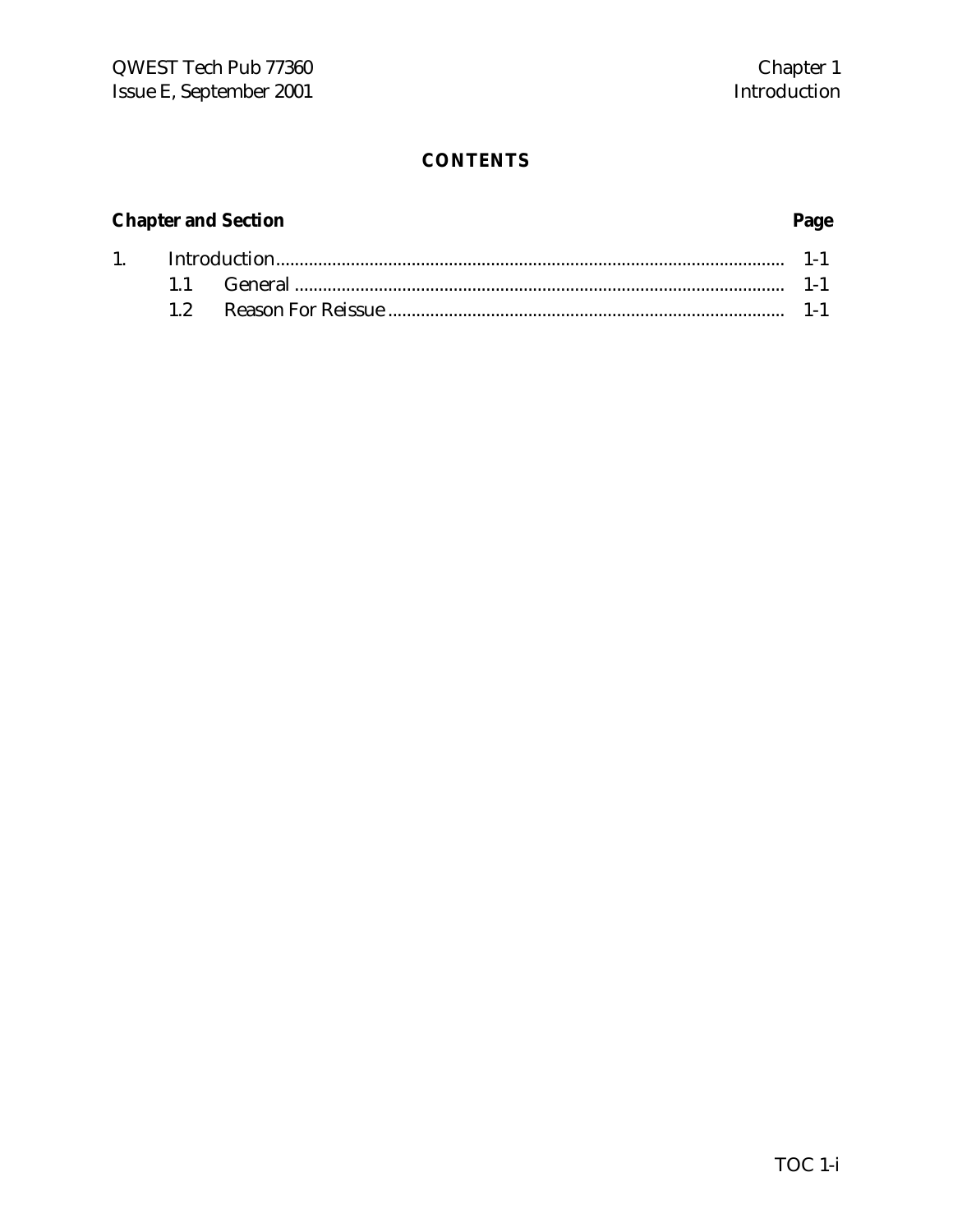## CONTENTS

| Chapter and Section | | | Page |
|---|---|---|---|
| 1. | Introduction | | 1-1 |
| | 1.1 | General | 1-1 |
| | 1.2 | Reason For Reissue | 1-1 |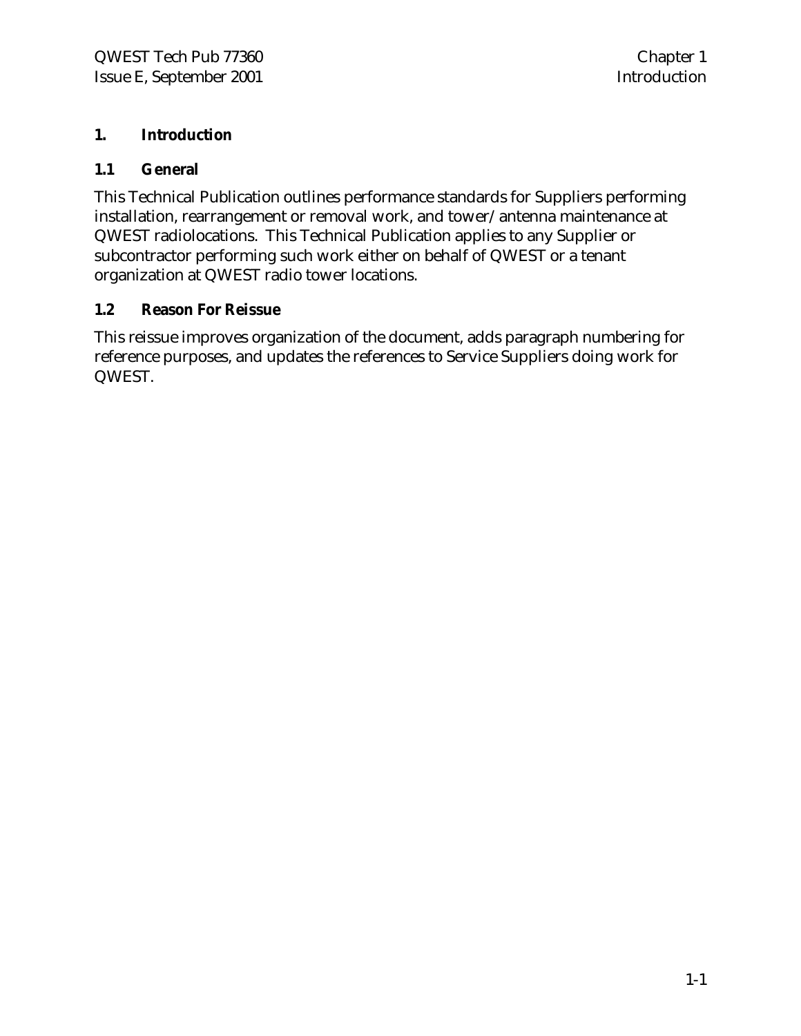# 1. Introduction

## 1.1 General

This Technical Publication outlines performance standards for Suppliers performing installation, rearrangement or removal work, and tower/antenna maintenance at QWEST radiolocations. This Technical Publication applies to any Supplier or subcontractor performing such work either on behalf of QWEST or a tenant organization at QWEST radio tower locations.

## 1.2 Reason For Reissue

This reissue improves organization of the document, adds paragraph numbering for reference purposes, and updates the references to Service Suppliers doing work for QWEST.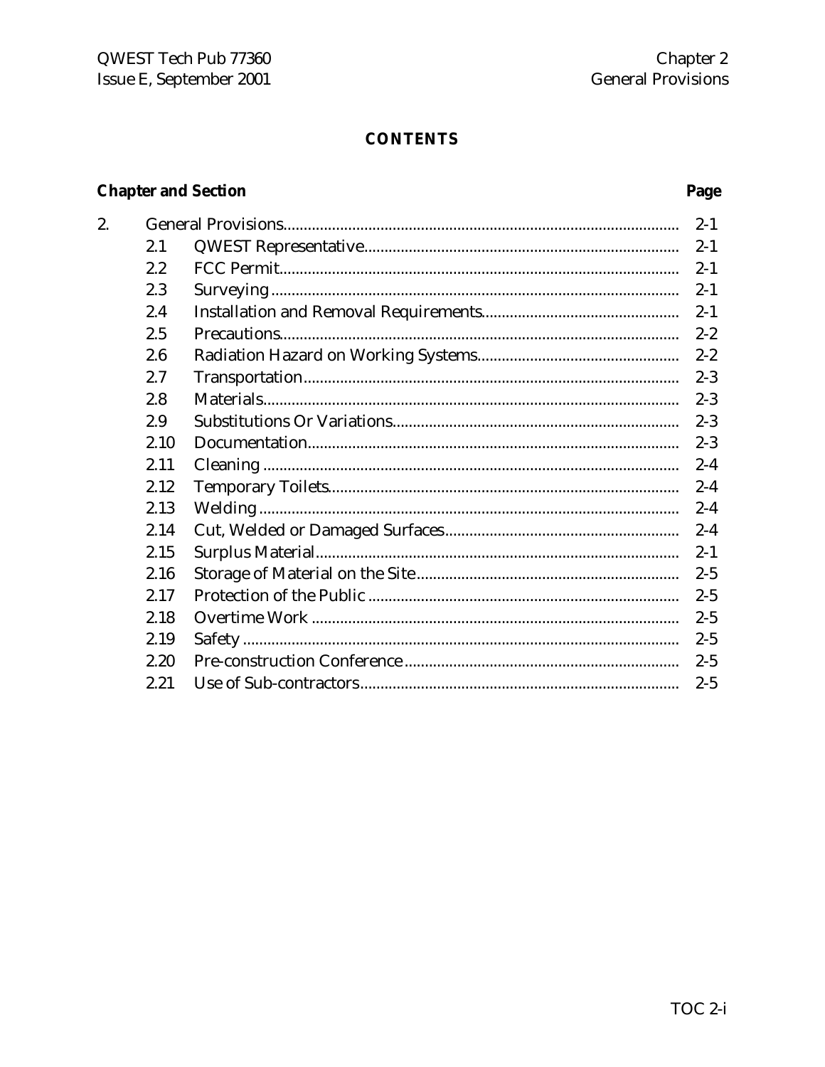# CONTENTS

| Chapter and Section | | | Page |
|---|---|---|---|
| 2. | | General Provisions | 2-1 |
| | 2.1 | QWEST Representative | 2-1 |
| | 2.2 | FCC Permit | 2-1 |
| | 2.3 | Surveying | 2-1 |
| | 2.4 | Installation and Removal Requirements | 2-1 |
| | 2.5 | Precautions | 2-2 |
| | 2.6 | Radiation Hazard on Working Systems | 2-2 |
| | 2.7 | Transportation | 2-3 |
| | 2.8 | Materials | 2-3 |
| | 2.9 | Substitutions Or Variations | 2-3 |
| | 2.10 | Documentation | 2-3 |
| | 2.11 | Cleaning | 2-4 |
| | 2.12 | Temporary Toilets | 2-4 |
| | 2.13 | Welding | 2-4 |
| | 2.14 | Cut, Welded or Damaged Surfaces | 2-4 |
| | 2.15 | Surplus Material | 2-1 |
| | 2.16 | Storage of Material on the Site | 2-5 |
| | 2.17 | Protection of the Public | 2-5 |
| | 2.18 | Overtime Work | 2-5 |
| | 2.19 | Safety | 2-5 |
| | 2.20 | Pre-construction Conference | 2-5 |
| | 2.21 | Use of Sub-contractors | 2-5 |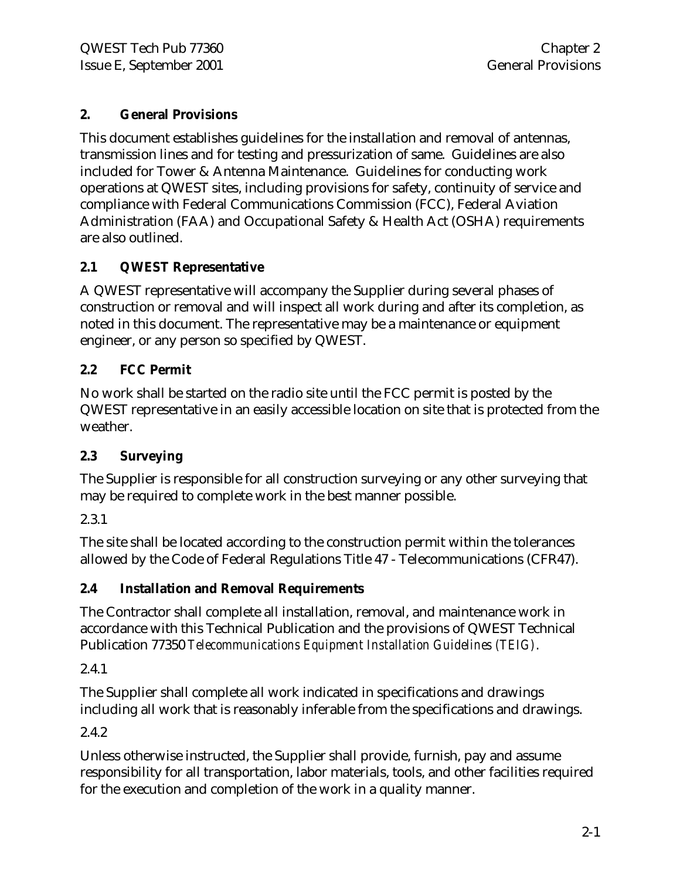## 2. General Provisions

This document establishes guidelines for the installation and removal of antennas, transmission lines and for testing and pressurization of same. Guidelines are also included for Tower & Antenna Maintenance. Guidelines for conducting work operations at QWEST sites, including provisions for safety, continuity of service and compliance with Federal Communications Commission (FCC), Federal Aviation Administration (FAA) and Occupational Safety & Health Act (OSHA) requirements are also outlined.

### 2.1 QWEST Representative

A QWEST representative will accompany the Supplier during several phases of construction or removal and will inspect all work during and after its completion, as noted in this document. The representative may be a maintenance or equipment engineer, or any person so specified by QWEST.

### 2.2 FCC Permit

No work shall be started on the radio site until the FCC permit is posted by the QWEST representative in an easily accessible location on site that is protected from the weather.

### 2.3 Surveying

The Supplier is responsible for all construction surveying or any other surveying that may be required to complete work in the best manner possible.

2.3.1

The site shall be located according to the construction permit within the tolerances allowed by the Code of Federal Regulations Title 47 - Telecommunications (CFR47).

### 2.4 Installation and Removal Requirements

The Contractor shall complete all installation, removal, and maintenance work in accordance with this Technical Publication and the provisions of QWEST Technical Publication 77350 *Telecommunications Equipment Installation Guidelines (TEIG)*.

2.4.1

The Supplier shall complete all work indicated in specifications and drawings including all work that is reasonably inferable from the specifications and drawings.

2.4.2

Unless otherwise instructed, the Supplier shall provide, furnish, pay and assume responsibility for all transportation, labor materials, tools, and other facilities required for the execution and completion of the work in a quality manner.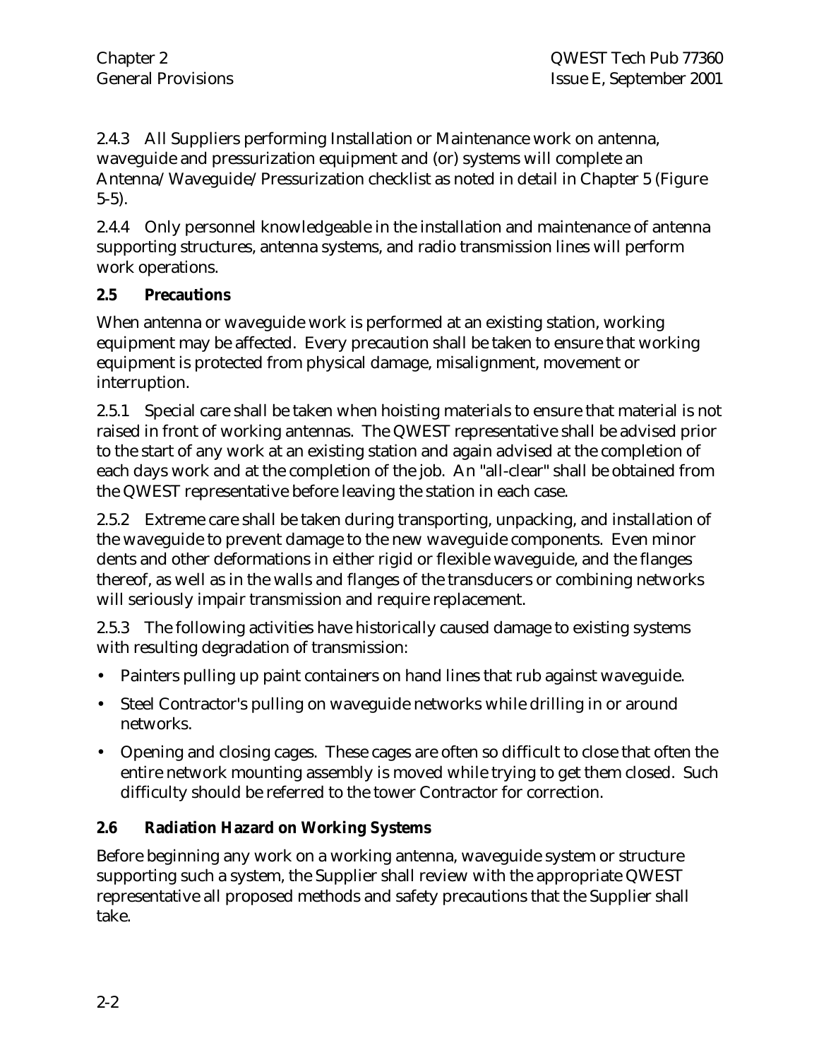2.4.3 All Suppliers performing Installation or Maintenance work on antenna, waveguide and pressurization equipment and (or) systems will complete an Antenna/Waveguide/Pressurization checklist as noted in detail in Chapter 5 (Figure 5-5).

2.4.4 Only personnel knowledgeable in the installation and maintenance of antenna supporting structures, antenna systems, and radio transmission lines will perform work operations.

## 2.5 Precautions

When antenna or waveguide work is performed at an existing station, working equipment may be affected. Every precaution shall be taken to ensure that working equipment is protected from physical damage, misalignment, movement or interruption.

2.5.1 Special care shall be taken when hoisting materials to ensure that material is not raised in front of working antennas. The QWEST representative shall be advised prior to the start of any work at an existing station and again advised at the completion of each days work and at the completion of the job. An "all-clear" shall be obtained from the QWEST representative before leaving the station in each case.

2.5.2 Extreme care shall be taken during transporting, unpacking, and installation of the waveguide to prevent damage to the new waveguide components. Even minor dents and other deformations in either rigid or flexible waveguide, and the flanges thereof, as well as in the walls and flanges of the transducers or combining networks will seriously impair transmission and require replacement.

2.5.3 The following activities have historically caused damage to existing systems with resulting degradation of transmission:

- Painters pulling up paint containers on hand lines that rub against waveguide.
- Steel Contractor's pulling on waveguide networks while drilling in or around networks.
- Opening and closing cages. These cages are often so difficult to close that often the entire network mounting assembly is moved while trying to get them closed. Such difficulty should be referred to the tower Contractor for correction.

## 2.6 Radiation Hazard on Working Systems

Before beginning any work on a working antenna, waveguide system or structure supporting such a system, the Supplier shall review with the appropriate QWEST representative all proposed methods and safety precautions that the Supplier shall take.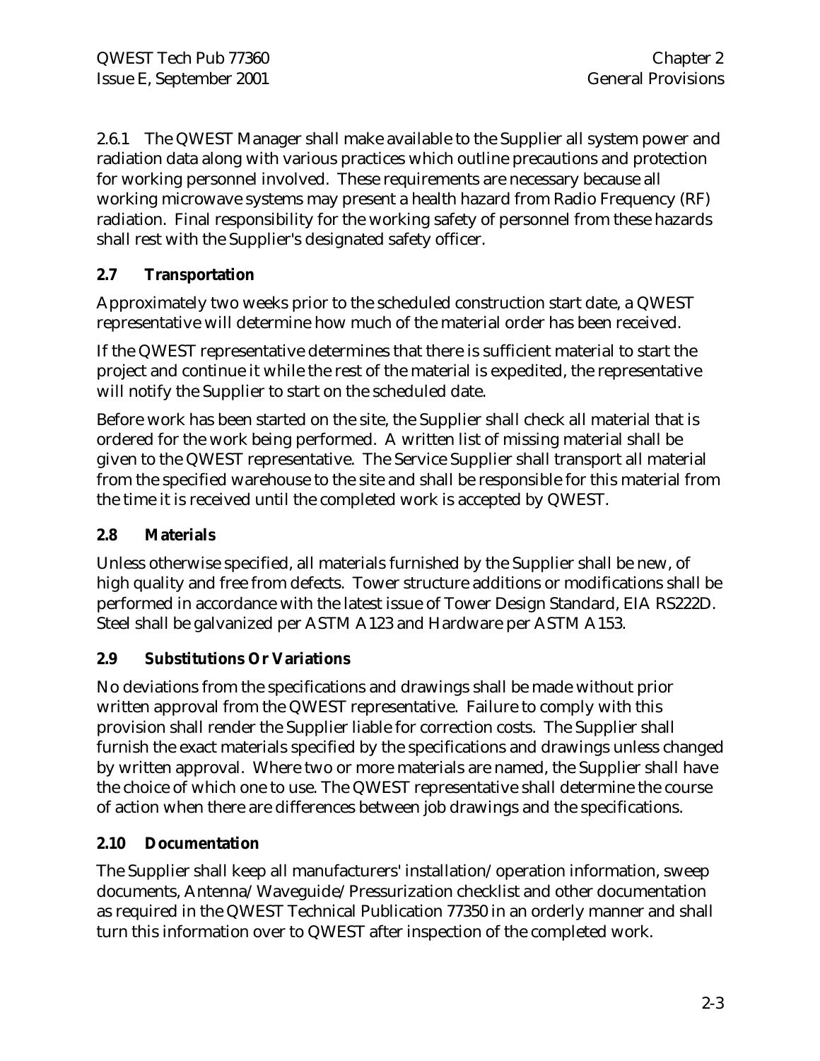2.6.1 The QWEST Manager shall make available to the Supplier all system power and radiation data along with various practices which outline precautions and protection for working personnel involved. These requirements are necessary because all working microwave systems may present a health hazard from Radio Frequency (RF) radiation. Final responsibility for the working safety of personnel from these hazards shall rest with the Supplier's designated safety officer.

## 2.7 Transportation

Approximately two weeks prior to the scheduled construction start date, a QWEST representative will determine how much of the material order has been received.

If the QWEST representative determines that there is sufficient material to start the project and continue it while the rest of the material is expedited, the representative will notify the Supplier to start on the scheduled date.

Before work has been started on the site, the Supplier shall check all material that is ordered for the work being performed. A written list of missing material shall be given to the QWEST representative. The Service Supplier shall transport all material from the specified warehouse to the site and shall be responsible for this material from the time it is received until the completed work is accepted by QWEST.

## 2.8 Materials

Unless otherwise specified, all materials furnished by the Supplier shall be new, of high quality and free from defects. Tower structure additions or modifications shall be performed in accordance with the latest issue of Tower Design Standard, EIA RS222D. Steel shall be galvanized per ASTM A123 and Hardware per ASTM A153.

## 2.9 Substitutions Or Variations

No deviations from the specifications and drawings shall be made without prior written approval from the QWEST representative. Failure to comply with this provision shall render the Supplier liable for correction costs. The Supplier shall furnish the exact materials specified by the specifications and drawings unless changed by written approval. Where two or more materials are named, the Supplier shall have the choice of which one to use. The QWEST representative shall determine the course of action when there are differences between job drawings and the specifications.

## 2.10 Documentation

The Supplier shall keep all manufacturers' installation/operation information, sweep documents, Antenna/Waveguide/Pressurization checklist and other documentation as required in the QWEST Technical Publication 77350 in an orderly manner and shall turn this information over to QWEST after inspection of the completed work.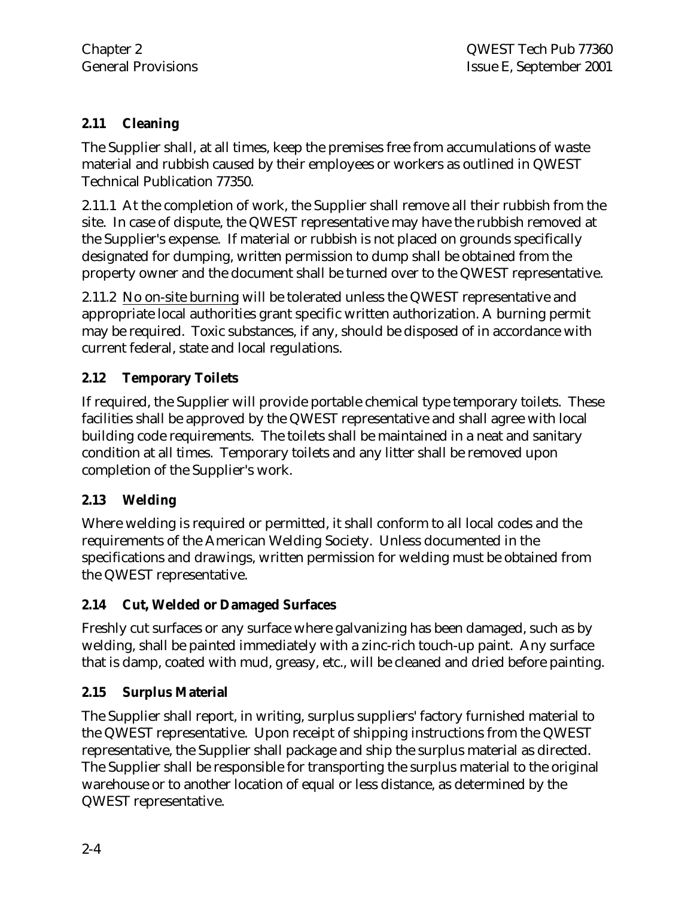## 2.11 Cleaning

The Supplier shall, at all times, keep the premises free from accumulations of waste material and rubbish caused by their employees or workers as outlined in QWEST Technical Publication 77350.

2.11.1 At the completion of work, the Supplier shall remove all their rubbish from the site. In case of dispute, the QWEST representative may have the rubbish removed at the Supplier's expense. If material or rubbish is not placed on grounds specifically designated for dumping, written permission to dump shall be obtained from the property owner and the document shall be turned over to the QWEST representative.

2.11.2 No on-site burning will be tolerated unless the QWEST representative and appropriate local authorities grant specific written authorization. A burning permit may be required. Toxic substances, if any, should be disposed of in accordance with current federal, state and local regulations.

## 2.12 Temporary Toilets

If required, the Supplier will provide portable chemical type temporary toilets. These facilities shall be approved by the QWEST representative and shall agree with local building code requirements. The toilets shall be maintained in a neat and sanitary condition at all times. Temporary toilets and any litter shall be removed upon completion of the Supplier's work.

## 2.13 Welding

Where welding is required or permitted, it shall conform to all local codes and the requirements of the American Welding Society. Unless documented in the specifications and drawings, written permission for welding must be obtained from the QWEST representative.

## 2.14 Cut, Welded or Damaged Surfaces

Freshly cut surfaces or any surface where galvanizing has been damaged, such as by welding, shall be painted immediately with a zinc-rich touch-up paint. Any surface that is damp, coated with mud, greasy, etc., will be cleaned and dried before painting.

## 2.15 Surplus Material

The Supplier shall report, in writing, surplus suppliers' factory furnished material to the QWEST representative. Upon receipt of shipping instructions from the QWEST representative, the Supplier shall package and ship the surplus material as directed. The Supplier shall be responsible for transporting the surplus material to the original warehouse or to another location of equal or less distance, as determined by the QWEST representative.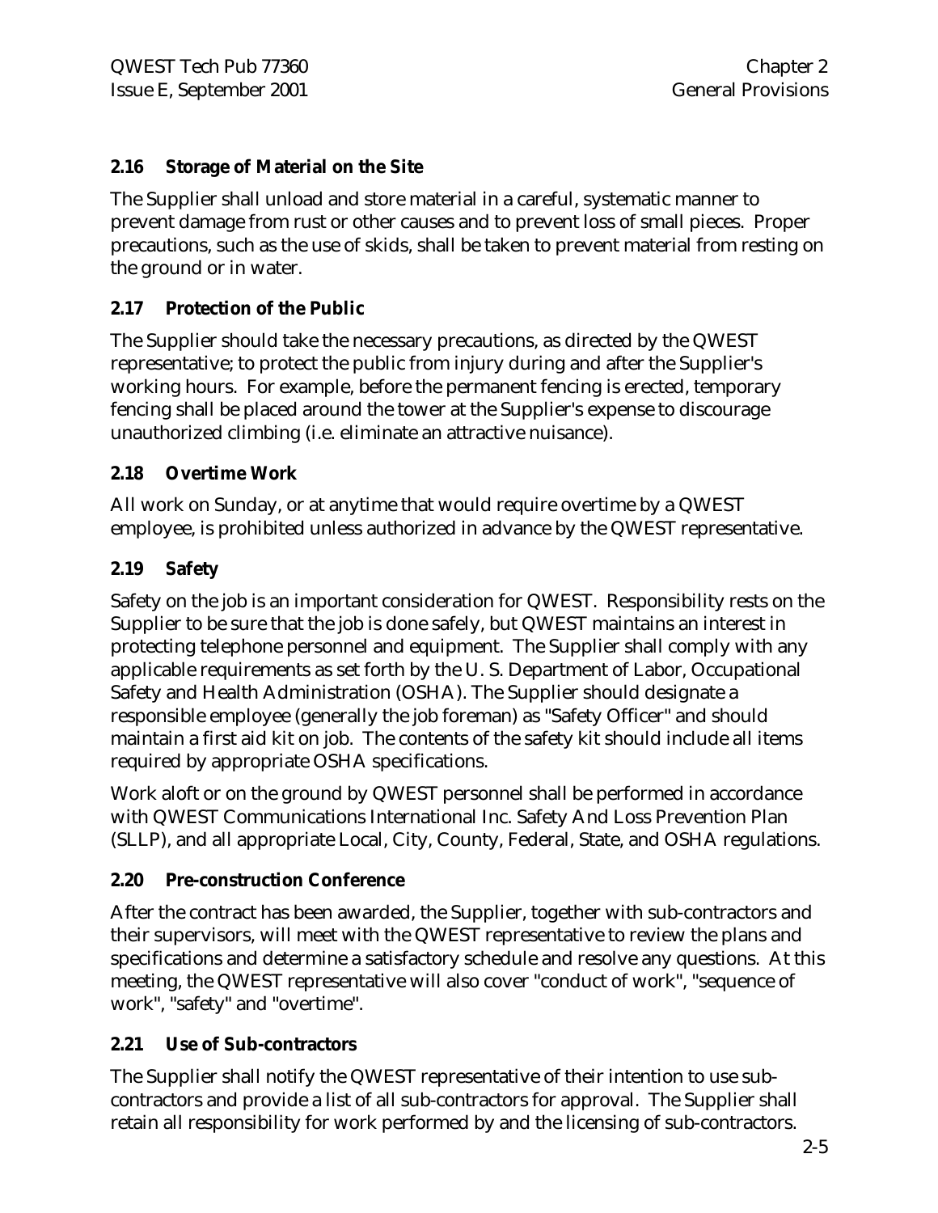## 2.16 Storage of Material on the Site

The Supplier shall unload and store material in a careful, systematic manner to prevent damage from rust or other causes and to prevent loss of small pieces. Proper precautions, such as the use of skids, shall be taken to prevent material from resting on the ground or in water.

## 2.17 Protection of the Public

The Supplier should take the necessary precautions, as directed by the QWEST representative; to protect the public from injury during and after the Supplier's working hours. For example, before the permanent fencing is erected, temporary fencing shall be placed around the tower at the Supplier's expense to discourage unauthorized climbing (i.e. eliminate an attractive nuisance).

## 2.18 Overtime Work

All work on Sunday, or at anytime that would require overtime by a QWEST employee, is prohibited unless authorized in advance by the QWEST representative.

## 2.19 Safety

Safety on the job is an important consideration for QWEST. Responsibility rests on the Supplier to be sure that the job is done safely, but QWEST maintains an interest in protecting telephone personnel and equipment. The Supplier shall comply with any applicable requirements as set forth by the U. S. Department of Labor, Occupational Safety and Health Administration (OSHA). The Supplier should designate a responsible employee (generally the job foreman) as "Safety Officer" and should maintain a first aid kit on job. The contents of the safety kit should include all items required by appropriate OSHA specifications.

Work aloft or on the ground by QWEST personnel shall be performed in accordance with QWEST Communications International Inc. Safety And Loss Prevention Plan (SLLP), and all appropriate Local, City, County, Federal, State, and OSHA regulations.

## 2.20 Pre-construction Conference

After the contract has been awarded, the Supplier, together with sub-contractors and their supervisors, will meet with the QWEST representative to review the plans and specifications and determine a satisfactory schedule and resolve any questions. At this meeting, the QWEST representative will also cover "conduct of work", "sequence of work", "safety" and "overtime".

## 2.21 Use of Sub-contractors

The Supplier shall notify the QWEST representative of their intention to use sub-contractors and provide a list of all sub-contractors for approval. The Supplier shall retain all responsibility for work performed by and the licensing of sub-contractors.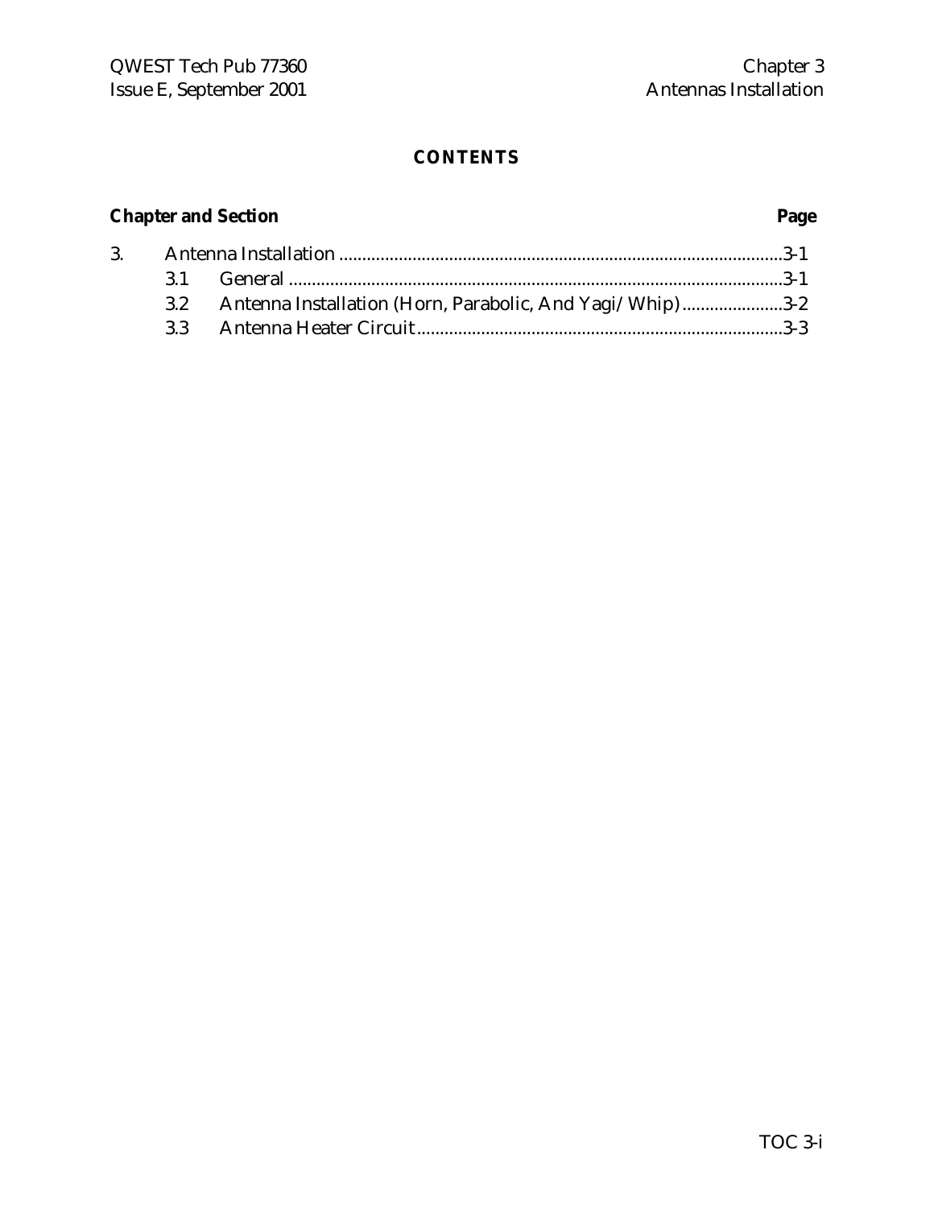# CONTENTS

**Chapter and Section** **Page**

3. Antenna Installation ....................................................................................3-1
   - 3.1 General ....................................................................................3-1
   - 3.2 Antenna Installation (Horn, Parabolic, And Yagi/Whip) ......................3-2
   - 3.3 Antenna Heater Circuit ....................................................................3-3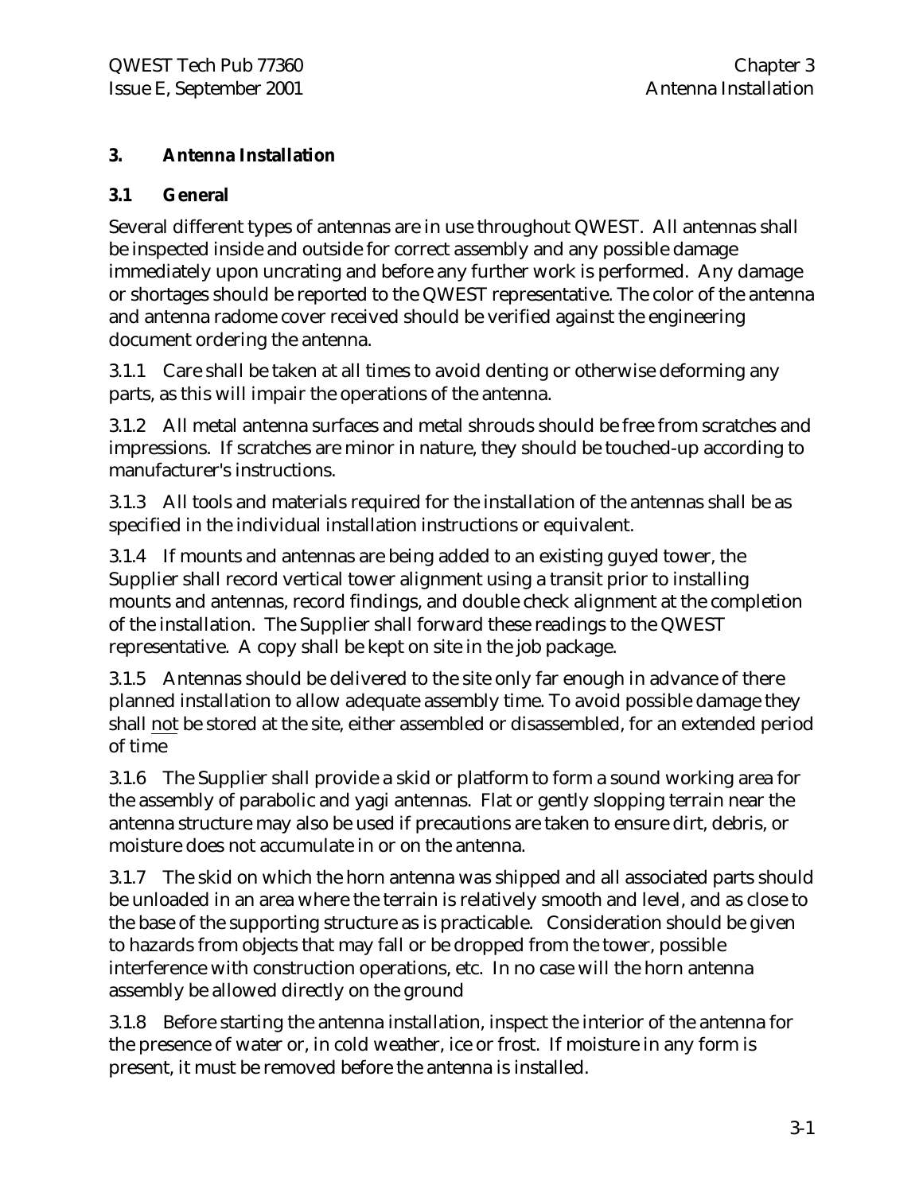## 3. Antenna Installation

### 3.1 General

Several different types of antennas are in use throughout QWEST. All antennas shall be inspected inside and outside for correct assembly and any possible damage immediately upon uncrating and before any further work is performed. Any damage or shortages should be reported to the QWEST representative. The color of the antenna and antenna radome cover received should be verified against the engineering document ordering the antenna.

3.1.1 Care shall be taken at all times to avoid denting or otherwise deforming any parts, as this will impair the operations of the antenna.

3.1.2 All metal antenna surfaces and metal shrouds should be free from scratches and impressions. If scratches are minor in nature, they should be touched-up according to manufacturer's instructions.

3.1.3 All tools and materials required for the installation of the antennas shall be as specified in the individual installation instructions or equivalent.

3.1.4 If mounts and antennas are being added to an existing guyed tower, the Supplier shall record vertical tower alignment using a transit prior to installing mounts and antennas, record findings, and double check alignment at the completion of the installation. The Supplier shall forward these readings to the QWEST representative. A copy shall be kept on site in the job package.

3.1.5 Antennas should be delivered to the site only far enough in advance of there planned installation to allow adequate assembly time. To avoid possible damage they shall <u>not</u> be stored at the site, either assembled or disassembled, for an extended period of time

3.1.6 The Supplier shall provide a skid or platform to form a sound working area for the assembly of parabolic and yagi antennas. Flat or gently slopping terrain near the antenna structure may also be used if precautions are taken to ensure dirt, debris, or moisture does not accumulate in or on the antenna.

3.1.7 The skid on which the horn antenna was shipped and all associated parts should be unloaded in an area where the terrain is relatively smooth and level, and as close to the base of the supporting structure as is practicable. Consideration should be given to hazards from objects that may fall or be dropped from the tower, possible interference with construction operations, etc. In no case will the horn antenna assembly be allowed directly on the ground

3.1.8 Before starting the antenna installation, inspect the interior of the antenna for the presence of water or, in cold weather, ice or frost. If moisture in any form is present, it must be removed before the antenna is installed.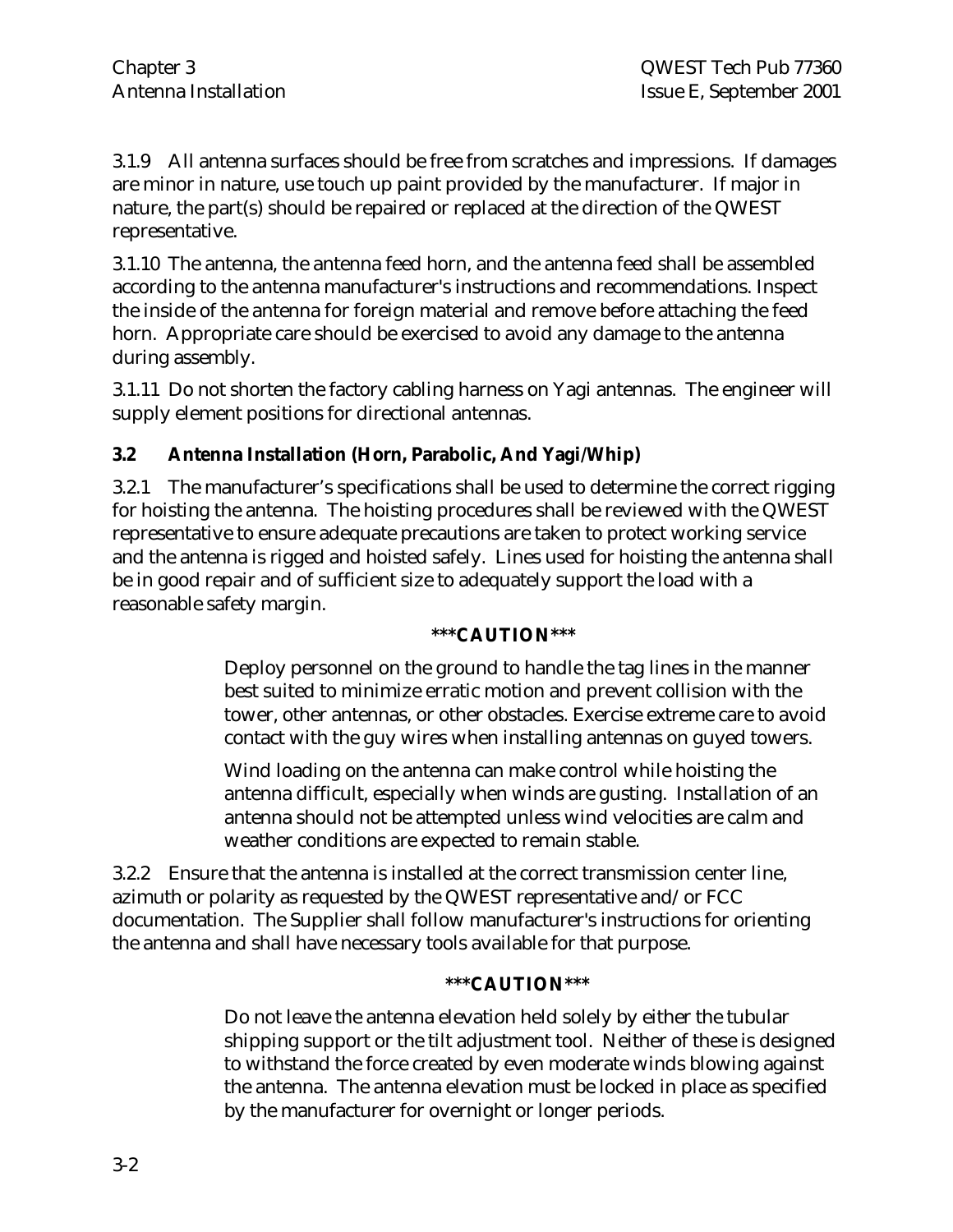3.1.9 All antenna surfaces should be free from scratches and impressions. If damages are minor in nature, use touch up paint provided by the manufacturer. If major in nature, the part(s) should be repaired or replaced at the direction of the QWEST representative.

3.1.10 The antenna, the antenna feed horn, and the antenna feed shall be assembled according to the antenna manufacturer's instructions and recommendations. Inspect the inside of the antenna for foreign material and remove before attaching the feed horn. Appropriate care should be exercised to avoid any damage to the antenna during assembly.

3.1.11 Do not shorten the factory cabling harness on Yagi antennas. The engineer will supply element positions for directional antennas.

### 3.2 Antenna Installation (Horn, Parabolic, And Yagi/Whip)

3.2.1 The manufacturer's specifications shall be used to determine the correct rigging for hoisting the antenna. The hoisting procedures shall be reviewed with the QWEST representative to ensure adequate precautions are taken to protect working service and the antenna is rigged and hoisted safely. Lines used for hoisting the antenna shall be in good repair and of sufficient size to adequately support the load with a reasonable safety margin.

**\*\*\*CAUTION\*\*\***

> Deploy personnel on the ground to handle the tag lines in the manner best suited to minimize erratic motion and prevent collision with the tower, other antennas, or other obstacles. Exercise extreme care to avoid contact with the guy wires when installing antennas on guyed towers.
>
> Wind loading on the antenna can make control while hoisting the antenna difficult, especially when winds are gusting. Installation of an antenna should not be attempted unless wind velocities are calm and weather conditions are expected to remain stable.

3.2.2 Ensure that the antenna is installed at the correct transmission center line, azimuth or polarity as requested by the QWEST representative and/or FCC documentation. The Supplier shall follow manufacturer's instructions for orienting the antenna and shall have necessary tools available for that purpose.

**\*\*\*CAUTION\*\*\***

> Do not leave the antenna elevation held solely by either the tubular shipping support or the tilt adjustment tool. Neither of these is designed to withstand the force created by even moderate winds blowing against the antenna. The antenna elevation must be locked in place as specified by the manufacturer for overnight or longer periods.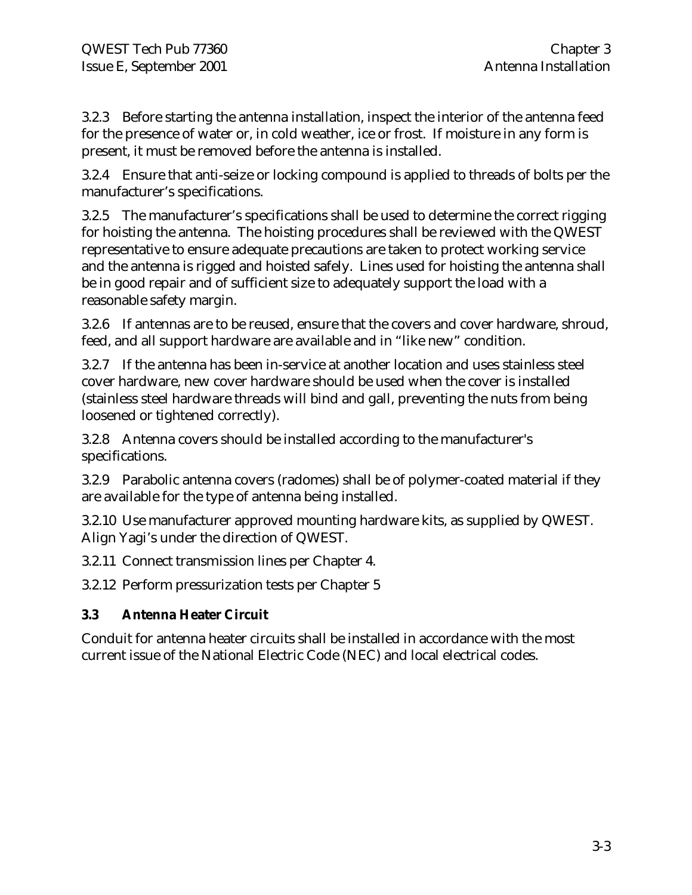3.2.3 Before starting the antenna installation, inspect the interior of the antenna feed for the presence of water or, in cold weather, ice or frost. If moisture in any form is present, it must be removed before the antenna is installed.

3.2.4 Ensure that anti-seize or locking compound is applied to threads of bolts per the manufacturer's specifications.

3.2.5 The manufacturer's specifications shall be used to determine the correct rigging for hoisting the antenna. The hoisting procedures shall be reviewed with the QWEST representative to ensure adequate precautions are taken to protect working service and the antenna is rigged and hoisted safely. Lines used for hoisting the antenna shall be in good repair and of sufficient size to adequately support the load with a reasonable safety margin.

3.2.6 If antennas are to be reused, ensure that the covers and cover hardware, shroud, feed, and all support hardware are available and in "like new" condition.

3.2.7 If the antenna has been in-service at another location and uses stainless steel cover hardware, new cover hardware should be used when the cover is installed (stainless steel hardware threads will bind and gall, preventing the nuts from being loosened or tightened correctly).

3.2.8 Antenna covers should be installed according to the manufacturer's specifications.

3.2.9 Parabolic antenna covers (radomes) shall be of polymer-coated material if they are available for the type of antenna being installed.

3.2.10 Use manufacturer approved mounting hardware kits, as supplied by QWEST. Align Yagi's under the direction of QWEST.

3.2.11 Connect transmission lines per Chapter 4.

3.2.12 Perform pressurization tests per Chapter 5

### 3.3 Antenna Heater Circuit

Conduit for antenna heater circuits shall be installed in accordance with the most current issue of the National Electric Code (NEC) and local electrical codes.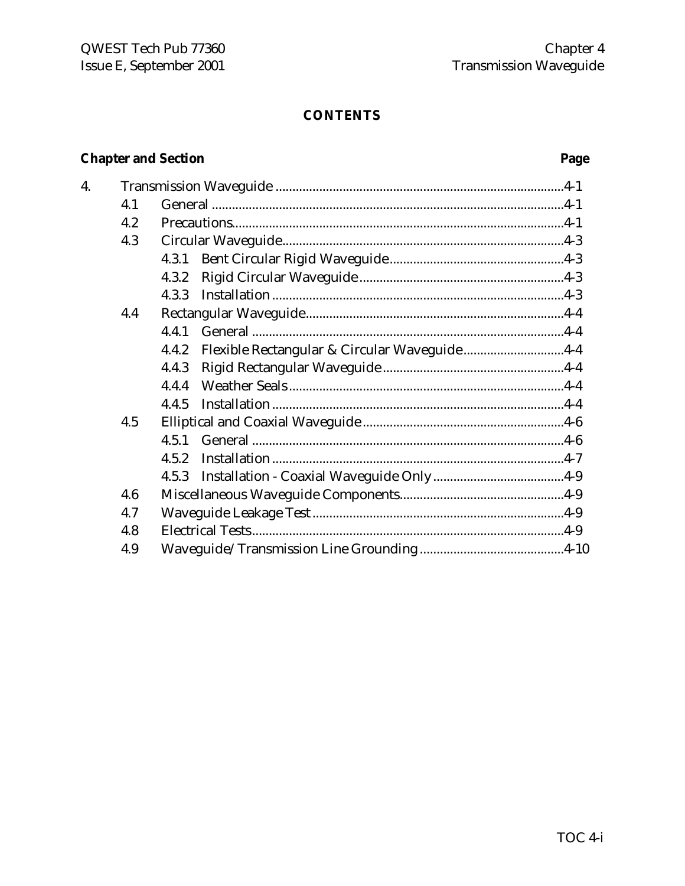# CONTENTS

| Chapter and Section | | | Page |
|---|---|---|---|
| 4. | Transmission Waveguide | | 4-1 |
| | 4.1 | General | 4-1 |
| | 4.2 | Precautions | 4-1 |
| | 4.3 | Circular Waveguide | 4-3 |
| | | 4.3.1 Bent Circular Rigid Waveguide | 4-3 |
| | | 4.3.2 Rigid Circular Waveguide | 4-3 |
| | | 4.3.3 Installation | 4-3 |
| | 4.4 | Rectangular Waveguide | 4-4 |
| | | 4.4.1 General | 4-4 |
| | | 4.4.2 Flexible Rectangular & Circular Waveguide | 4-4 |
| | | 4.4.3 Rigid Rectangular Waveguide | 4-4 |
| | | 4.4.4 Weather Seals | 4-4 |
| | | 4.4.5 Installation | 4-4 |
| | 4.5 | Elliptical and Coaxial Waveguide | 4-6 |
| | | 4.5.1 General | 4-6 |
| | | 4.5.2 Installation | 4-7 |
| | | 4.5.3 Installation - Coaxial Waveguide Only | 4-9 |
| | 4.6 | Miscellaneous Waveguide Components | 4-9 |
| | 4.7 | Waveguide Leakage Test | 4-9 |
| | 4.8 | Electrical Tests | 4-9 |
| | 4.9 | Waveguide/Transmission Line Grounding | 4-10 |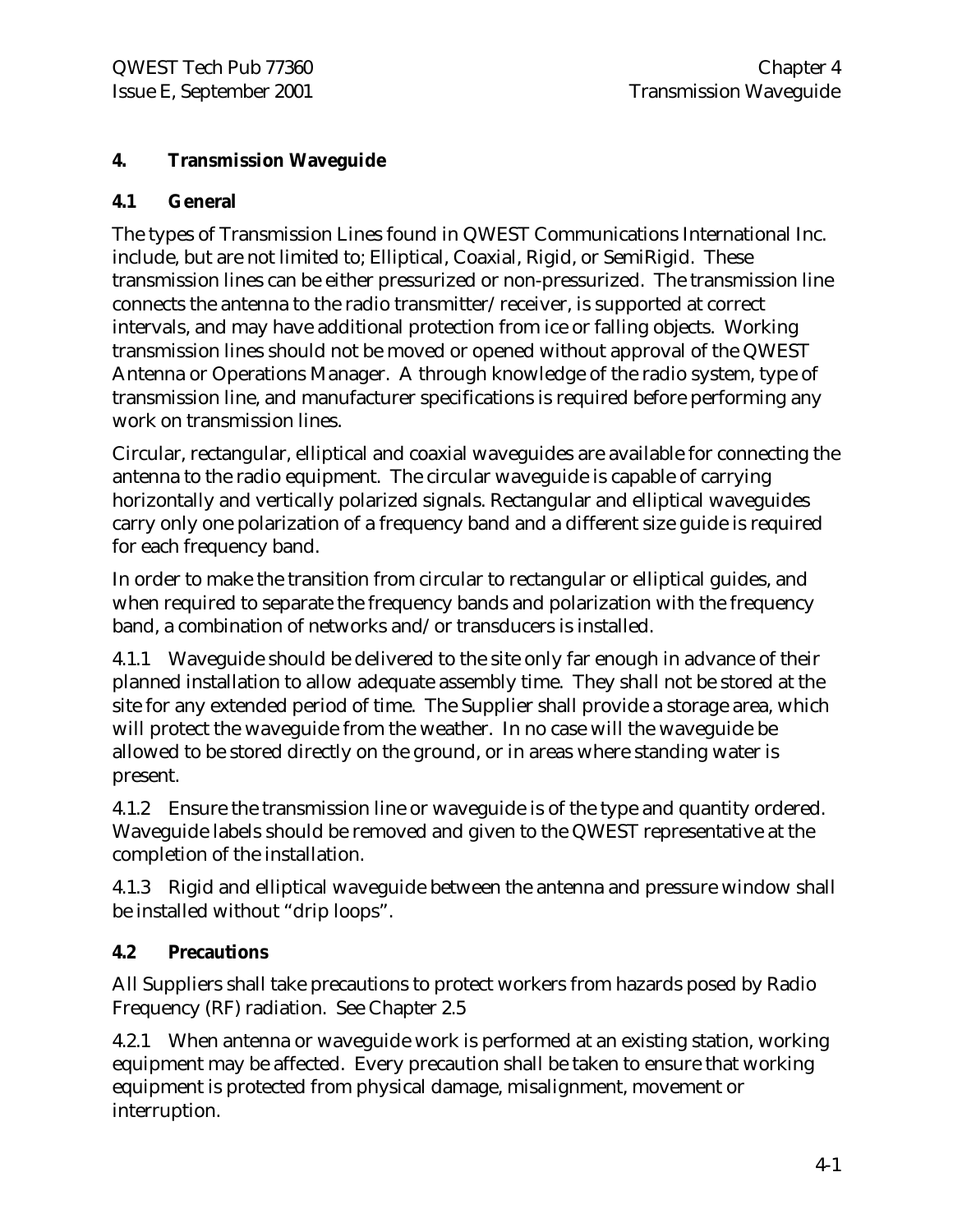# 4. Transmission Waveguide

## 4.1 General

The types of Transmission Lines found in QWEST Communications International Inc. include, but are not limited to; Elliptical, Coaxial, Rigid, or SemiRigid. These transmission lines can be either pressurized or non-pressurized. The transmission line connects the antenna to the radio transmitter/receiver, is supported at correct intervals, and may have additional protection from ice or falling objects. Working transmission lines should not be moved or opened without approval of the QWEST Antenna or Operations Manager. A through knowledge of the radio system, type of transmission line, and manufacturer specifications is required before performing any work on transmission lines.

Circular, rectangular, elliptical and coaxial waveguides are available for connecting the antenna to the radio equipment. The circular waveguide is capable of carrying horizontally and vertically polarized signals. Rectangular and elliptical waveguides carry only one polarization of a frequency band and a different size guide is required for each frequency band.

In order to make the transition from circular to rectangular or elliptical guides, and when required to separate the frequency bands and polarization with the frequency band, a combination of networks and/or transducers is installed.

4.1.1 Waveguide should be delivered to the site only far enough in advance of their planned installation to allow adequate assembly time. They shall not be stored at the site for any extended period of time. The Supplier shall provide a storage area, which will protect the waveguide from the weather. In no case will the waveguide be allowed to be stored directly on the ground, or in areas where standing water is present.

4.1.2 Ensure the transmission line or waveguide is of the type and quantity ordered. Waveguide labels should be removed and given to the QWEST representative at the completion of the installation.

4.1.3 Rigid and elliptical waveguide between the antenna and pressure window shall be installed without “drip loops”.

## 4.2 Precautions

All Suppliers shall take precautions to protect workers from hazards posed by Radio Frequency (RF) radiation. See Chapter 2.5

4.2.1 When antenna or waveguide work is performed at an existing station, working equipment may be affected. Every precaution shall be taken to ensure that working equipment is protected from physical damage, misalignment, movement or interruption.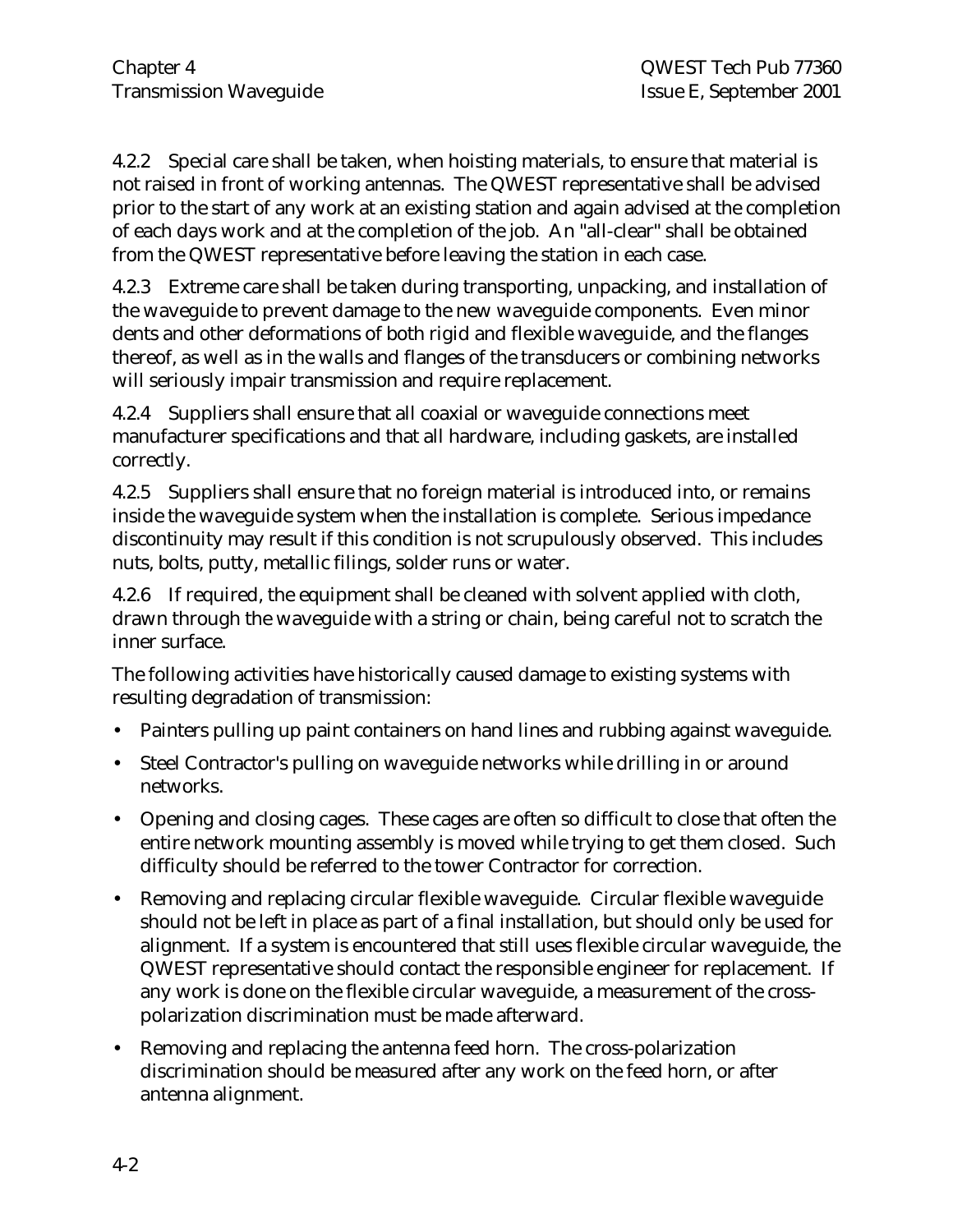4.2.2 Special care shall be taken, when hoisting materials, to ensure that material is not raised in front of working antennas. The QWEST representative shall be advised prior to the start of any work at an existing station and again advised at the completion of each days work and at the completion of the job. An "all-clear" shall be obtained from the QWEST representative before leaving the station in each case.

4.2.3 Extreme care shall be taken during transporting, unpacking, and installation of the waveguide to prevent damage to the new waveguide components. Even minor dents and other deformations of both rigid and flexible waveguide, and the flanges thereof, as well as in the walls and flanges of the transducers or combining networks will seriously impair transmission and require replacement.

4.2.4 Suppliers shall ensure that all coaxial or waveguide connections meet manufacturer specifications and that all hardware, including gaskets, are installed correctly.

4.2.5 Suppliers shall ensure that no foreign material is introduced into, or remains inside the waveguide system when the installation is complete. Serious impedance discontinuity may result if this condition is not scrupulously observed. This includes nuts, bolts, putty, metallic filings, solder runs or water.

4.2.6 If required, the equipment shall be cleaned with solvent applied with cloth, drawn through the waveguide with a string or chain, being careful not to scratch the inner surface.

The following activities have historically caused damage to existing systems with resulting degradation of transmission:

- Painters pulling up paint containers on hand lines and rubbing against waveguide.
- Steel Contractor's pulling on waveguide networks while drilling in or around networks.
- Opening and closing cages. These cages are often so difficult to close that often the entire network mounting assembly is moved while trying to get them closed. Such difficulty should be referred to the tower Contractor for correction.
- Removing and replacing circular flexible waveguide. Circular flexible waveguide should not be left in place as part of a final installation, but should only be used for alignment. If a system is encountered that still uses flexible circular waveguide, the QWEST representative should contact the responsible engineer for replacement. If any work is done on the flexible circular waveguide, a measurement of the cross-polarization discrimination must be made afterward.
- Removing and replacing the antenna feed horn. The cross-polarization discrimination should be measured after any work on the feed horn, or after antenna alignment.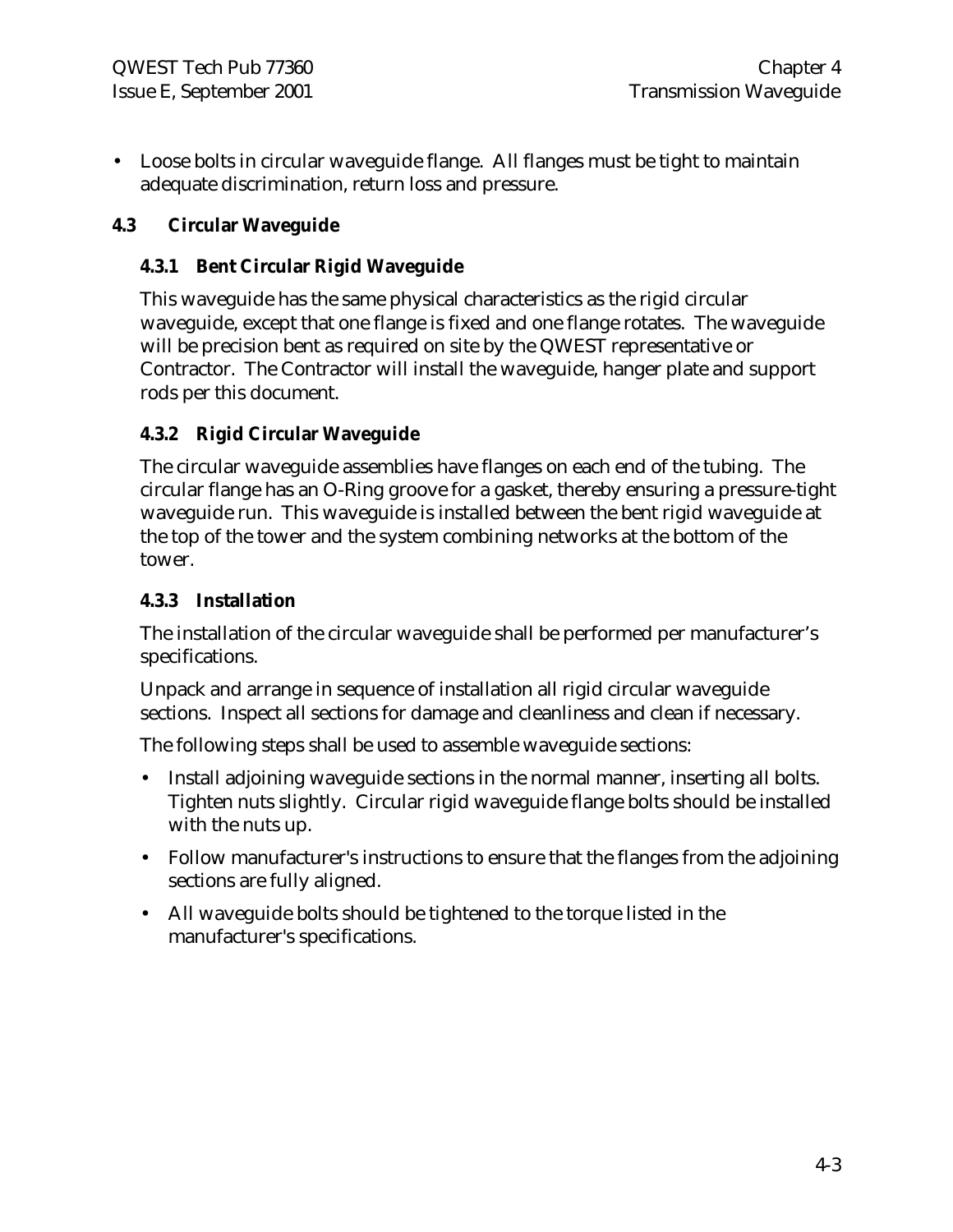- Loose bolts in circular waveguide flange. All flanges must be tight to maintain adequate discrimination, return loss and pressure.

## 4.3 Circular Waveguide

### 4.3.1 Bent Circular Rigid Waveguide

This waveguide has the same physical characteristics as the rigid circular waveguide, except that one flange is fixed and one flange rotates. The waveguide will be precision bent as required on site by the QWEST representative or Contractor. The Contractor will install the waveguide, hanger plate and support rods per this document.

### 4.3.2 Rigid Circular Waveguide

The circular waveguide assemblies have flanges on each end of the tubing. The circular flange has an O-Ring groove for a gasket, thereby ensuring a pressure-tight waveguide run. This waveguide is installed between the bent rigid waveguide at the top of the tower and the system combining networks at the bottom of the tower.

### 4.3.3 Installation

The installation of the circular waveguide shall be performed per manufacturer's specifications.

Unpack and arrange in sequence of installation all rigid circular waveguide sections. Inspect all sections for damage and cleanliness and clean if necessary.

The following steps shall be used to assemble waveguide sections:

- Install adjoining waveguide sections in the normal manner, inserting all bolts. Tighten nuts slightly. Circular rigid waveguide flange bolts should be installed with the nuts up.
- Follow manufacturer's instructions to ensure that the flanges from the adjoining sections are fully aligned.
- All waveguide bolts should be tightened to the torque listed in the manufacturer's specifications.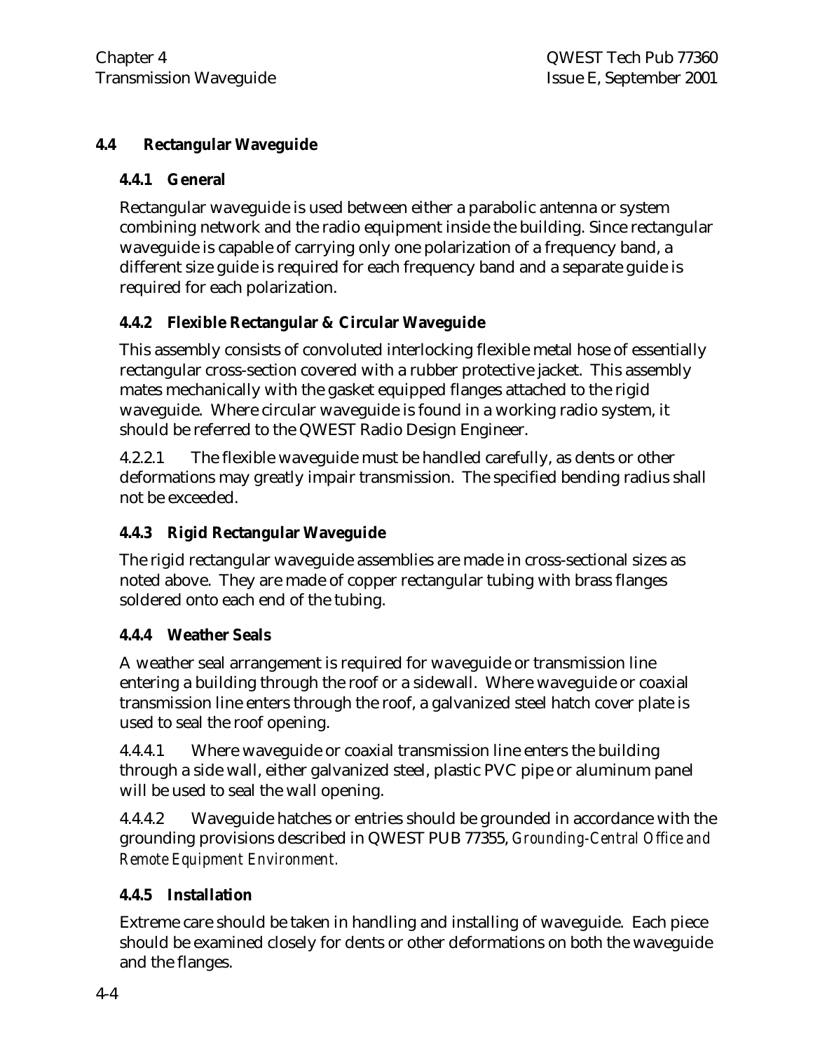## 4.4 Rectangular Waveguide

### 4.4.1 General

Rectangular waveguide is used between either a parabolic antenna or system combining network and the radio equipment inside the building. Since rectangular waveguide is capable of carrying only one polarization of a frequency band, a different size guide is required for each frequency band and a separate guide is required for each polarization.

### 4.4.2 Flexible Rectangular & Circular Waveguide

This assembly consists of convoluted interlocking flexible metal hose of essentially rectangular cross-section covered with a rubber protective jacket. This assembly mates mechanically with the gasket equipped flanges attached to the rigid waveguide. Where circular waveguide is found in a working radio system, it should be referred to the QWEST Radio Design Engineer.

4.2.2.1 The flexible waveguide must be handled carefully, as dents or other deformations may greatly impair transmission. The specified bending radius shall not be exceeded.

### 4.4.3 Rigid Rectangular Waveguide

The rigid rectangular waveguide assemblies are made in cross-sectional sizes as noted above. They are made of copper rectangular tubing with brass flanges soldered onto each end of the tubing.

### 4.4.4 Weather Seals

A weather seal arrangement is required for waveguide or transmission line entering a building through the roof or a sidewall. Where waveguide or coaxial transmission line enters through the roof, a galvanized steel hatch cover plate is used to seal the roof opening.

4.4.4.1 Where waveguide or coaxial transmission line enters the building through a side wall, either galvanized steel, plastic PVC pipe or aluminum panel will be used to seal the wall opening.

4.4.4.2 Waveguide hatches or entries should be grounded in accordance with the grounding provisions described in QWEST PUB 77355, *Grounding-Central Office and Remote Equipment Environment*.

### 4.4.5 Installation

Extreme care should be taken in handling and installing of waveguide. Each piece should be examined closely for dents or other deformations on both the waveguide and the flanges.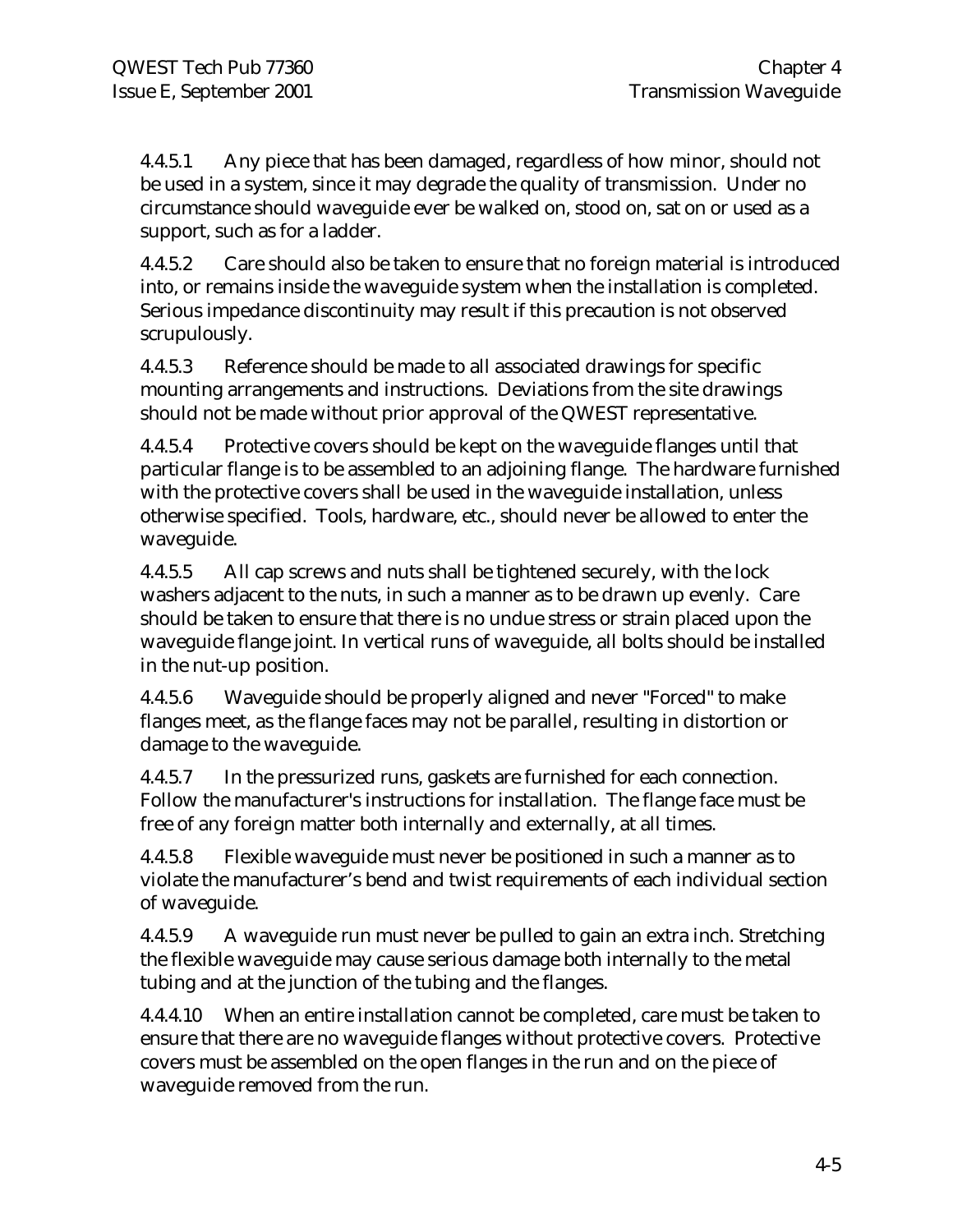4.4.5.1 Any piece that has been damaged, regardless of how minor, should not be used in a system, since it may degrade the quality of transmission. Under no circumstance should waveguide ever be walked on, stood on, sat on or used as a support, such as for a ladder.

4.4.5.2 Care should also be taken to ensure that no foreign material is introduced into, or remains inside the waveguide system when the installation is completed. Serious impedance discontinuity may result if this precaution is not observed scrupulously.

4.4.5.3 Reference should be made to all associated drawings for specific mounting arrangements and instructions. Deviations from the site drawings should not be made without prior approval of the QWEST representative.

4.4.5.4 Protective covers should be kept on the waveguide flanges until that particular flange is to be assembled to an adjoining flange. The hardware furnished with the protective covers shall be used in the waveguide installation, unless otherwise specified. Tools, hardware, etc., should never be allowed to enter the waveguide.

4.4.5.5 All cap screws and nuts shall be tightened securely, with the lock washers adjacent to the nuts, in such a manner as to be drawn up evenly. Care should be taken to ensure that there is no undue stress or strain placed upon the waveguide flange joint. In vertical runs of waveguide, all bolts should be installed in the nut-up position.

4.4.5.6 Waveguide should be properly aligned and never "Forced" to make flanges meet, as the flange faces may not be parallel, resulting in distortion or damage to the waveguide.

4.4.5.7 In the pressurized runs, gaskets are furnished for each connection. Follow the manufacturer's instructions for installation. The flange face must be free of any foreign matter both internally and externally, at all times.

4.4.5.8 Flexible waveguide must never be positioned in such a manner as to violate the manufacturer's bend and twist requirements of each individual section of waveguide.

4.4.5.9 A waveguide run must never be pulled to gain an extra inch. Stretching the flexible waveguide may cause serious damage both internally to the metal tubing and at the junction of the tubing and the flanges.

4.4.4.10 When an entire installation cannot be completed, care must be taken to ensure that there are no waveguide flanges without protective covers. Protective covers must be assembled on the open flanges in the run and on the piece of waveguide removed from the run.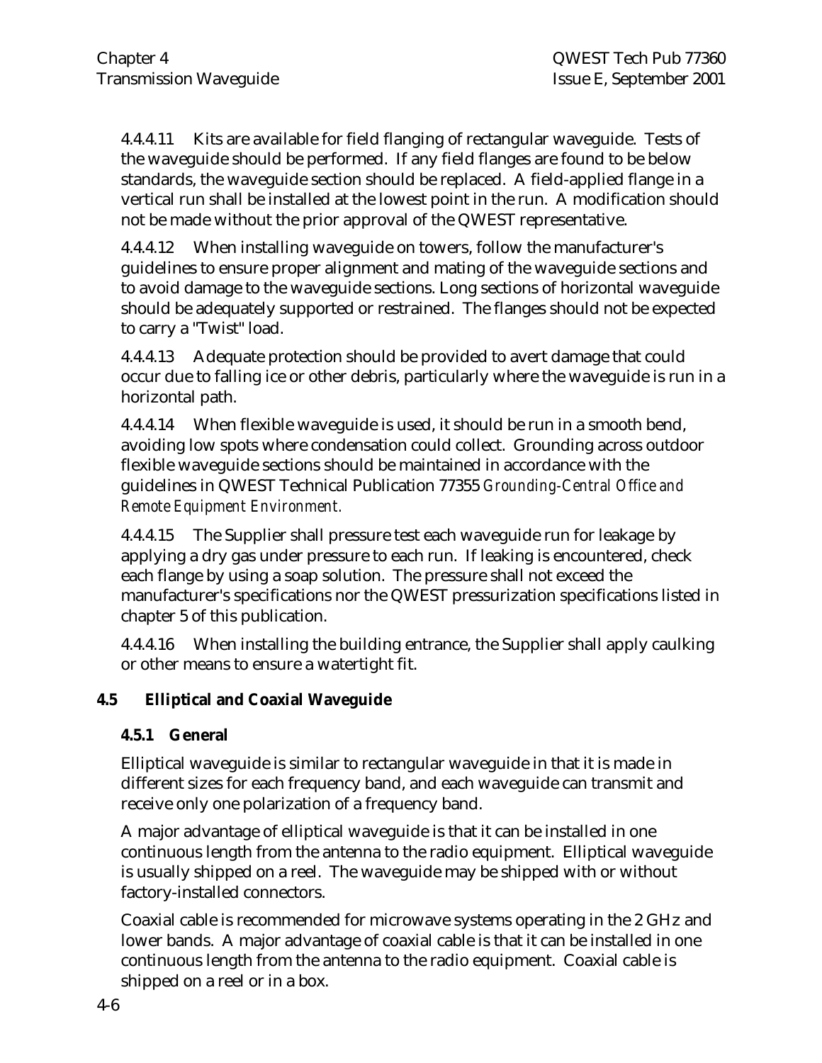4.4.4.11 Kits are available for field flanging of rectangular waveguide. Tests of the waveguide should be performed. If any field flanges are found to be below standards, the waveguide section should be replaced. A field-applied flange in a vertical run shall be installed at the lowest point in the run. A modification should not be made without the prior approval of the QWEST representative.

4.4.4.12 When installing waveguide on towers, follow the manufacturer's guidelines to ensure proper alignment and mating of the waveguide sections and to avoid damage to the waveguide sections. Long sections of horizontal waveguide should be adequately supported or restrained. The flanges should not be expected to carry a "Twist" load.

4.4.4.13 Adequate protection should be provided to avert damage that could occur due to falling ice or other debris, particularly where the waveguide is run in a horizontal path.

4.4.4.14 When flexible waveguide is used, it should be run in a smooth bend, avoiding low spots where condensation could collect. Grounding across outdoor flexible waveguide sections should be maintained in accordance with the guidelines in QWEST Technical Publication 77355 *Grounding-Central Office and Remote Equipment Environment*.

4.4.4.15 The Supplier shall pressure test each waveguide run for leakage by applying a dry gas under pressure to each run. If leaking is encountered, check each flange by using a soap solution. The pressure shall not exceed the manufacturer's specifications nor the QWEST pressurization specifications listed in chapter 5 of this publication.

4.4.4.16 When installing the building entrance, the Supplier shall apply caulking or other means to ensure a watertight fit.

## 4.5 Elliptical and Coaxial Waveguide

### 4.5.1 General

Elliptical waveguide is similar to rectangular waveguide in that it is made in different sizes for each frequency band, and each waveguide can transmit and receive only one polarization of a frequency band.

A major advantage of elliptical waveguide is that it can be installed in one continuous length from the antenna to the radio equipment. Elliptical waveguide is usually shipped on a reel. The waveguide may be shipped with or without factory-installed connectors.

Coaxial cable is recommended for microwave systems operating in the 2 GHz and lower bands. A major advantage of coaxial cable is that it can be installed in one continuous length from the antenna to the radio equipment. Coaxial cable is shipped on a reel or in a box.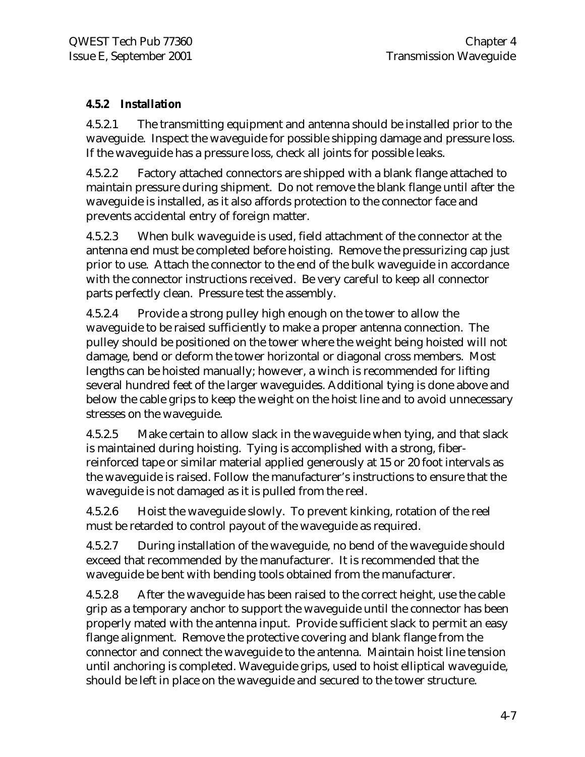### 4.5.2 Installation

4.5.2.1 The transmitting equipment and antenna should be installed prior to the waveguide. Inspect the waveguide for possible shipping damage and pressure loss. If the waveguide has a pressure loss, check all joints for possible leaks.

4.5.2.2 Factory attached connectors are shipped with a blank flange attached to maintain pressure during shipment. Do not remove the blank flange until after the waveguide is installed, as it also affords protection to the connector face and prevents accidental entry of foreign matter.

4.5.2.3 When bulk waveguide is used, field attachment of the connector at the antenna end must be completed before hoisting. Remove the pressurizing cap just prior to use. Attach the connector to the end of the bulk waveguide in accordance with the connector instructions received. Be very careful to keep all connector parts perfectly clean. Pressure test the assembly.

4.5.2.4 Provide a strong pulley high enough on the tower to allow the waveguide to be raised sufficiently to make a proper antenna connection. The pulley should be positioned on the tower where the weight being hoisted will not damage, bend or deform the tower horizontal or diagonal cross members. Most lengths can be hoisted manually; however, a winch is recommended for lifting several hundred feet of the larger waveguides. Additional tying is done above and below the cable grips to keep the weight on the hoist line and to avoid unnecessary stresses on the waveguide.

4.5.2.5 Make certain to allow slack in the waveguide when tying, and that slack is maintained during hoisting. Tying is accomplished with a strong, fiber-reinforced tape or similar material applied generously at 15 or 20 foot intervals as the waveguide is raised. Follow the manufacturer's instructions to ensure that the waveguide is not damaged as it is pulled from the reel.

4.5.2.6 Hoist the waveguide slowly. To prevent kinking, rotation of the reel must be retarded to control payout of the waveguide as required.

4.5.2.7 During installation of the waveguide, no bend of the waveguide should exceed that recommended by the manufacturer. It is recommended that the waveguide be bent with bending tools obtained from the manufacturer.

4.5.2.8 After the waveguide has been raised to the correct height, use the cable grip as a temporary anchor to support the waveguide until the connector has been properly mated with the antenna input. Provide sufficient slack to permit an easy flange alignment. Remove the protective covering and blank flange from the connector and connect the waveguide to the antenna. Maintain hoist line tension until anchoring is completed. Waveguide grips, used to hoist elliptical waveguide, should be left in place on the waveguide and secured to the tower structure.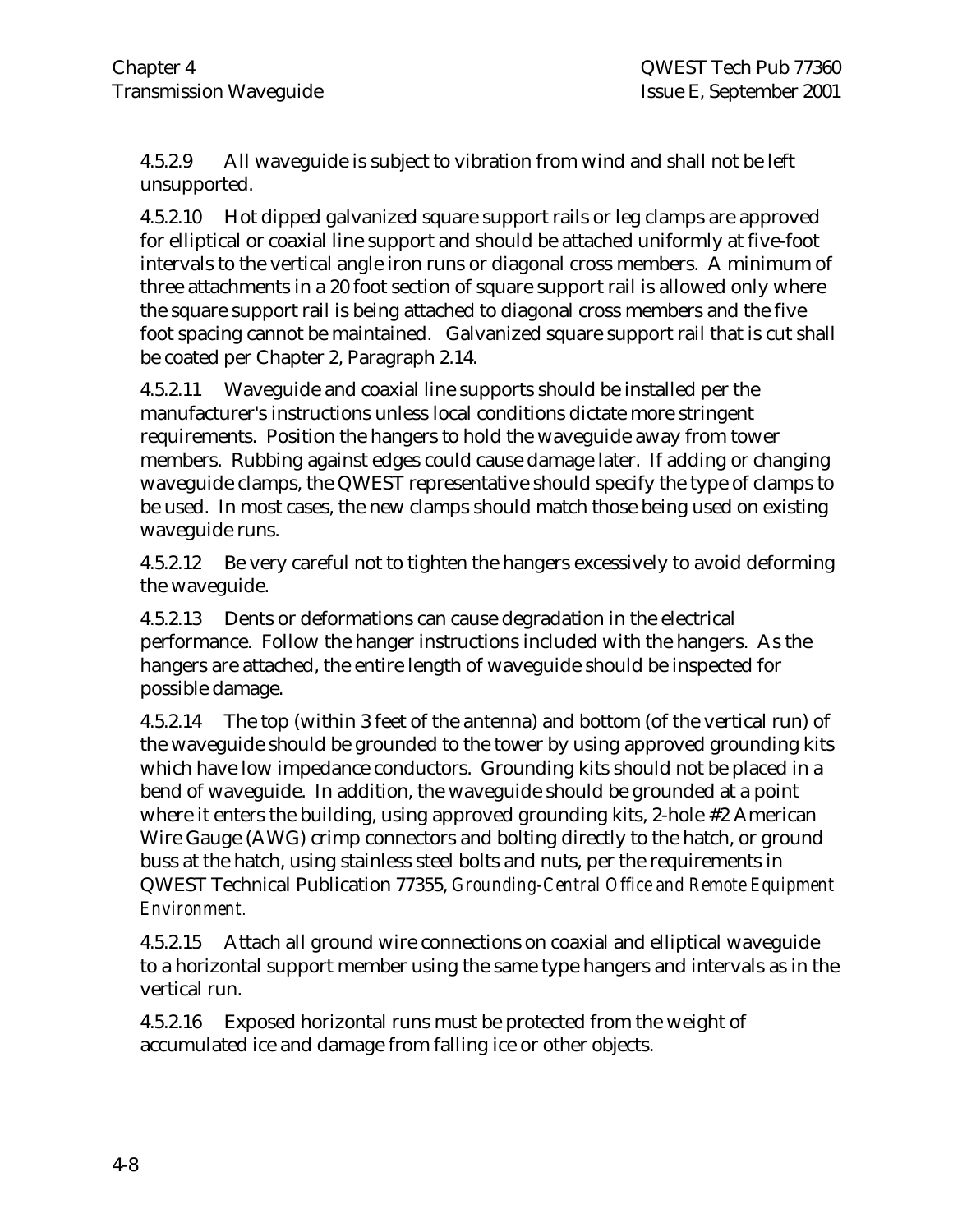4.5.2.9 All waveguide is subject to vibration from wind and shall not be left unsupported.

4.5.2.10 Hot dipped galvanized square support rails or leg clamps are approved for elliptical or coaxial line support and should be attached uniformly at five-foot intervals to the vertical angle iron runs or diagonal cross members. A minimum of three attachments in a 20 foot section of square support rail is allowed only where the square support rail is being attached to diagonal cross members and the five foot spacing cannot be maintained. Galvanized square support rail that is cut shall be coated per Chapter 2, Paragraph 2.14.

4.5.2.11 Waveguide and coaxial line supports should be installed per the manufacturer's instructions unless local conditions dictate more stringent requirements. Position the hangers to hold the waveguide away from tower members. Rubbing against edges could cause damage later. If adding or changing waveguide clamps, the QWEST representative should specify the type of clamps to be used. In most cases, the new clamps should match those being used on existing waveguide runs.

4.5.2.12 Be very careful not to tighten the hangers excessively to avoid deforming the waveguide.

4.5.2.13 Dents or deformations can cause degradation in the electrical performance. Follow the hanger instructions included with the hangers. As the hangers are attached, the entire length of waveguide should be inspected for possible damage.

4.5.2.14 The top (within 3 feet of the antenna) and bottom (of the vertical run) of the waveguide should be grounded to the tower by using approved grounding kits which have low impedance conductors. Grounding kits should not be placed in a bend of waveguide. In addition, the waveguide should be grounded at a point where it enters the building, using approved grounding kits, 2-hole #2 American Wire Gauge (AWG) crimp connectors and bolting directly to the hatch, or ground buss at the hatch, using stainless steel bolts and nuts, per the requirements in QWEST Technical Publication 77355, *Grounding-Central Office and Remote Equipment Environment.*

4.5.2.15 Attach all ground wire connections on coaxial and elliptical waveguide to a horizontal support member using the same type hangers and intervals as in the vertical run.

4.5.2.16 Exposed horizontal runs must be protected from the weight of accumulated ice and damage from falling ice or other objects.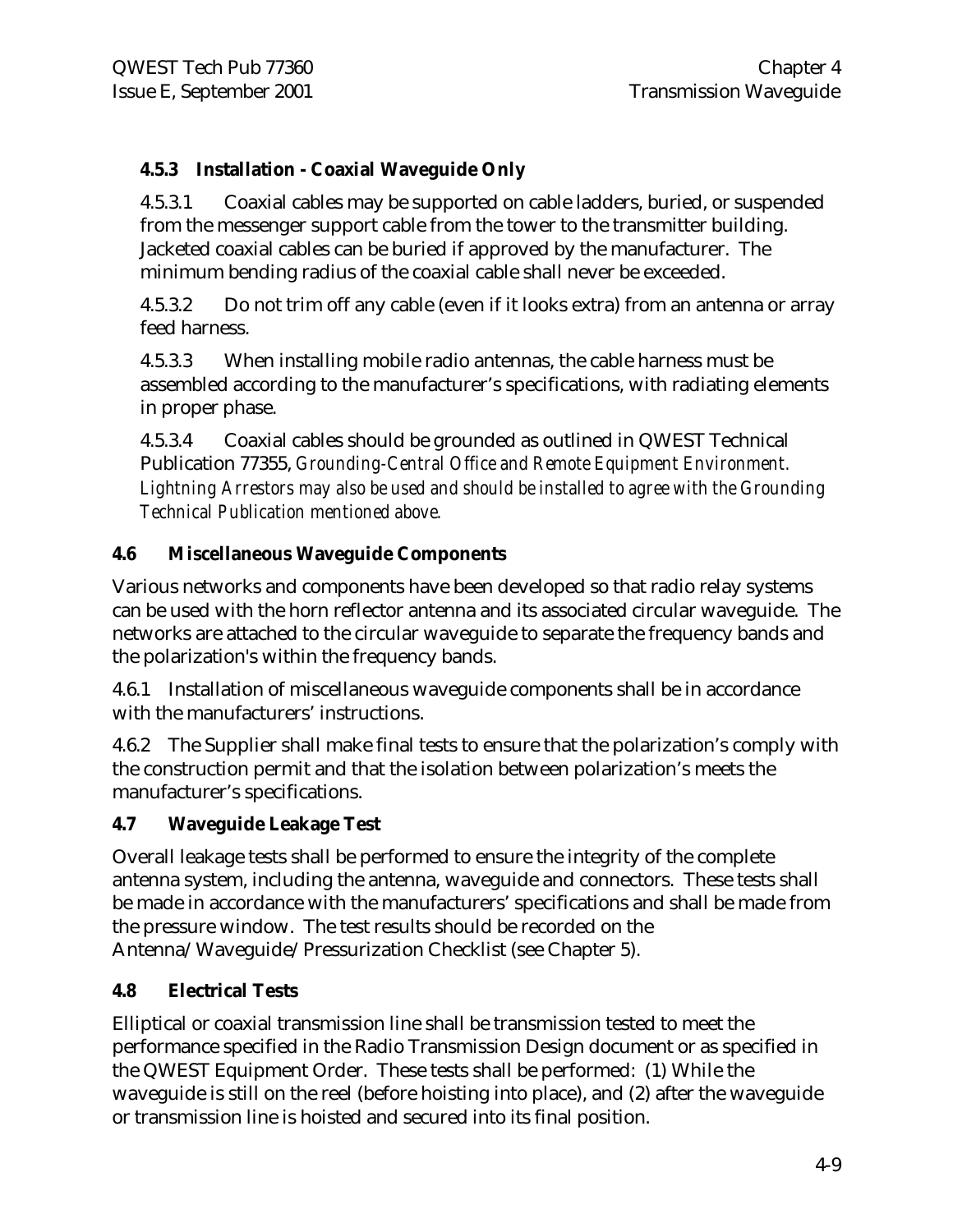### 4.5.3 Installation - Coaxial Waveguide Only

4.5.3.1 Coaxial cables may be supported on cable ladders, buried, or suspended from the messenger support cable from the tower to the transmitter building. Jacketed coaxial cables can be buried if approved by the manufacturer. The minimum bending radius of the coaxial cable shall never be exceeded.

4.5.3.2 Do not trim off any cable (even if it looks extra) from an antenna or array feed harness.

4.5.3.3 When installing mobile radio antennas, the cable harness must be assembled according to the manufacturer's specifications, with radiating elements in proper phase.

4.5.3.4 Coaxial cables should be grounded as outlined in QWEST Technical Publication 77355, *Grounding-Central Office and Remote Equipment Environment. Lightning Arrestors may also be used and should be installed to agree with the Grounding Technical Publication mentioned above.*

## 4.6 Miscellaneous Waveguide Components

Various networks and components have been developed so that radio relay systems can be used with the horn reflector antenna and its associated circular waveguide. The networks are attached to the circular waveguide to separate the frequency bands and the polarization's within the frequency bands.

4.6.1 Installation of miscellaneous waveguide components shall be in accordance with the manufacturers' instructions.

4.6.2 The Supplier shall make final tests to ensure that the polarization's comply with the construction permit and that the isolation between polarization's meets the manufacturer's specifications.

## 4.7 Waveguide Leakage Test

Overall leakage tests shall be performed to ensure the integrity of the complete antenna system, including the antenna, waveguide and connectors. These tests shall be made in accordance with the manufacturers' specifications and shall be made from the pressure window. The test results should be recorded on the Antenna/Waveguide/Pressurization Checklist (see Chapter 5).

## 4.8 Electrical Tests

Elliptical or coaxial transmission line shall be transmission tested to meet the performance specified in the Radio Transmission Design document or as specified in the QWEST Equipment Order. These tests shall be performed: (1) While the waveguide is still on the reel (before hoisting into place), and (2) after the waveguide or transmission line is hoisted and secured into its final position.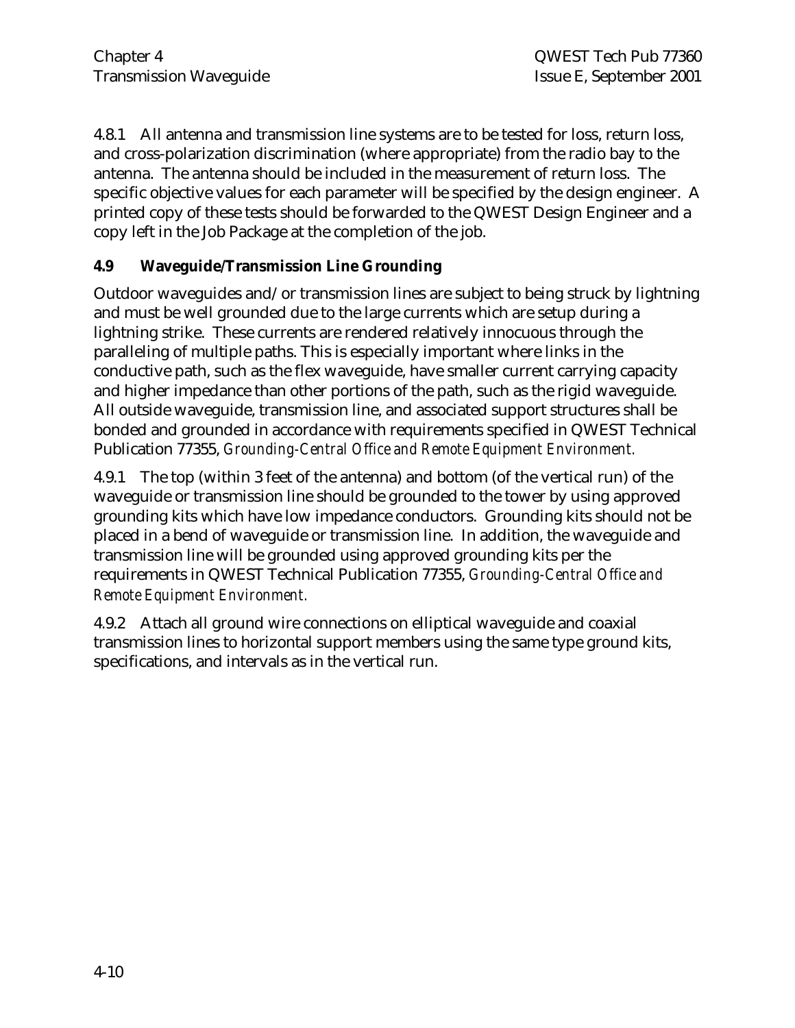4.8.1 All antenna and transmission line systems are to be tested for loss, return loss, and cross-polarization discrimination (where appropriate) from the radio bay to the antenna. The antenna should be included in the measurement of return loss. The specific objective values for each parameter will be specified by the design engineer. A printed copy of these tests should be forwarded to the QWEST Design Engineer and a copy left in the Job Package at the completion of the job.

### 4.9 Waveguide/Transmission Line Grounding

Outdoor waveguides and/or transmission lines are subject to being struck by lightning and must be well grounded due to the large currents which are setup during a lightning strike. These currents are rendered relatively innocuous through the paralleling of multiple paths. This is especially important where links in the conductive path, such as the flex waveguide, have smaller current carrying capacity and higher impedance than other portions of the path, such as the rigid waveguide. All outside waveguide, transmission line, and associated support structures shall be bonded and grounded in accordance with requirements specified in QWEST Technical Publication 77355, *Grounding-Central Office and Remote Equipment Environment.*

4.9.1 The top (within 3 feet of the antenna) and bottom (of the vertical run) of the waveguide or transmission line should be grounded to the tower by using approved grounding kits which have low impedance conductors. Grounding kits should not be placed in a bend of waveguide or transmission line. In addition, the waveguide and transmission line will be grounded using approved grounding kits per the requirements in QWEST Technical Publication 77355, *Grounding-Central Office and Remote Equipment Environment.*

4.9.2 Attach all ground wire connections on elliptical waveguide and coaxial transmission lines to horizontal support members using the same type ground kits, specifications, and intervals as in the vertical run.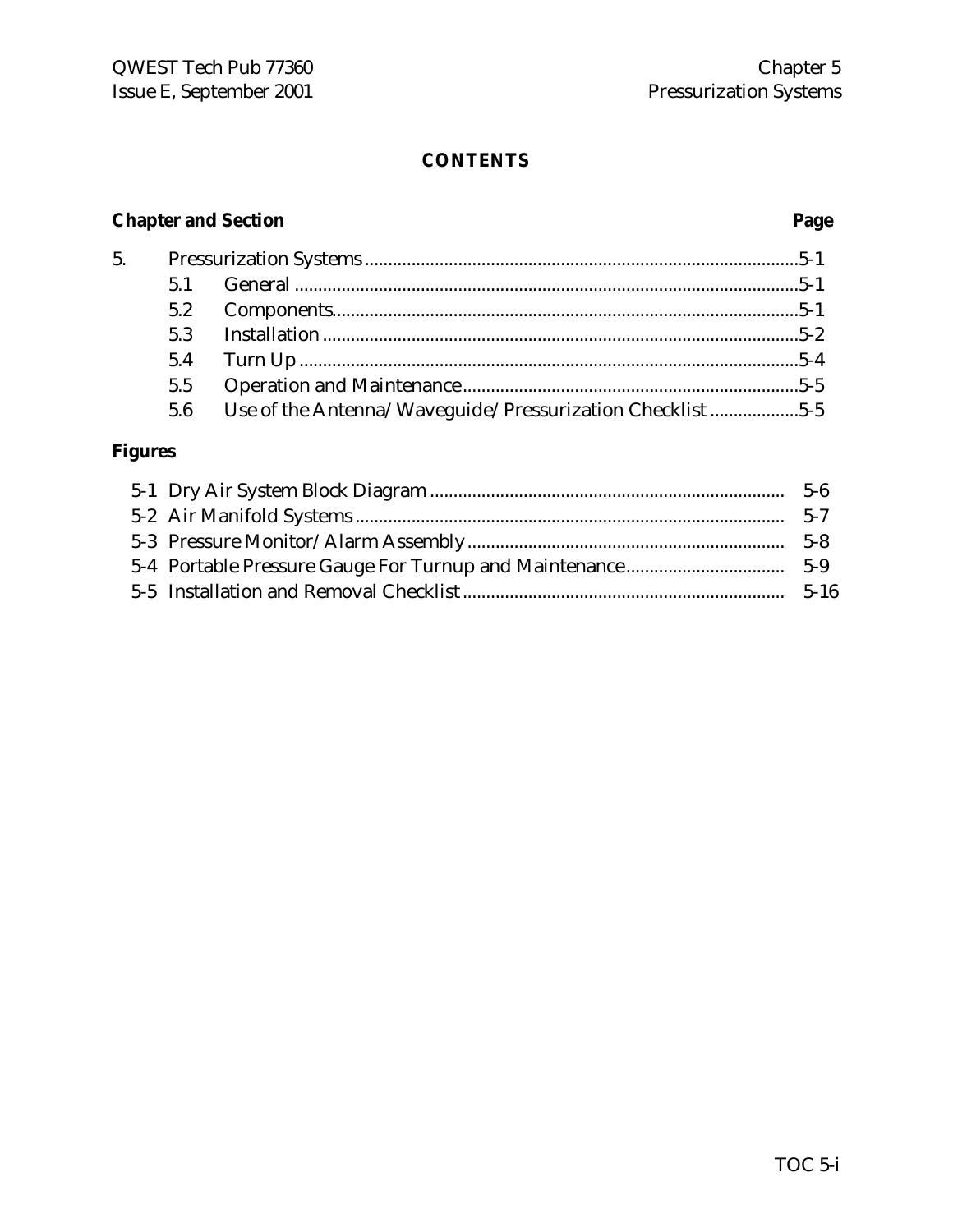**CONTENTS**

| Chapter and Section | | Page |
|---|---|---|
| 5. | Pressurization Systems | 5-1 |
| 5.1 | General | 5-1 |
| 5.2 | Components | 5-1 |
| 5.3 | Installation | 5-2 |
| 5.4 | Turn Up | 5-4 |
| 5.5 | Operation and Maintenance | 5-5 |
| 5.6 | Use of the Antenna/Waveguide/Pressurization Checklist | 5-5 |

**Figures**

| | | |
|---|---|---|
| 5-1 | Dry Air System Block Diagram | 5-6 |
| 5-2 | Air Manifold Systems | 5-7 |
| 5-3 | Pressure Monitor/Alarm Assembly | 5-8 |
| 5-4 | Portable Pressure Gauge For Turnup and Maintenance | 5-9 |
| 5-5 | Installation and Removal Checklist | 5-16 |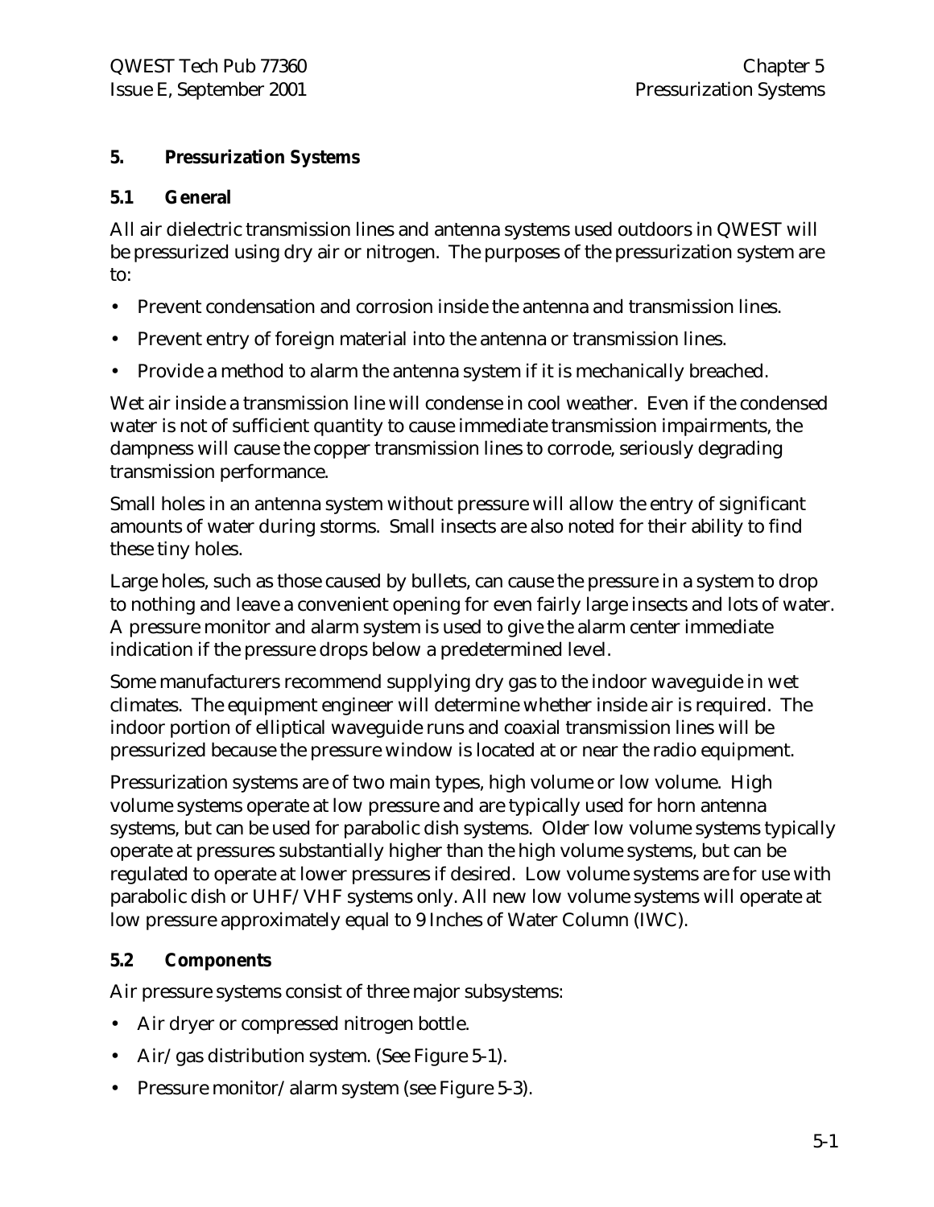# 5. Pressurization Systems

## 5.1 General

All air dielectric transmission lines and antenna systems used outdoors in QWEST will be pressurized using dry air or nitrogen. The purposes of the pressurization system are to:

- Prevent condensation and corrosion inside the antenna and transmission lines.
- Prevent entry of foreign material into the antenna or transmission lines.
- Provide a method to alarm the antenna system if it is mechanically breached.

Wet air inside a transmission line will condense in cool weather. Even if the condensed water is not of sufficient quantity to cause immediate transmission impairments, the dampness will cause the copper transmission lines to corrode, seriously degrading transmission performance.

Small holes in an antenna system without pressure will allow the entry of significant amounts of water during storms. Small insects are also noted for their ability to find these tiny holes.

Large holes, such as those caused by bullets, can cause the pressure in a system to drop to nothing and leave a convenient opening for even fairly large insects and lots of water. A pressure monitor and alarm system is used to give the alarm center immediate indication if the pressure drops below a predetermined level.

Some manufacturers recommend supplying dry gas to the indoor waveguide in wet climates. The equipment engineer will determine whether inside air is required. The indoor portion of elliptical waveguide runs and coaxial transmission lines will be pressurized because the pressure window is located at or near the radio equipment.

Pressurization systems are of two main types, high volume or low volume. High volume systems operate at low pressure and are typically used for horn antenna systems, but can be used for parabolic dish systems. Older low volume systems typically operate at pressures substantially higher than the high volume systems, but can be regulated to operate at lower pressures if desired. Low volume systems are for use with parabolic dish or UHF/VHF systems only. All new low volume systems will operate at low pressure approximately equal to 9 Inches of Water Column (IWC).

## 5.2 Components

Air pressure systems consist of three major subsystems:

- Air dryer or compressed nitrogen bottle.
- Air/gas distribution system. (See Figure 5-1).
- Pressure monitor/alarm system (see Figure 5-3).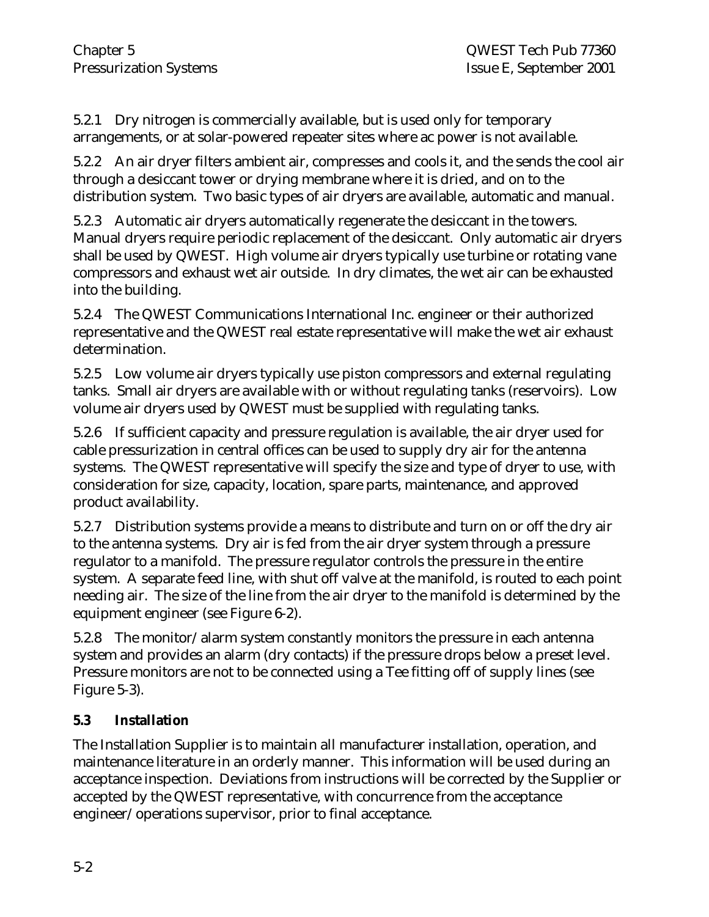5.2.1 Dry nitrogen is commercially available, but is used only for temporary arrangements, or at solar-powered repeater sites where ac power is not available.

5.2.2 An air dryer filters ambient air, compresses and cools it, and the sends the cool air through a desiccant tower or drying membrane where it is dried, and on to the distribution system. Two basic types of air dryers are available, automatic and manual.

5.2.3 Automatic air dryers automatically regenerate the desiccant in the towers. Manual dryers require periodic replacement of the desiccant. Only automatic air dryers shall be used by QWEST. High volume air dryers typically use turbine or rotating vane compressors and exhaust wet air outside. In dry climates, the wet air can be exhausted into the building.

5.2.4 The QWEST Communications International Inc. engineer or their authorized representative and the QWEST real estate representative will make the wet air exhaust determination.

5.2.5 Low volume air dryers typically use piston compressors and external regulating tanks. Small air dryers are available with or without regulating tanks (reservoirs). Low volume air dryers used by QWEST must be supplied with regulating tanks.

5.2.6 If sufficient capacity and pressure regulation is available, the air dryer used for cable pressurization in central offices can be used to supply dry air for the antenna systems. The QWEST representative will specify the size and type of dryer to use, with consideration for size, capacity, location, spare parts, maintenance, and approved product availability.

5.2.7 Distribution systems provide a means to distribute and turn on or off the dry air to the antenna systems. Dry air is fed from the air dryer system through a pressure regulator to a manifold. The pressure regulator controls the pressure in the entire system. A separate feed line, with shut off valve at the manifold, is routed to each point needing air. The size of the line from the air dryer to the manifold is determined by the equipment engineer (see Figure 6-2).

5.2.8 The monitor/alarm system constantly monitors the pressure in each antenna system and provides an alarm (dry contacts) if the pressure drops below a preset level. Pressure monitors are not to be connected using a Tee fitting off of supply lines (see Figure 5-3).

## 5.3 Installation

The Installation Supplier is to maintain all manufacturer installation, operation, and maintenance literature in an orderly manner. This information will be used during an acceptance inspection. Deviations from instructions will be corrected by the Supplier or accepted by the QWEST representative, with concurrence from the acceptance engineer/operations supervisor, prior to final acceptance.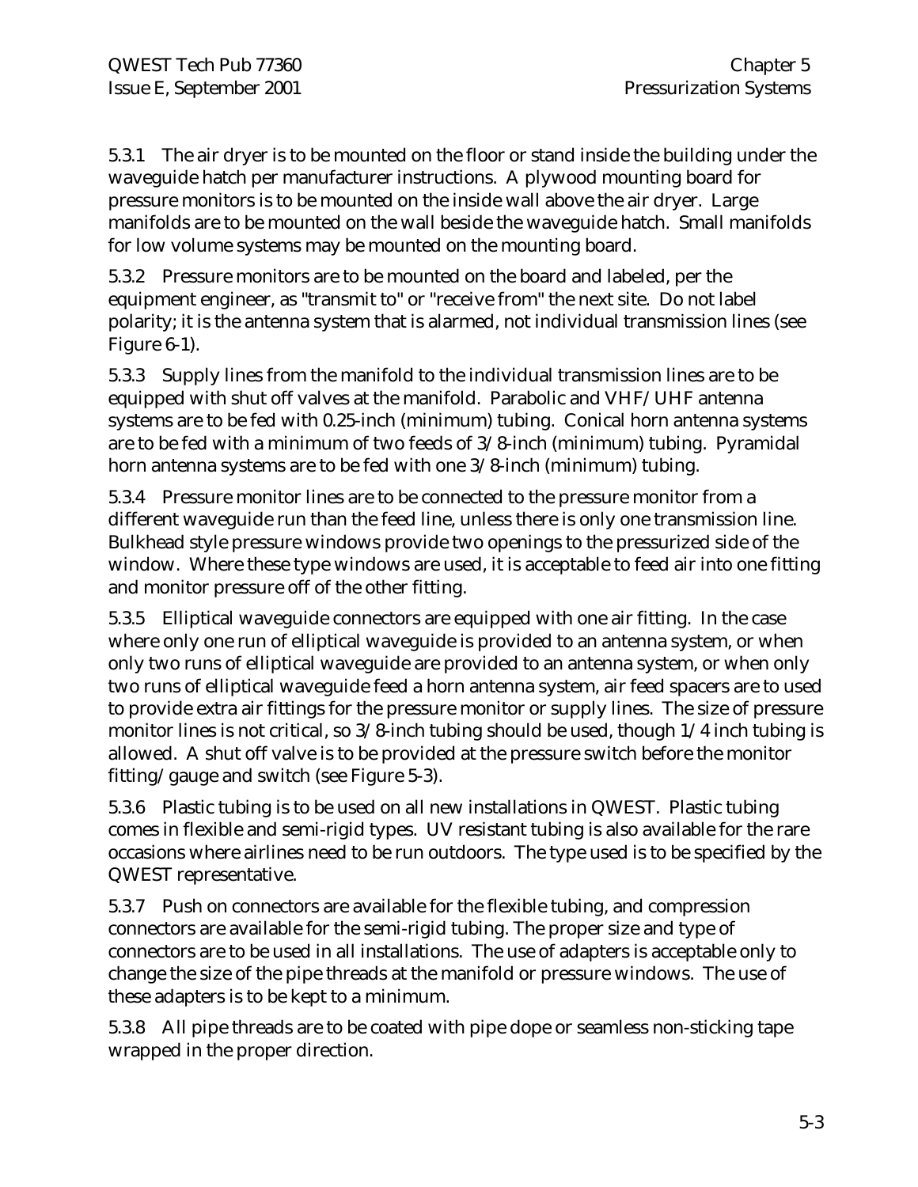5.3.1 The air dryer is to be mounted on the floor or stand inside the building under the waveguide hatch per manufacturer instructions. A plywood mounting board for pressure monitors is to be mounted on the inside wall above the air dryer. Large manifolds are to be mounted on the wall beside the waveguide hatch. Small manifolds for low volume systems may be mounted on the mounting board.

5.3.2 Pressure monitors are to be mounted on the board and labeled, per the equipment engineer, as "transmit to" or "receive from" the next site. Do not label polarity; it is the antenna system that is alarmed, not individual transmission lines (see Figure 6-1).

5.3.3 Supply lines from the manifold to the individual transmission lines are to be equipped with shut off valves at the manifold. Parabolic and VHF/UHF antenna systems are to be fed with 0.25-inch (minimum) tubing. Conical horn antenna systems are to be fed with a minimum of two feeds of 3/8-inch (minimum) tubing. Pyramidal horn antenna systems are to be fed with one 3/8-inch (minimum) tubing.

5.3.4 Pressure monitor lines are to be connected to the pressure monitor from a different waveguide run than the feed line, unless there is only one transmission line. Bulkhead style pressure windows provide two openings to the pressurized side of the window. Where these type windows are used, it is acceptable to feed air into one fitting and monitor pressure off of the other fitting.

5.3.5 Elliptical waveguide connectors are equipped with one air fitting. In the case where only one run of elliptical waveguide is provided to an antenna system, or when only two runs of elliptical waveguide are provided to an antenna system, or when only two runs of elliptical waveguide feed a horn antenna system, air feed spacers are to used to provide extra air fittings for the pressure monitor or supply lines. The size of pressure monitor lines is not critical, so 3/8-inch tubing should be used, though 1/4 inch tubing is allowed. A shut off valve is to be provided at the pressure switch before the monitor fitting/gauge and switch (see Figure 5-3).

5.3.6 Plastic tubing is to be used on all new installations in QWEST. Plastic tubing comes in flexible and semi-rigid types. UV resistant tubing is also available for the rare occasions where airlines need to be run outdoors. The type used is to be specified by the QWEST representative.

5.3.7 Push on connectors are available for the flexible tubing, and compression connectors are available for the semi-rigid tubing. The proper size and type of connectors are to be used in all installations. The use of adapters is acceptable only to change the size of the pipe threads at the manifold or pressure windows. The use of these adapters is to be kept to a minimum.

5.3.8 All pipe threads are to be coated with pipe dope or seamless non-sticking tape wrapped in the proper direction.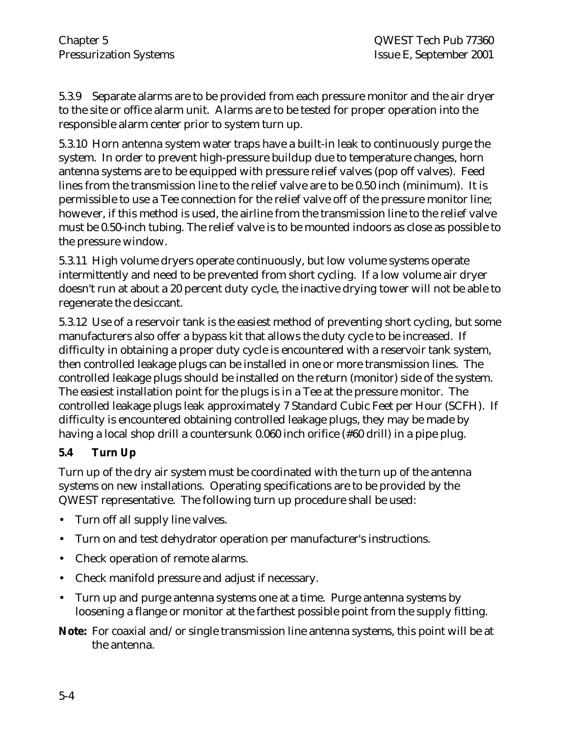5.3.9 Separate alarms are to be provided from each pressure monitor and the air dryer to the site or office alarm unit. Alarms are to be tested for proper operation into the responsible alarm center prior to system turn up.

5.3.10 Horn antenna system water traps have a built-in leak to continuously purge the system. In order to prevent high-pressure buildup due to temperature changes, horn antenna systems are to be equipped with pressure relief valves (pop off valves). Feed lines from the transmission line to the relief valve are to be 0.50 inch (minimum). It is permissible to use a Tee connection for the relief valve off of the pressure monitor line; however, if this method is used, the airline from the transmission line to the relief valve must be 0.50-inch tubing. The relief valve is to be mounted indoors as close as possible to the pressure window.

5.3.11 High volume dryers operate continuously, but low volume systems operate intermittently and need to be prevented from short cycling. If a low volume air dryer doesn't run at about a 20 percent duty cycle, the inactive drying tower will not be able to regenerate the desiccant.

5.3.12 Use of a reservoir tank is the easiest method of preventing short cycling, but some manufacturers also offer a bypass kit that allows the duty cycle to be increased. If difficulty in obtaining a proper duty cycle is encountered with a reservoir tank system, then controlled leakage plugs can be installed in one or more transmission lines. The controlled leakage plugs should be installed on the return (monitor) side of the system. The easiest installation point for the plugs is in a Tee at the pressure monitor. The controlled leakage plugs leak approximately 7 Standard Cubic Feet per Hour (SCFH). If difficulty is encountered obtaining controlled leakage plugs, they may be made by having a local shop drill a countersunk 0.060 inch orifice (#60 drill) in a pipe plug.

## 5.4 Turn Up

Turn up of the dry air system must be coordinated with the turn up of the antenna systems on new installations. Operating specifications are to be provided by the QWEST representative. The following turn up procedure shall be used:

- Turn off all supply line valves.
- Turn on and test dehydrator operation per manufacturer's instructions.
- Check operation of remote alarms.
- Check manifold pressure and adjust if necessary.
- Turn up and purge antenna systems one at a time. Purge antenna systems by loosening a flange or monitor at the farthest possible point from the supply fitting.

**Note:** For coaxial and/or single transmission line antenna systems, this point will be at the antenna.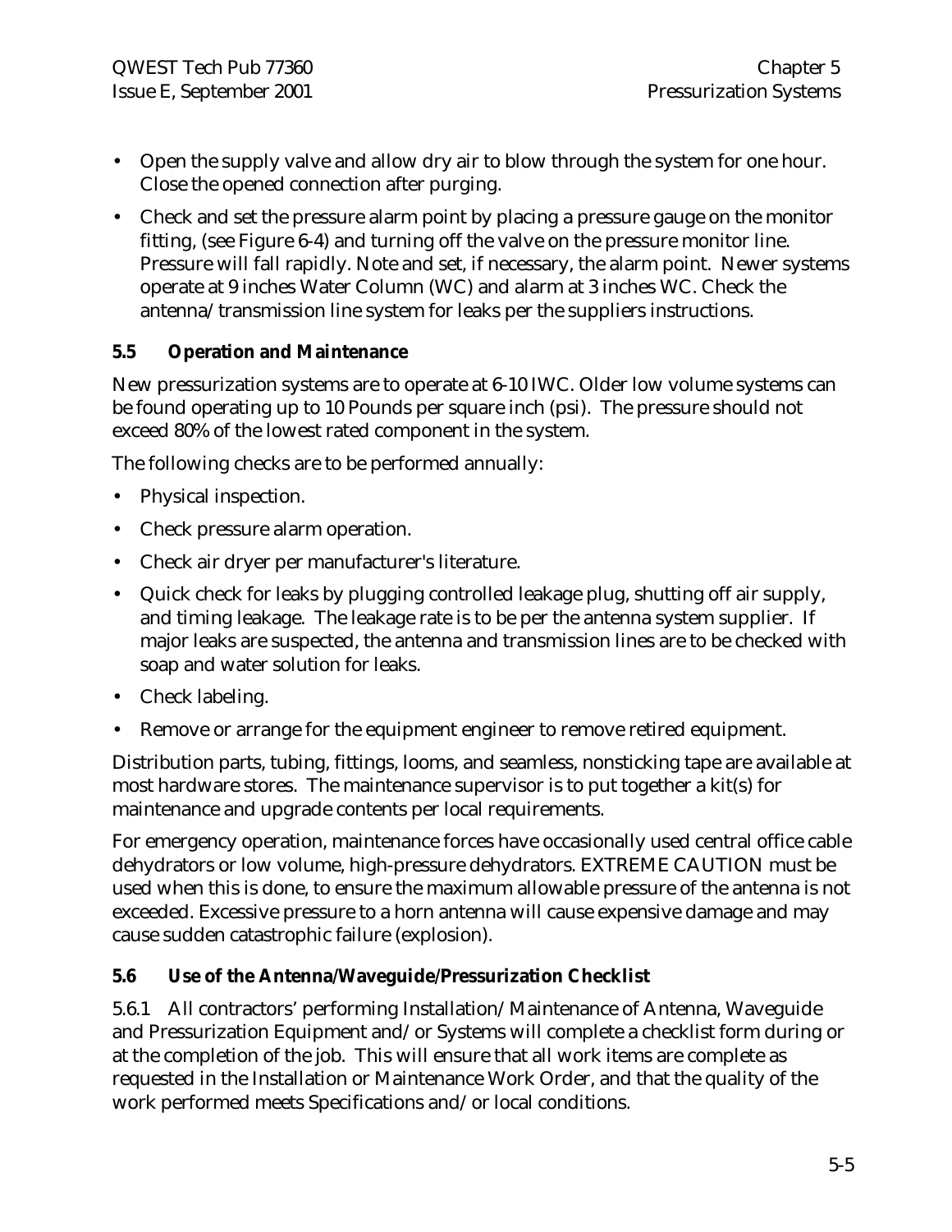- Open the supply valve and allow dry air to blow through the system for one hour. Close the opened connection after purging.
- Check and set the pressure alarm point by placing a pressure gauge on the monitor fitting, (see Figure 6-4) and turning off the valve on the pressure monitor line. Pressure will fall rapidly. Note and set, if necessary, the alarm point. Newer systems operate at 9 inches Water Column (WC) and alarm at 3 inches WC. Check the antenna/transmission line system for leaks per the suppliers instructions.

## 5.5 Operation and Maintenance

New pressurization systems are to operate at 6-10 IWC. Older low volume systems can be found operating up to 10 Pounds per square inch (psi). The pressure should not exceed 80% of the lowest rated component in the system.

The following checks are to be performed annually:

- Physical inspection.
- Check pressure alarm operation.
- Check air dryer per manufacturer's literature.
- Quick check for leaks by plugging controlled leakage plug, shutting off air supply, and timing leakage. The leakage rate is to be per the antenna system supplier. If major leaks are suspected, the antenna and transmission lines are to be checked with soap and water solution for leaks.
- Check labeling.
- Remove or arrange for the equipment engineer to remove retired equipment.

Distribution parts, tubing, fittings, looms, and seamless, nonsticking tape are available at most hardware stores. The maintenance supervisor is to put together a kit(s) for maintenance and upgrade contents per local requirements.

For emergency operation, maintenance forces have occasionally used central office cable dehydrators or low volume, high-pressure dehydrators. EXTREME CAUTION must be used when this is done, to ensure the maximum allowable pressure of the antenna is not exceeded. Excessive pressure to a horn antenna will cause expensive damage and may cause sudden catastrophic failure (explosion).

## 5.6 Use of the Antenna/Waveguide/Pressurization Checklist

5.6.1 All contractors' performing Installation/Maintenance of Antenna, Waveguide and Pressurization Equipment and/or Systems will complete a checklist form during or at the completion of the job. This will ensure that all work items are complete as requested in the Installation or Maintenance Work Order, and that the quality of the work performed meets Specifications and/or local conditions.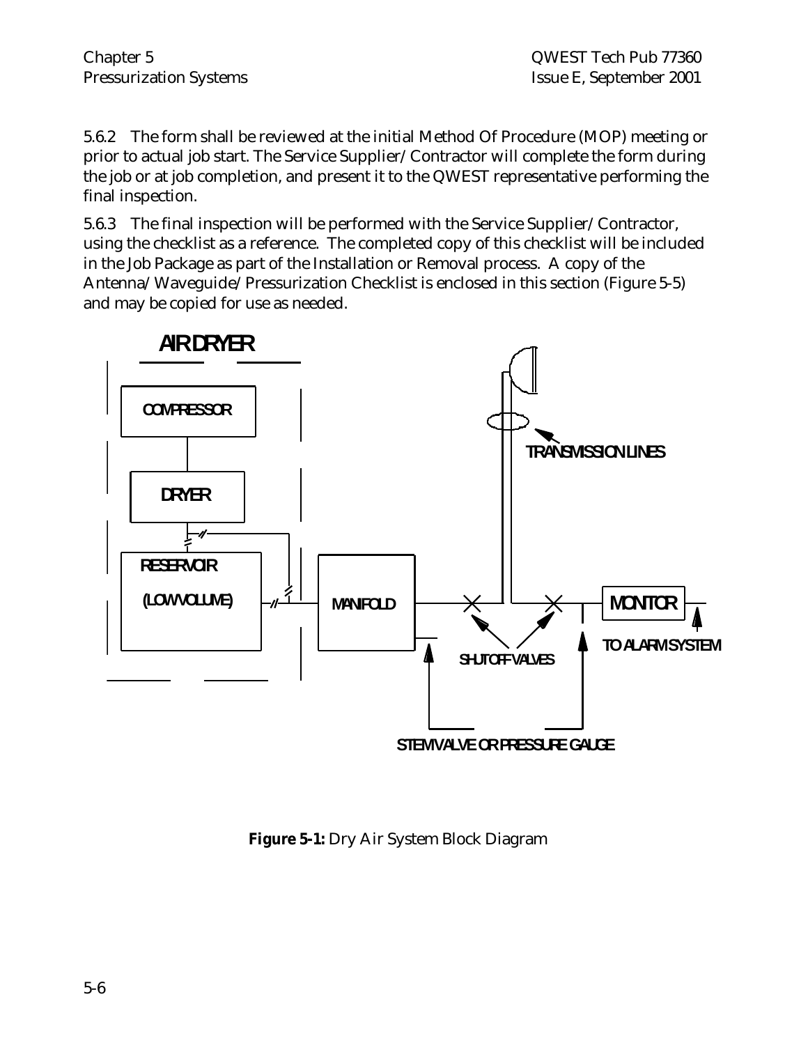5.6.2 The form shall be reviewed at the initial Method Of Procedure (MOP) meeting or prior to actual job start. The Service Supplier/Contractor will complete the form during the job or at job completion, and present it to the QWEST representative performing the final inspection.

5.6.3 The final inspection will be performed with the Service Supplier/Contractor, using the checklist as a reference. The completed copy of this checklist will be included in the Job Package as part of the Installation or Removal process. A copy of the Antenna/Waveguide/Pressurization Checklist is enclosed in this section (Figure 5-5) and may be copied for use as needed.

AIR DRYER

COMPRESSOR

DRYER

RESERVOIR (LOW VOLUME)

MANIFOLD

TRANSMISSION LINES

SHUTOFF VALVES

MONITOR

TO ALARM SYSTEM

STEM VALVE OR PRESSURE GAUGE

**Figure 5-1:** Dry Air System Block Diagram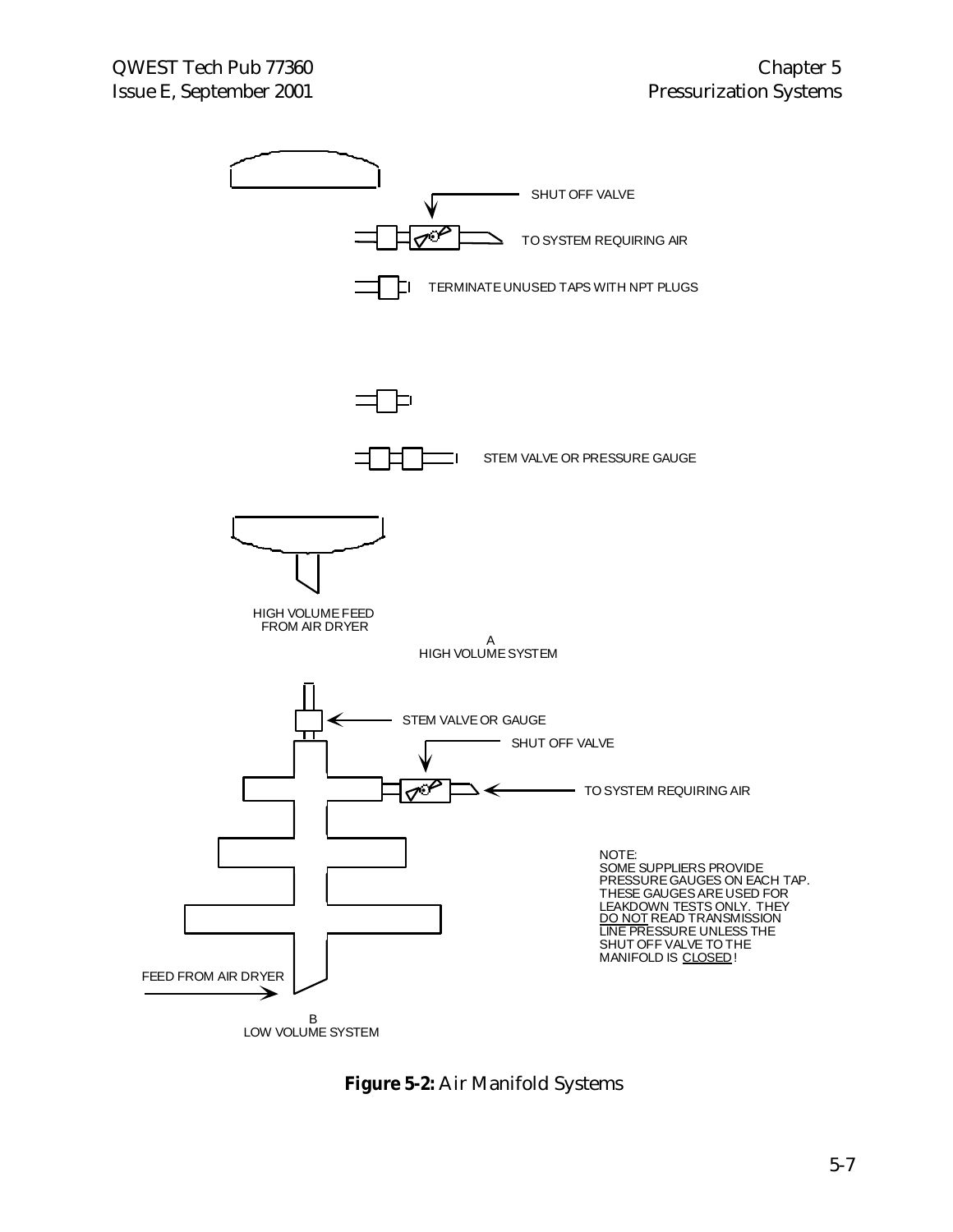SHUT OFF VALVE

TO SYSTEM REQUIRING AIR

TERMINATE UNUSED TAPS WITH NPT PLUGS

STEM VALVE OR PRESSURE GAUGE

HIGH VOLUME FEED FROM AIR DRYER

A
HIGH VOLUME SYSTEM

STEM VALVE OR GAUGE

SHUT OFF VALVE

TO SYSTEM REQUIRING AIR

NOTE:
SOME SUPPLIERS PROVIDE PRESSURE GAUGES ON EACH TAP. THESE GAUGES ARE USED FOR LEAKDOWN TESTS ONLY. THEY DO NOT READ TRANSMISSION LINE PRESSURE UNLESS THE SHUT OFF VALVE TO THE MANIFOLD IS CLOSED!

FEED FROM AIR DRYER

B
LOW VOLUME SYSTEM

**Figure 5-2:** Air Manifold Systems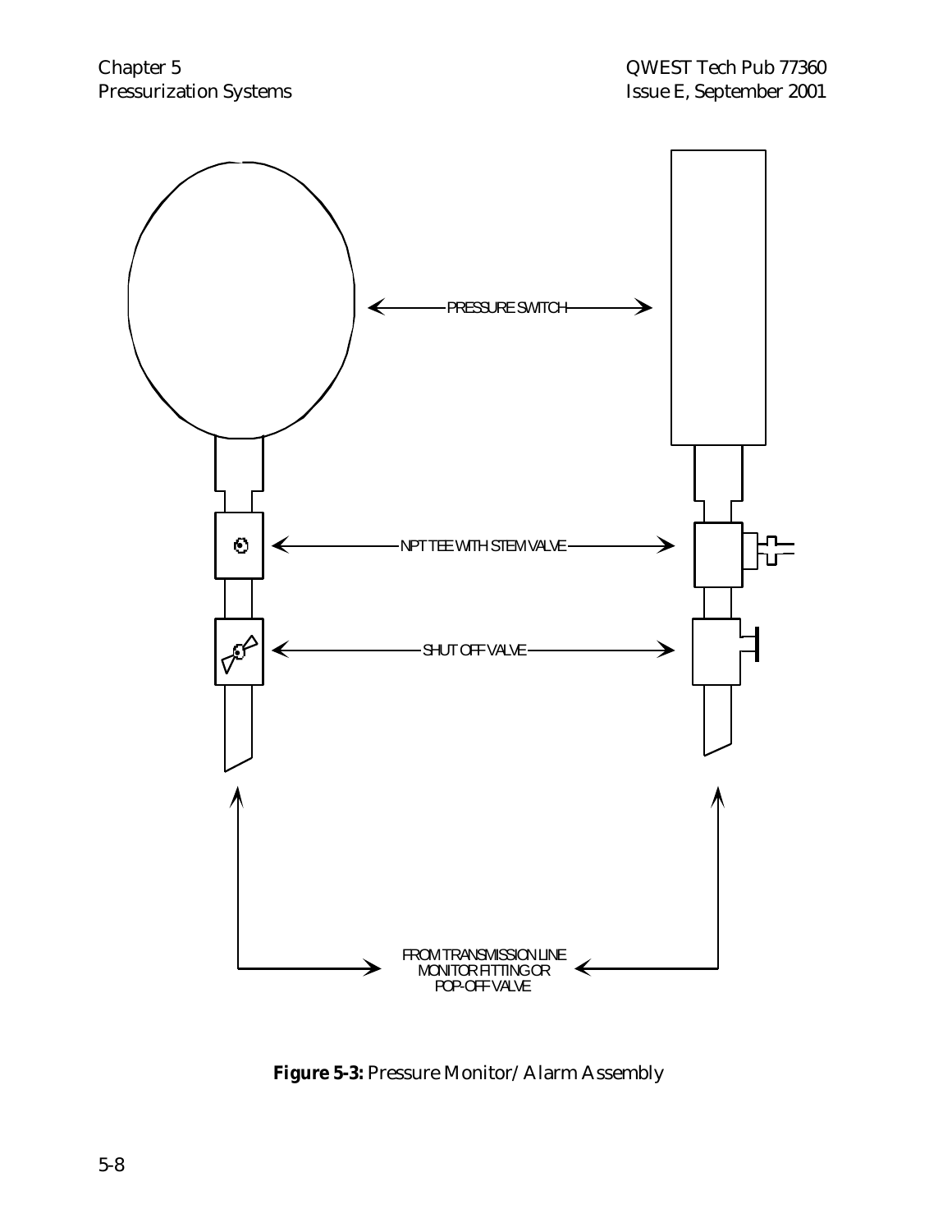PRESSURE SWITCH

NPT TEE WITH STEM VALVE

SHUT OFF VALVE

FROM TRANSMISSION LINE MONITOR FITTING OR POP-OFF VALVE

**Figure 5-3:** Pressure Monitor/Alarm Assembly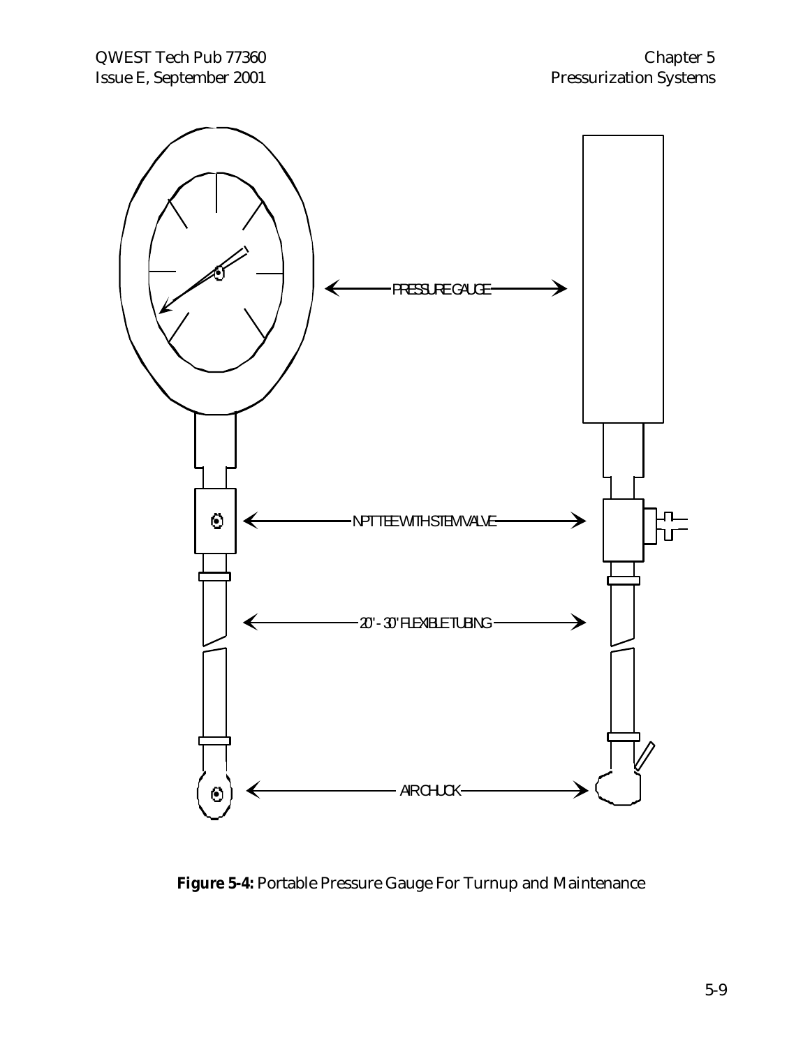PRESSURE GAUGE

NPT TEE WITH STEM VALVE

20' - 30' FLEXIBLE TUBING

AIR CHUCK

**Figure 5-4:** Portable Pressure Gauge For Turnup and Maintenance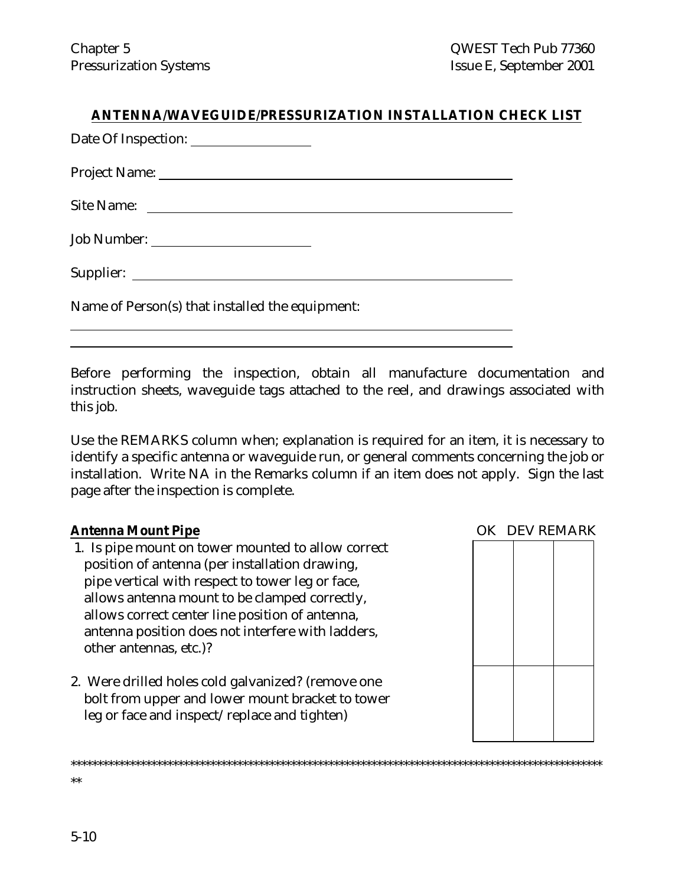## ANTENNA/WAVEGUIDE/PRESSURIZATION INSTALLATION CHECK LIST

Date Of Inspection: ________________

Project Name: ______________________________________________

Site Name: ______________________________________________

Job Number: ______________________

Supplier: ______________________________________________

Name of Person(s) that installed the equipment:

______________________________________________

______________________________________________

Before performing the inspection, obtain all manufacture documentation and instruction sheets, waveguide tags attached to the reel, and drawings associated with this job.

Use the REMARKS column when; explanation is required for an item, it is necessary to identify a specific antenna or waveguide run, or general comments concerning the job or installation. Write NA in the Remarks column if an item does not apply. Sign the last page after the inspection is complete.

| **Antenna Mount Pipe** | OK | DEV | REMARK |
|---|---|---|---|
| 1. Is pipe mount on tower mounted to allow correct position of antenna (per installation drawing, pipe vertical with respect to tower leg or face, allows antenna mount to be clamped correctly, allows correct center line position of antenna, antenna position does not interfere with ladders, other antennas, etc.)? | | | |
| 2. Were drilled holes cold galvanized? (remove one bolt from upper and lower mount bracket to tower leg or face and inspect/ replace and tighten) | | | |

****************************************************************************************************
**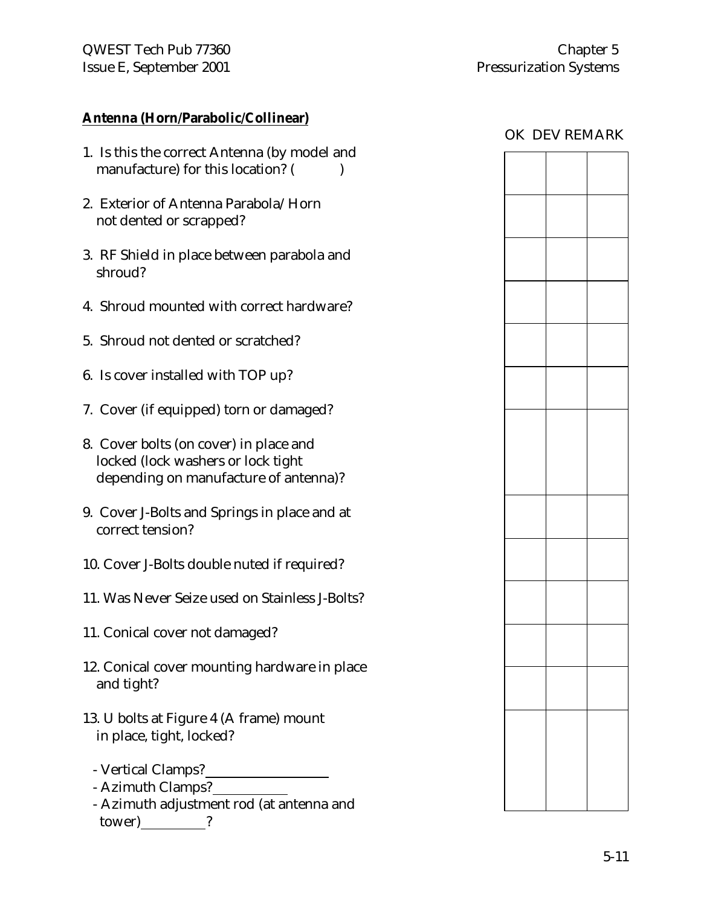**Antenna (Horn/Parabolic/Collinear)**

| | OK | DEV | REMARK |
|---|---|---|---|
| 1. Is this the correct Antenna (by model and manufacture) for this location? (          ) | | | |
| 2. Exterior of Antenna Parabola/ Horn not dented or scrapped? | | | |
| 3. RF Shield in place between parabola and shroud? | | | |
| 4. Shroud mounted with correct hardware? | | | |
| 5. Shroud not dented or scratched? | | | |
| 6. Is cover installed with TOP up? | | | |
| 7. Cover (if equipped) torn or damaged? | | | |
| 8. Cover bolts (on cover) in place and locked (lock washers or lock tight depending on manufacture of antenna)? | | | |
| 9. Cover J-Bolts and Springs in place and at correct tension? | | | |
| 10. Cover J-Bolts double nuted if required? | | | |
| 11. Was Never Seize used on Stainless J-Bolts? | | | |
| 11. Conical cover not damaged? | | | |
| 12. Conical cover mounting hardware in place and tight? | | | |
| 13. U bolts at Figure 4 (A frame) mount in place, tight, locked?<br>- Vertical Clamps?___________________<br>- Azimuth Clamps?___________<br>- Azimuth adjustment rod (at antenna and tower)__________? | | | |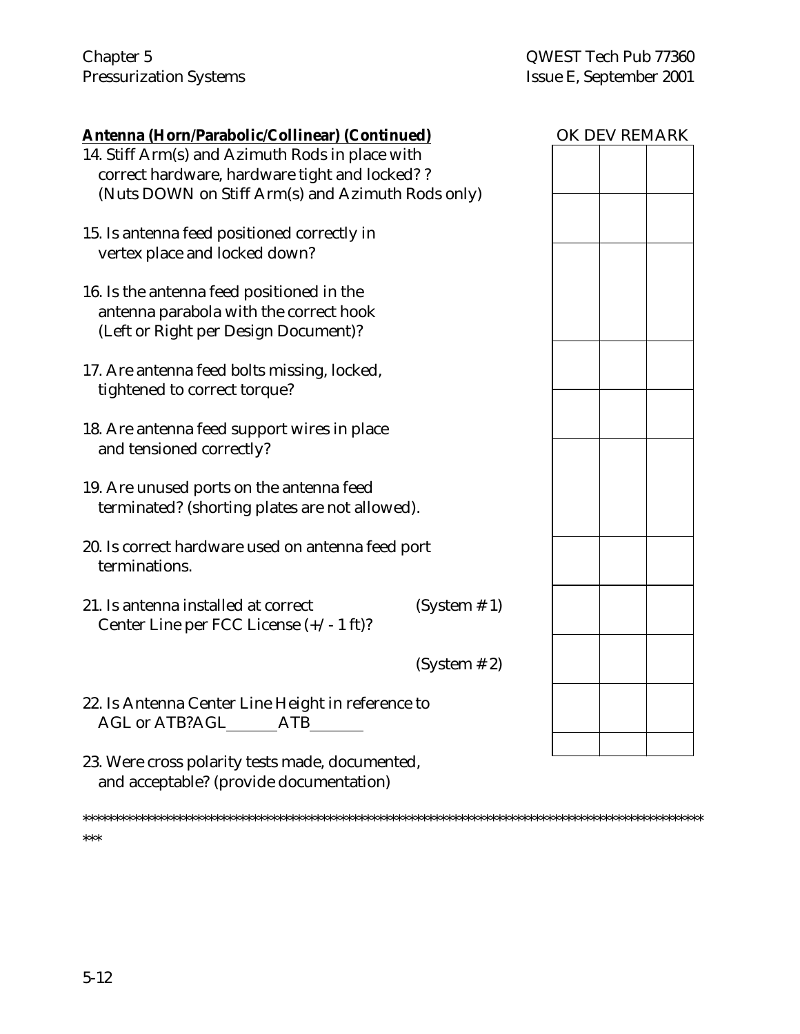**Antenna (Horn/Parabolic/Collinear) (Continued)**

| Item | OK | DEV | REMARK |
|---|---|---|---|
| 14. Stiff Arm(s) and Azimuth Rods in place with correct hardware, hardware tight and locked? ? (Nuts DOWN on Stiff Arm(s) and Azimuth Rods only) | | | |
| 15. Is antenna feed positioned correctly in vertex place and locked down? | | | |
| 16. Is the antenna feed positioned in the antenna parabola with the correct hook (Left or Right per Design Document)? | | | |
| 17. Are antenna feed bolts missing, locked, tightened to correct torque? | | | |
| 18. Are antenna feed support wires in place and tensioned correctly? | | | |
| 19. Are unused ports on the antenna feed terminated? (shorting plates are not allowed). | | | |
| 20. Is correct hardware used on antenna feed port terminations. | | | |
| 21. Is antenna installed at correct Center Line per FCC License (+/- 1 ft)? (System # 1) | | | |
| (System # 2) | | | |
| 22. Is Antenna Center Line Height in reference to AGL or ATB?AGL\_\_\_\_\_\_ ATB\_\_\_\_\_\_ | | | |
| 23. Were cross polarity tests made, documented, and acceptable? (provide documentation) | | | |

*********************************************************************************************************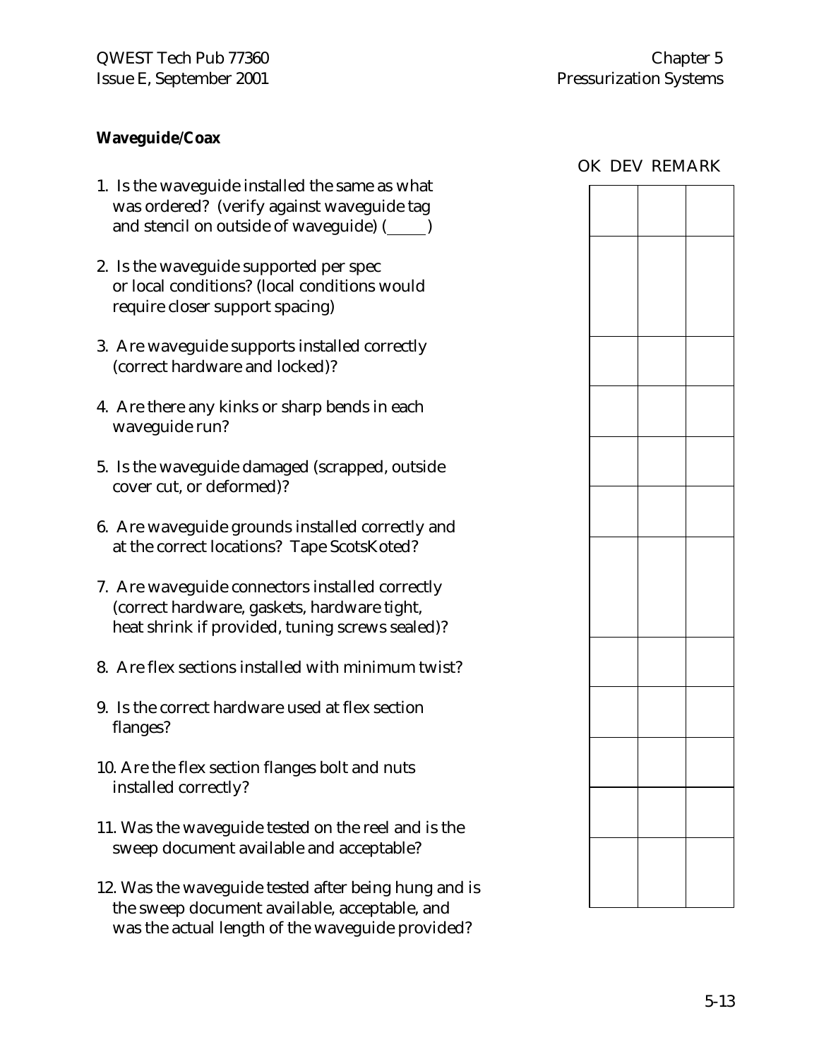**Waveguide/Coax**

| | OK | DEV | REMARK |
|---|---|---|---|
| 1. Is the waveguide installed the same as what was ordered? (verify against waveguide tag and stencil on outside of waveguide) (\_\_\_\_\_) | | | |
| 2. Is the waveguide supported per spec or local conditions? (local conditions would require closer support spacing) | | | |
| 3. Are waveguide supports installed correctly (correct hardware and locked)? | | | |
| 4. Are there any kinks or sharp bends in each waveguide run? | | | |
| 5. Is the waveguide damaged (scrapped, outside cover cut, or deformed)? | | | |
| 6. Are waveguide grounds installed correctly and at the correct locations? Tape ScotsKoted? | | | |
| 7. Are waveguide connectors installed correctly (correct hardware, gaskets, hardware tight, heat shrink if provided, tuning screws sealed)? | | | |
| 8. Are flex sections installed with minimum twist? | | | |
| 9. Is the correct hardware used at flex section flanges? | | | |
| 10. Are the flex section flanges bolt and nuts installed correctly? | | | |
| 11. Was the waveguide tested on the reel and is the sweep document available and acceptable? | | | |
| 12. Was the waveguide tested after being hung and is the sweep document available, acceptable, and was the actual length of the waveguide provided? | | | |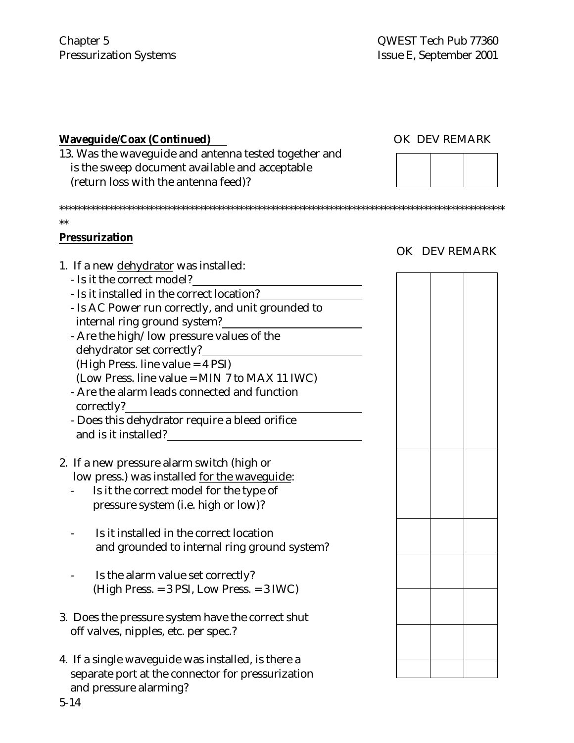**Waveguide/Coax (Continued)**

| | OK | DEV | REMARK |
|---|---|---|---|
| 13. Was the waveguide and antenna tested together and is the sweep document available and acceptable (return loss with the antenna feed)? | | | |

****************************************************************************************************
**

**Pressurization**

| | OK | DEV | REMARK |
|---|---|---|---|
| 1. If a new dehydrator was installed:<br>- Is it the correct model?<br>- Is it installed in the correct location?<br>- Is AC Power run correctly, and unit grounded to internal ring ground system?<br>- Are the high/ low pressure values of the dehydrator set correctly?<br>(High Press. line value = 4 PSI)<br>(Low Press. line value = MIN 7 to MAX 11 IWC)<br>- Are the alarm leads connected and function correctly?<br>- Does this dehydrator require a bleed orifice and is it installed? | | | |
| 2. If a new pressure alarm switch (high or low press.) was installed for the waveguide:<br>- Is it the correct model for the type of pressure system (i.e. high or low)? | | | |
| - Is it installed in the correct location and grounded to internal ring ground system? | | | |
| - Is the alarm value set correctly?<br>(High Press. = 3 PSI, Low Press. = 3 IWC) | | | |
| 3. Does the pressure system have the correct shut off valves, nipples, etc. per spec.? | | | |
| 4. If a single waveguide was installed, is there a separate port at the connector for pressurization and pressure alarming? | | | |
| | | | |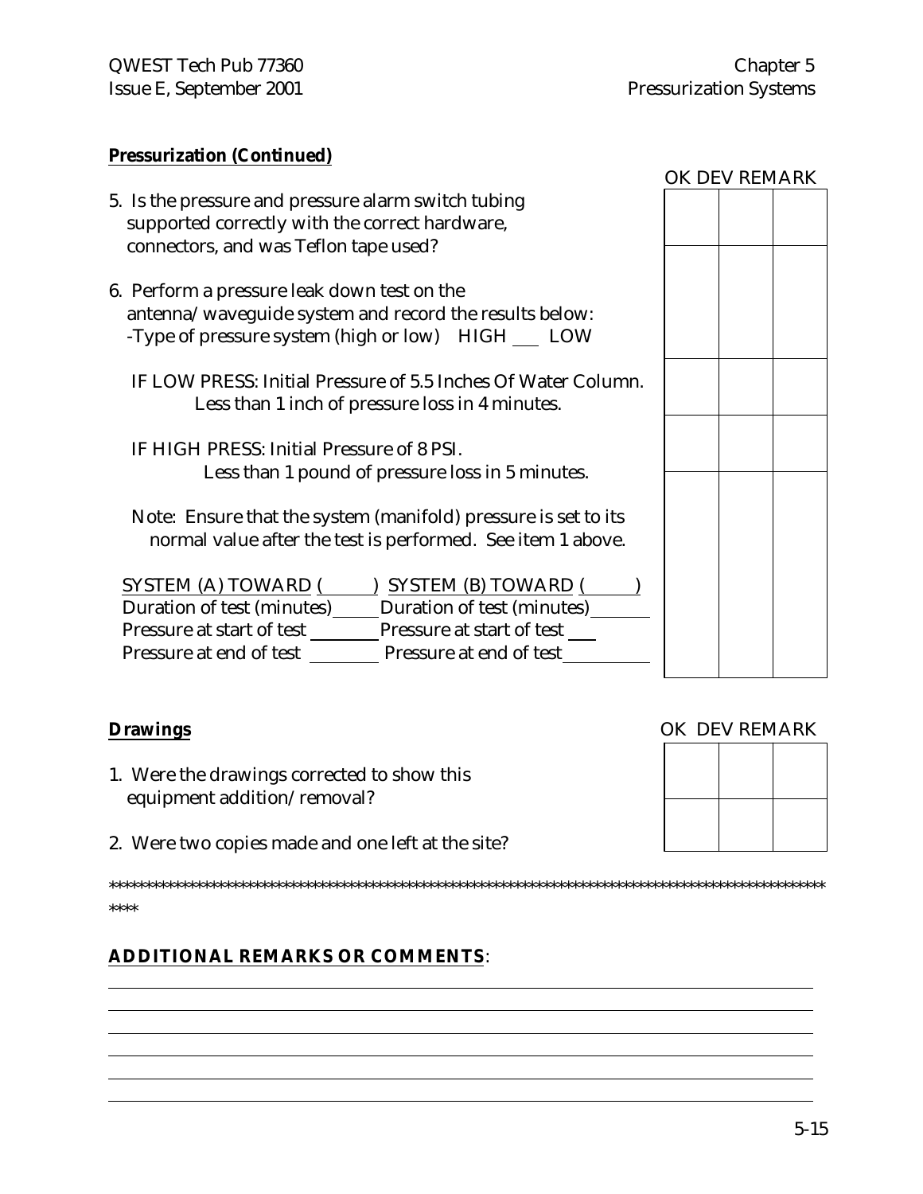**Pressurization (Continued)**

| | OK | DEV | REMARK |
|---|---|---|---|
| 5. Is the pressure and pressure alarm switch tubing supported correctly with the correct hardware, connectors, and was Teflon tape used? | | | |
| 6. Perform a pressure leak down test on the antenna/waveguide system and record the results below:<br>-Type of pressure system (high or low) HIGH ___ LOW | | | |
| IF LOW PRESS: Initial Pressure of 5.5 Inches Of Water Column. Less than 1 inch of pressure loss in 4 minutes. | | | |
| IF HIGH PRESS: Initial Pressure of 8 PSI. Less than 1 pound of pressure loss in 5 minutes. | | | |
| Note: Ensure that the system (manifold) pressure is set to its normal value after the test is performed. See item 1 above.<br><br>SYSTEM (A) TOWARD (\_\_\_\_\_) SYSTEM (B) TOWARD (\_\_\_\_\_)<br>Duration of test (minutes)\_\_\_\_\_ Duration of test (minutes)\_\_\_\_\_\_\_<br>Pressure at start of test \_\_\_\_\_\_\_\_ Pressure at start of test \_\_\_<br>Pressure at end of test \_\_\_\_\_\_\_\_ Pressure at end of test\_\_\_\_\_\_\_\_\_\_ | | | |

**Drawings**

| | OK | DEV | REMARK |
|---|---|---|---|
| 1. Were the drawings corrected to show this equipment addition/removal? | | | |
| 2. Were two copies made and one left at the site? | | | |

****************************************************************************************************

**ADDITIONAL REMARKS OR COMMENTS**:

\_\_\_\_\_\_\_\_\_\_\_\_\_\_\_\_\_\_\_\_\_\_\_\_\_\_\_\_\_\_\_\_\_\_\_\_\_\_\_\_\_\_\_\_\_\_\_\_\_\_\_\_\_\_\_\_\_\_\_\_\_\_\_\_\_\_\_\_\_\_\_\_\_\_\_\_\_\_

\_\_\_\_\_\_\_\_\_\_\_\_\_\_\_\_\_\_\_\_\_\_\_\_\_\_\_\_\_\_\_\_\_\_\_\_\_\_\_\_\_\_\_\_\_\_\_\_\_\_\_\_\_\_\_\_\_\_\_\_\_\_\_\_\_\_\_\_\_\_\_\_\_\_\_\_\_\_

\_\_\_\_\_\_\_\_\_\_\_\_\_\_\_\_\_\_\_\_\_\_\_\_\_\_\_\_\_\_\_\_\_\_\_\_\_\_\_\_\_\_\_\_\_\_\_\_\_\_\_\_\_\_\_\_\_\_\_\_\_\_\_\_\_\_\_\_\_\_\_\_\_\_\_\_\_\_

\_\_\_\_\_\_\_\_\_\_\_\_\_\_\_\_\_\_\_\_\_\_\_\_\_\_\_\_\_\_\_\_\_\_\_\_\_\_\_\_\_\_\_\_\_\_\_\_\_\_\_\_\_\_\_\_\_\_\_\_\_\_\_\_\_\_\_\_\_\_\_\_\_\_\_\_\_\_

\_\_\_\_\_\_\_\_\_\_\_\_\_\_\_\_\_\_\_\_\_\_\_\_\_\_\_\_\_\_\_\_\_\_\_\_\_\_\_\_\_\_\_\_\_\_\_\_\_\_\_\_\_\_\_\_\_\_\_\_\_\_\_\_\_\_\_\_\_\_\_\_\_\_\_\_\_\_

\_\_\_\_\_\_\_\_\_\_\_\_\_\_\_\_\_\_\_\_\_\_\_\_\_\_\_\_\_\_\_\_\_\_\_\_\_\_\_\_\_\_\_\_\_\_\_\_\_\_\_\_\_\_\_\_\_\_\_\_\_\_\_\_\_\_\_\_\_\_\_\_\_\_\_\_\_\_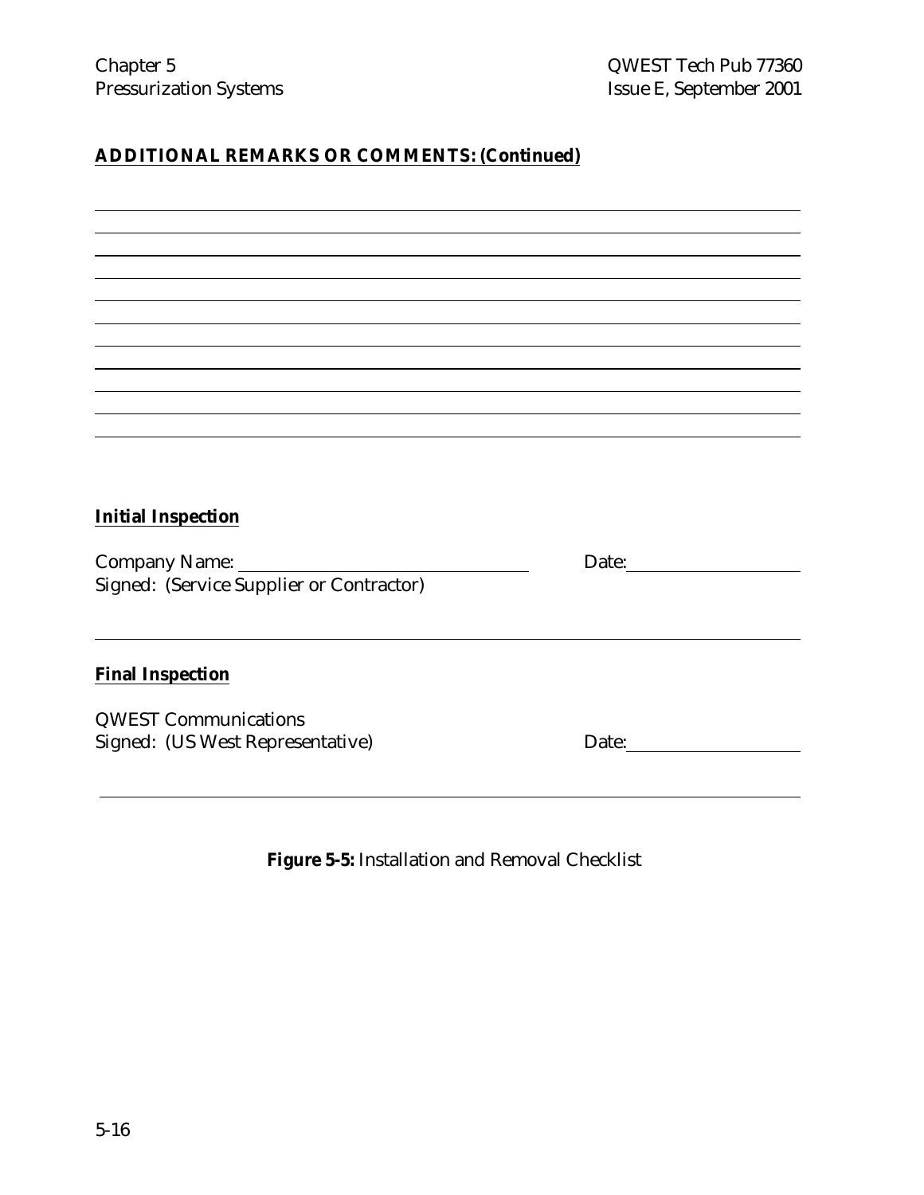**ADDITIONAL REMARKS OR COMMENTS: (Continued)**

**Initial Inspection**

Company Name: \_\_\_\_\_\_\_\_\_\_\_\_\_\_\_\_\_\_\_\_\_\_\_\_\_\_\_\_\_\_ Date: \_\_\_\_\_\_\_\_\_\_\_\_\_\_\_\_\_\_
Signed: (Service Supplier or Contractor)

**Final Inspection**

QWEST Communications
Signed: (US West Representative) Date: \_\_\_\_\_\_\_\_\_\_\_\_\_\_\_\_\_\_

**Figure 5-5:** Installation and Removal Checklist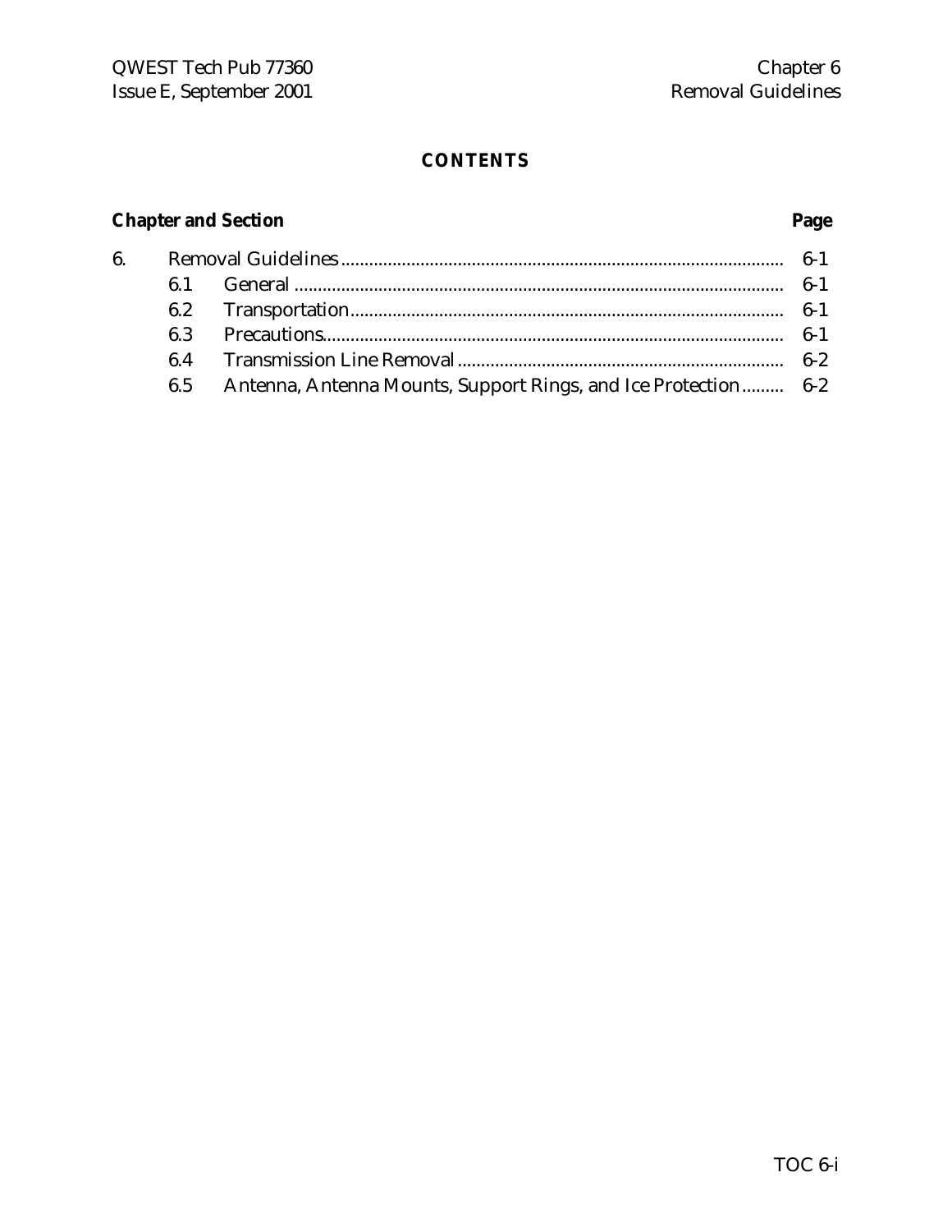**CONTENTS**

| Chapter and Section | | | Page |
|---|---|---|---|
| 6. | | Removal Guidelines | 6-1 |
| | 6.1 | General | 6-1 |
| | 6.2 | Transportation | 6-1 |
| | 6.3 | Precautions | 6-1 |
| | 6.4 | Transmission Line Removal | 6-2 |
| | 6.5 | Antenna, Antenna Mounts, Support Rings, and Ice Protection | 6-2 |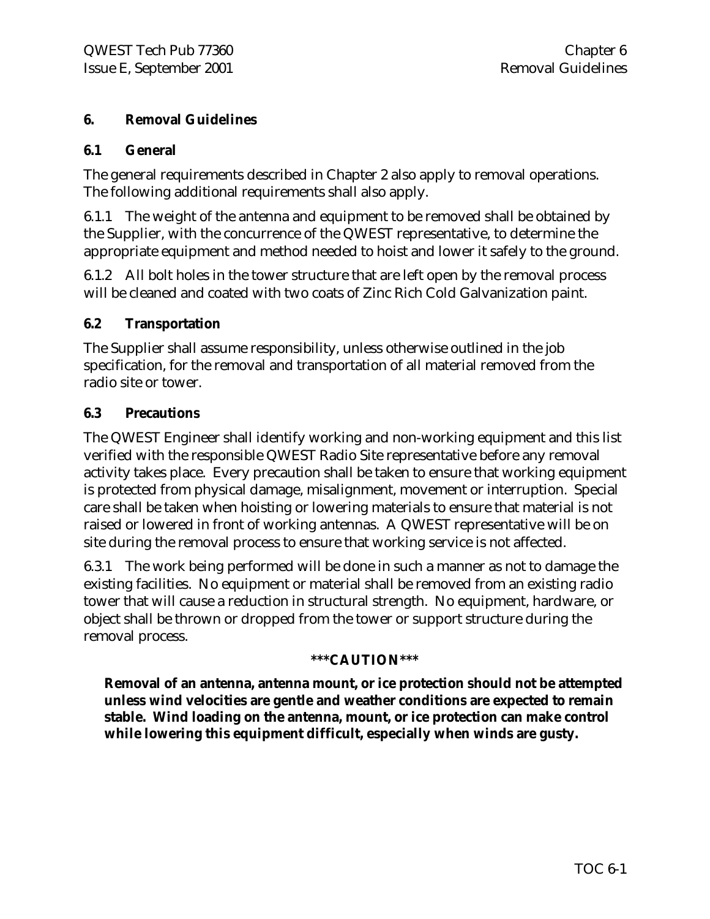# 6. Removal Guidelines

## 6.1 General

The general requirements described in Chapter 2 also apply to removal operations. The following additional requirements shall also apply.

6.1.1 The weight of the antenna and equipment to be removed shall be obtained by the Supplier, with the concurrence of the QWEST representative, to determine the appropriate equipment and method needed to hoist and lower it safely to the ground.

6.1.2 All bolt holes in the tower structure that are left open by the removal process will be cleaned and coated with two coats of Zinc Rich Cold Galvanization paint.

## 6.2 Transportation

The Supplier shall assume responsibility, unless otherwise outlined in the job specification, for the removal and transportation of all material removed from the radio site or tower.

## 6.3 Precautions

The QWEST Engineer shall identify working and non-working equipment and this list verified with the responsible QWEST Radio Site representative before any removal activity takes place. Every precaution shall be taken to ensure that working equipment is protected from physical damage, misalignment, movement or interruption. Special care shall be taken when hoisting or lowering materials to ensure that material is not raised or lowered in front of working antennas. A QWEST representative will be on site during the removal process to ensure that working service is not affected.

6.3.1 The work being performed will be done in such a manner as not to damage the existing facilities. No equipment or material shall be removed from an existing radio tower that will cause a reduction in structural strength. No equipment, hardware, or object shall be thrown or dropped from the tower or support structure during the removal process.

**\*\*\*CAUTION\*\*\***

**Removal of an antenna, antenna mount, or ice protection should not be attempted unless wind velocities are gentle and weather conditions are expected to remain stable. Wind loading on the antenna, mount, or ice protection can make control while lowering this equipment difficult, especially when winds are gusty.**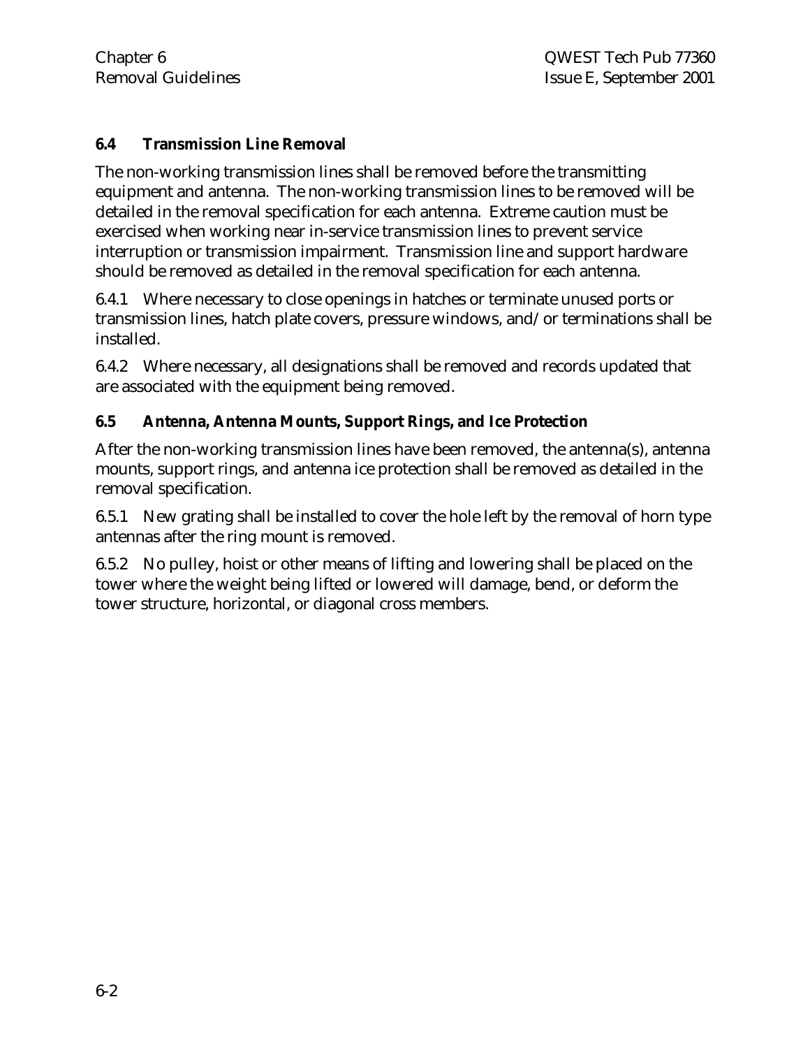## 6.4 Transmission Line Removal

The non-working transmission lines shall be removed before the transmitting equipment and antenna. The non-working transmission lines to be removed will be detailed in the removal specification for each antenna. Extreme caution must be exercised when working near in-service transmission lines to prevent service interruption or transmission impairment. Transmission line and support hardware should be removed as detailed in the removal specification for each antenna.

6.4.1 Where necessary to close openings in hatches or terminate unused ports or transmission lines, hatch plate covers, pressure windows, and/or terminations shall be installed.

6.4.2 Where necessary, all designations shall be removed and records updated that are associated with the equipment being removed.

## 6.5 Antenna, Antenna Mounts, Support Rings, and Ice Protection

After the non-working transmission lines have been removed, the antenna(s), antenna mounts, support rings, and antenna ice protection shall be removed as detailed in the removal specification.

6.5.1 New grating shall be installed to cover the hole left by the removal of horn type antennas after the ring mount is removed.

6.5.2 No pulley, hoist or other means of lifting and lowering shall be placed on the tower where the weight being lifted or lowered will damage, bend, or deform the tower structure, horizontal, or diagonal cross members.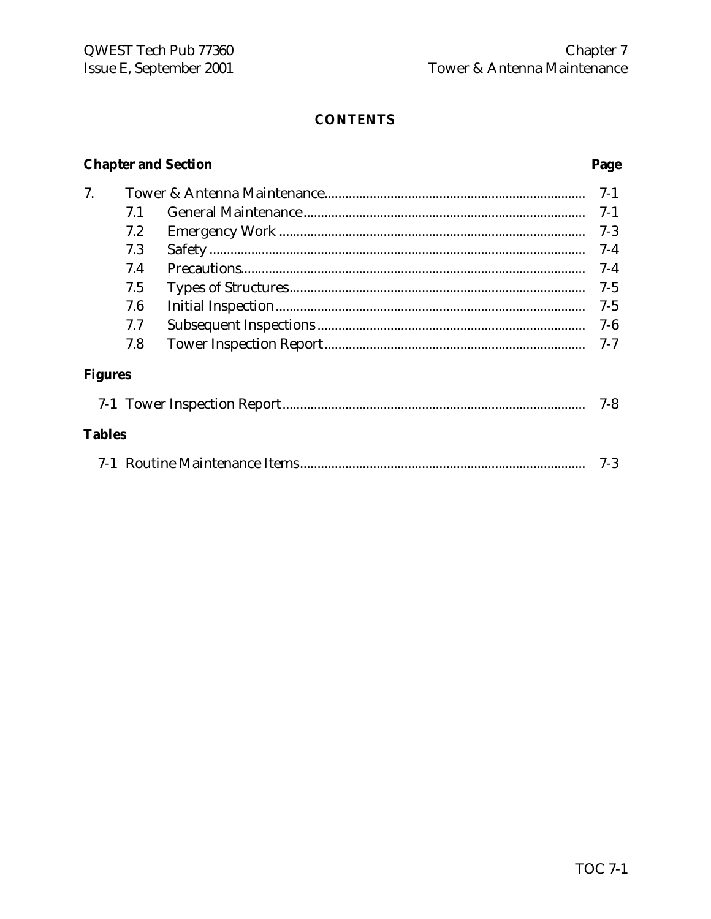# CONTENTS

| Chapter and Section | | Page |
|---|---|---|
| 7. | Tower & Antenna Maintenance | 7-1 |
| 7.1 | General Maintenance | 7-1 |
| 7.2 | Emergency Work | 7-3 |
| 7.3 | Safety | 7-4 |
| 7.4 | Precautions | 7-4 |
| 7.5 | Types of Structures | 7-5 |
| 7.6 | Initial Inspection | 7-5 |
| 7.7 | Subsequent Inspections | 7-6 |
| 7.8 | Tower Inspection Report | 7-7 |

**Figures**

| | | |
|---|---|---|
| 7-1 | Tower Inspection Report | 7-8 |

**Tables**

| | | |
|---|---|---|
| 7-1 | Routine Maintenance Items | 7-3 |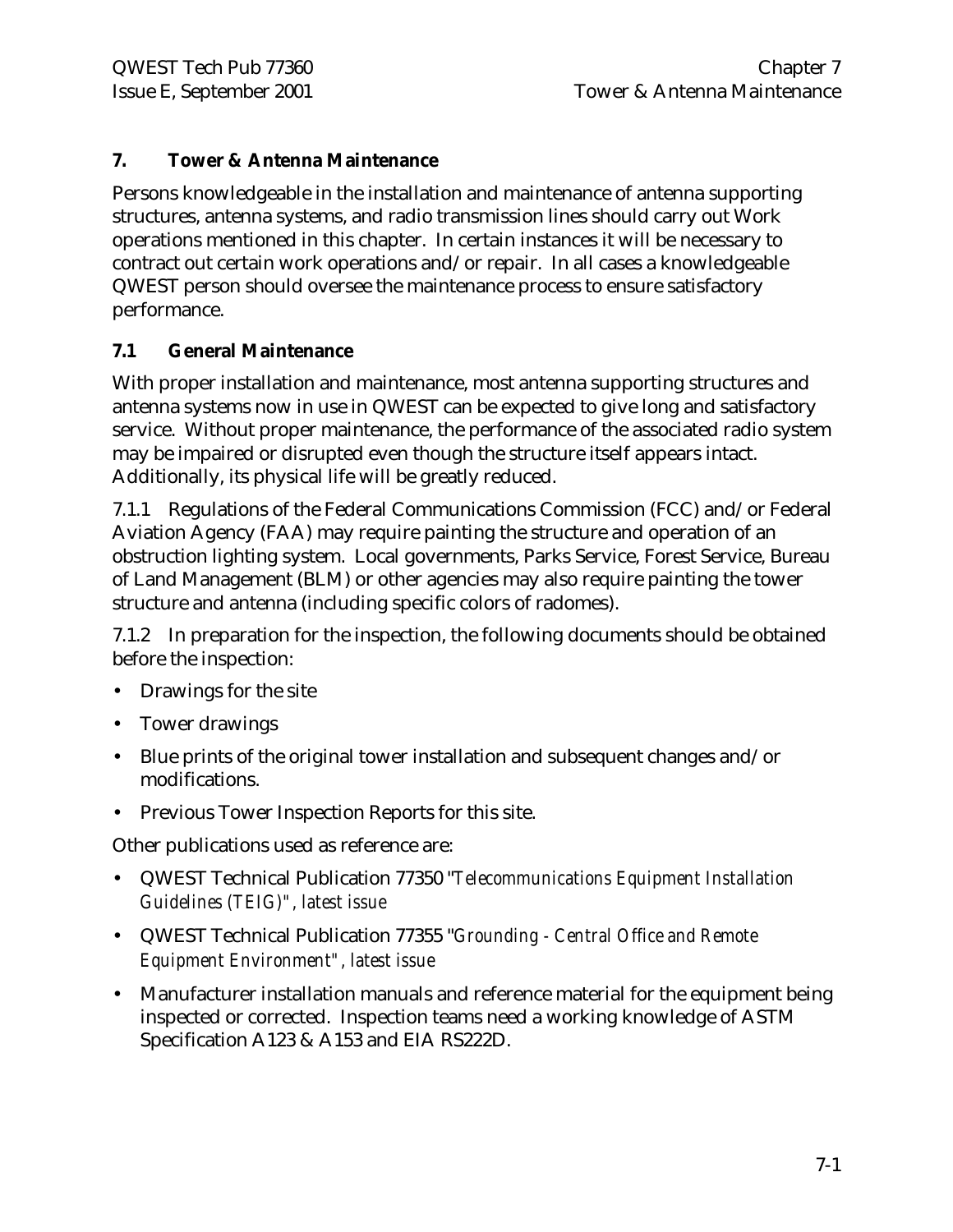## 7. Tower & Antenna Maintenance

Persons knowledgeable in the installation and maintenance of antenna supporting structures, antenna systems, and radio transmission lines should carry out Work operations mentioned in this chapter. In certain instances it will be necessary to contract out certain work operations and/or repair. In all cases a knowledgeable QWEST person should oversee the maintenance process to ensure satisfactory performance.

### 7.1 General Maintenance

With proper installation and maintenance, most antenna supporting structures and antenna systems now in use in QWEST can be expected to give long and satisfactory service. Without proper maintenance, the performance of the associated radio system may be impaired or disrupted even though the structure itself appears intact. Additionally, its physical life will be greatly reduced.

7.1.1 Regulations of the Federal Communications Commission (FCC) and/or Federal Aviation Agency (FAA) may require painting the structure and operation of an obstruction lighting system. Local governments, Parks Service, Forest Service, Bureau of Land Management (BLM) or other agencies may also require painting the tower structure and antenna (including specific colors of radomes).

7.1.2 In preparation for the inspection, the following documents should be obtained before the inspection:

- Drawings for the site
- Tower drawings
- Blue prints of the original tower installation and subsequent changes and/or modifications.
- Previous Tower Inspection Reports for this site.

Other publications used as reference are:

- QWEST Technical Publication 77350 "*Telecommunications Equipment Installation Guidelines (TEIG)", latest issue*
- QWEST Technical Publication 77355 "*Grounding - Central Office and Remote Equipment Environment", latest issue*
- Manufacturer installation manuals and reference material for the equipment being inspected or corrected. Inspection teams need a working knowledge of ASTM Specification A123 & A153 and EIA RS222D.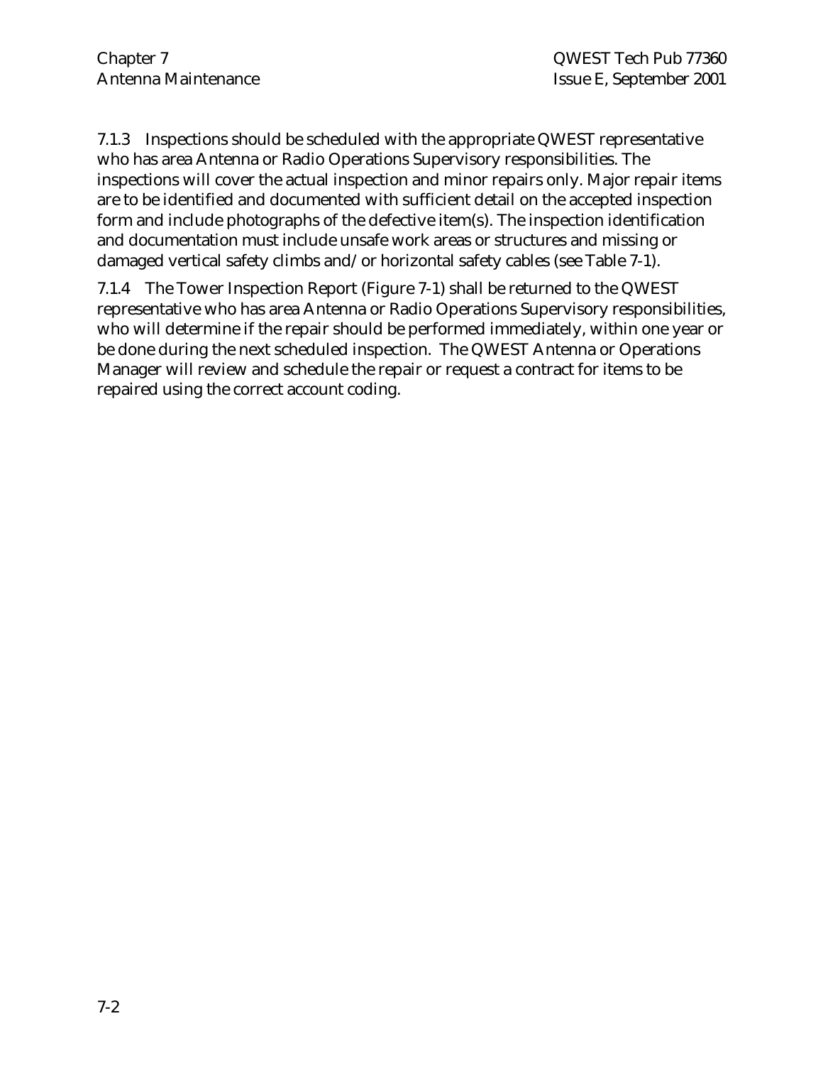7.1.3 Inspections should be scheduled with the appropriate QWEST representative who has area Antenna or Radio Operations Supervisory responsibilities. The inspections will cover the actual inspection and minor repairs only. Major repair items are to be identified and documented with sufficient detail on the accepted inspection form and include photographs of the defective item(s). The inspection identification and documentation must include unsafe work areas or structures and missing or damaged vertical safety climbs and/or horizontal safety cables (see Table 7-1).

7.1.4 The Tower Inspection Report (Figure 7-1) shall be returned to the QWEST representative who has area Antenna or Radio Operations Supervisory responsibilities, who will determine if the repair should be performed immediately, within one year or be done during the next scheduled inspection. The QWEST Antenna or Operations Manager will review and schedule the repair or request a contract for items to be repaired using the correct account coding.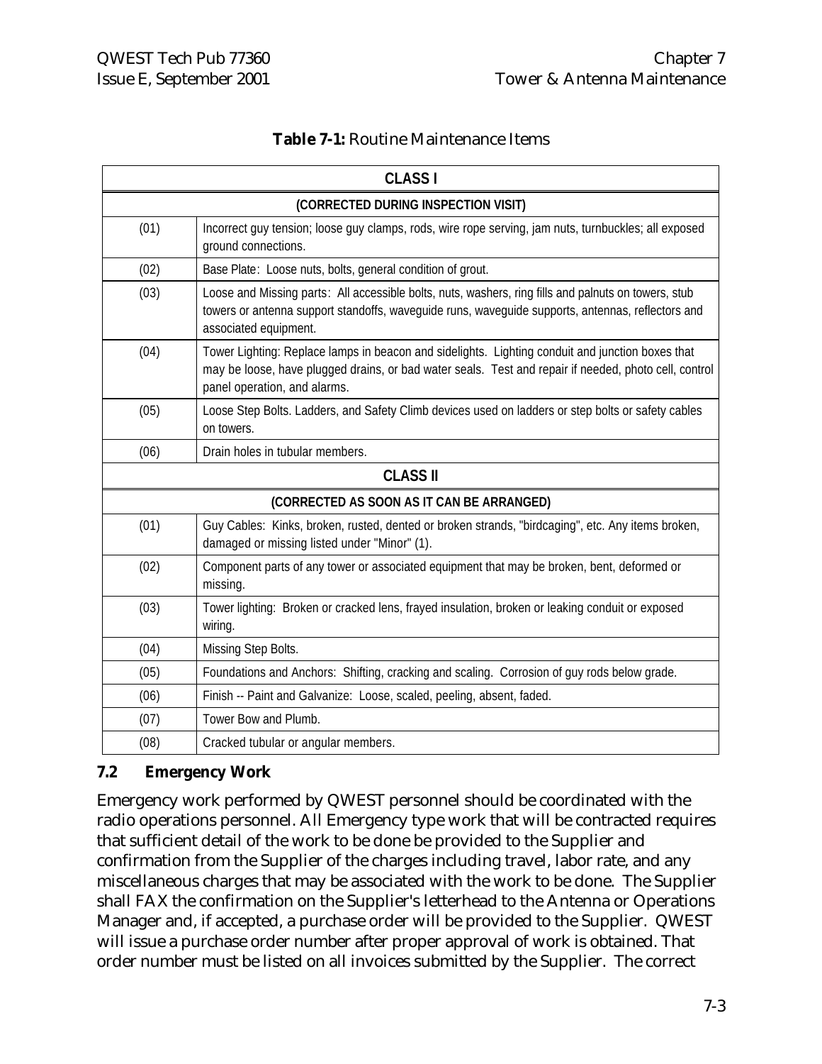**Table 7-1:** Routine Maintenance Items

| CLASS I | |
|---|---|
| **(CORRECTED DURING INSPECTION VISIT)** | |
| (01) | Incorrect guy tension; loose guy clamps, rods, wire rope serving, jam nuts, turnbuckles; all exposed ground connections. |
| (02) | Base Plate: Loose nuts, bolts, general condition of grout. |
| (03) | Loose and Missing parts: All accessible bolts, nuts, washers, ring fills and palnuts on towers, stub towers or antenna support standoffs, waveguide runs, waveguide supports, antennas, reflectors and associated equipment. |
| (04) | Tower Lighting: Replace lamps in beacon and sidelights. Lighting conduit and junction boxes that may be loose, have plugged drains, or bad water seals. Test and repair if needed, photo cell, control panel operation, and alarms. |
| (05) | Loose Step Bolts. Ladders, and Safety Climb devices used on ladders or step bolts or safety cables on towers. |
| (06) | Drain holes in tubular members. |
| **CLASS II** | |
| **(CORRECTED AS SOON AS IT CAN BE ARRANGED)** | |
| (01) | Guy Cables: Kinks, broken, rusted, dented or broken strands, "birdcaging", etc. Any items broken, damaged or missing listed under "Minor" (1). |
| (02) | Component parts of any tower or associated equipment that may be broken, bent, deformed or missing. |
| (03) | Tower lighting: Broken or cracked lens, frayed insulation, broken or leaking conduit or exposed wiring. |
| (04) | Missing Step Bolts. |
| (05) | Foundations and Anchors: Shifting, cracking and scaling. Corrosion of guy rods below grade. |
| (06) | Finish -- Paint and Galvanize: Loose, scaled, peeling, absent, faded. |
| (07) | Tower Bow and Plumb. |
| (08) | Cracked tubular or angular members. |

## 7.2 Emergency Work

Emergency work performed by QWEST personnel should be coordinated with the radio operations personnel. All Emergency type work that will be contracted requires that sufficient detail of the work to be done be provided to the Supplier and confirmation from the Supplier of the charges including travel, labor rate, and any miscellaneous charges that may be associated with the work to be done. The Supplier shall FAX the confirmation on the Supplier's letterhead to the Antenna or Operations Manager and, if accepted, a purchase order will be provided to the Supplier. QWEST will issue a purchase order number after proper approval of work is obtained. That order number must be listed on all invoices submitted by the Supplier. The correct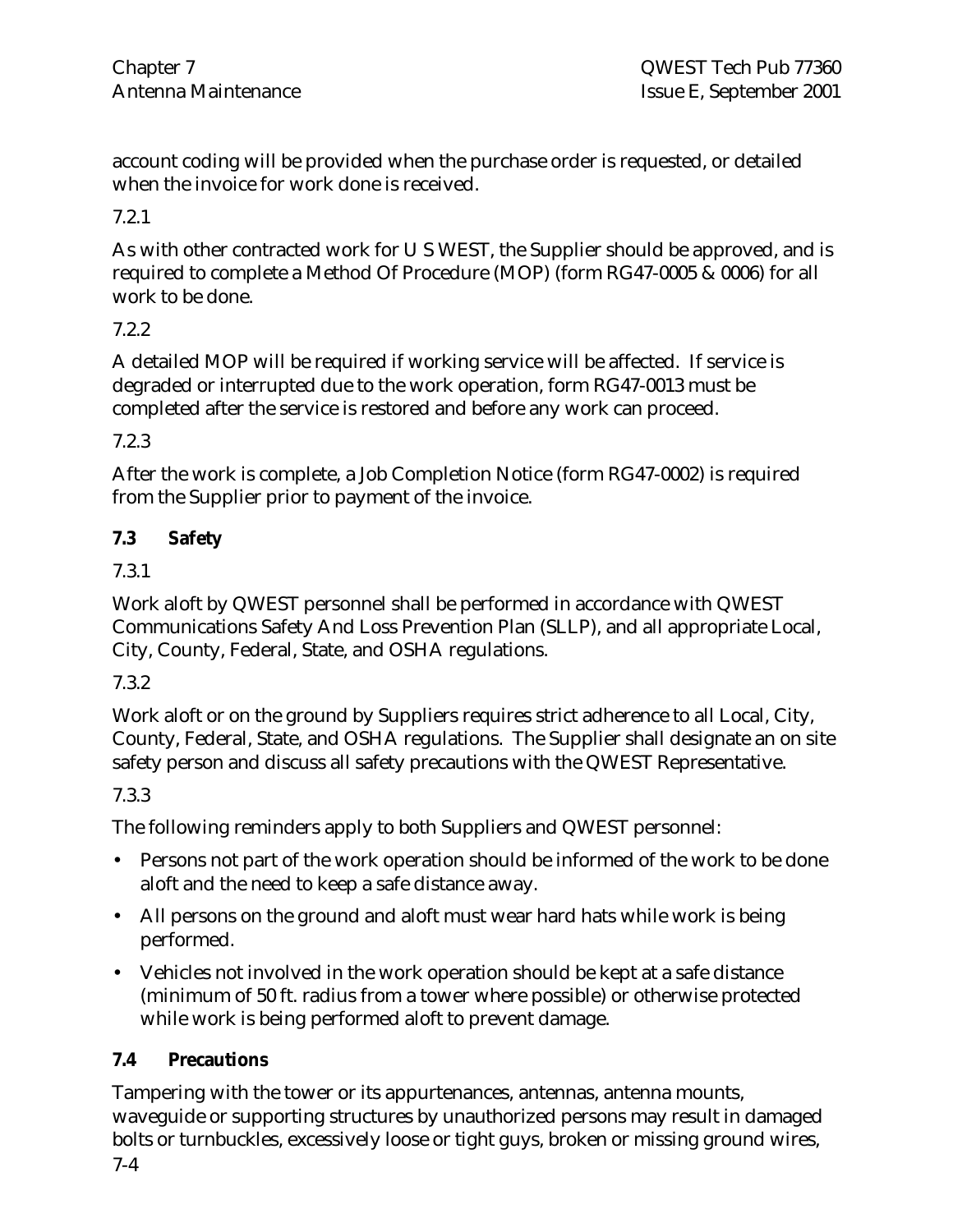account coding will be provided when the purchase order is requested, or detailed when the invoice for work done is received.

7.2.1

As with other contracted work for U S WEST, the Supplier should be approved, and is required to complete a Method Of Procedure (MOP) (form RG47-0005 & 0006) for all work to be done.

7.2.2

A detailed MOP will be required if working service will be affected. If service is degraded or interrupted due to the work operation, form RG47-0013 must be completed after the service is restored and before any work can proceed.

7.2.3

After the work is complete, a Job Completion Notice (form RG47-0002) is required from the Supplier prior to payment of the invoice.

## 7.3 Safety

7.3.1

Work aloft by QWEST personnel shall be performed in accordance with QWEST Communications Safety And Loss Prevention Plan (SLLP), and all appropriate Local, City, County, Federal, State, and OSHA regulations.

7.3.2

Work aloft or on the ground by Suppliers requires strict adherence to all Local, City, County, Federal, State, and OSHA regulations. The Supplier shall designate an on site safety person and discuss all safety precautions with the QWEST Representative.

7.3.3

The following reminders apply to both Suppliers and QWEST personnel:

- Persons not part of the work operation should be informed of the work to be done aloft and the need to keep a safe distance away.
- All persons on the ground and aloft must wear hard hats while work is being performed.
- Vehicles not involved in the work operation should be kept at a safe distance (minimum of 50 ft. radius from a tower where possible) or otherwise protected while work is being performed aloft to prevent damage.

## 7.4 Precautions

Tampering with the tower or its appurtenances, antennas, antenna mounts, waveguide or supporting structures by unauthorized persons may result in damaged bolts or turnbuckles, excessively loose or tight guys, broken or missing ground wires,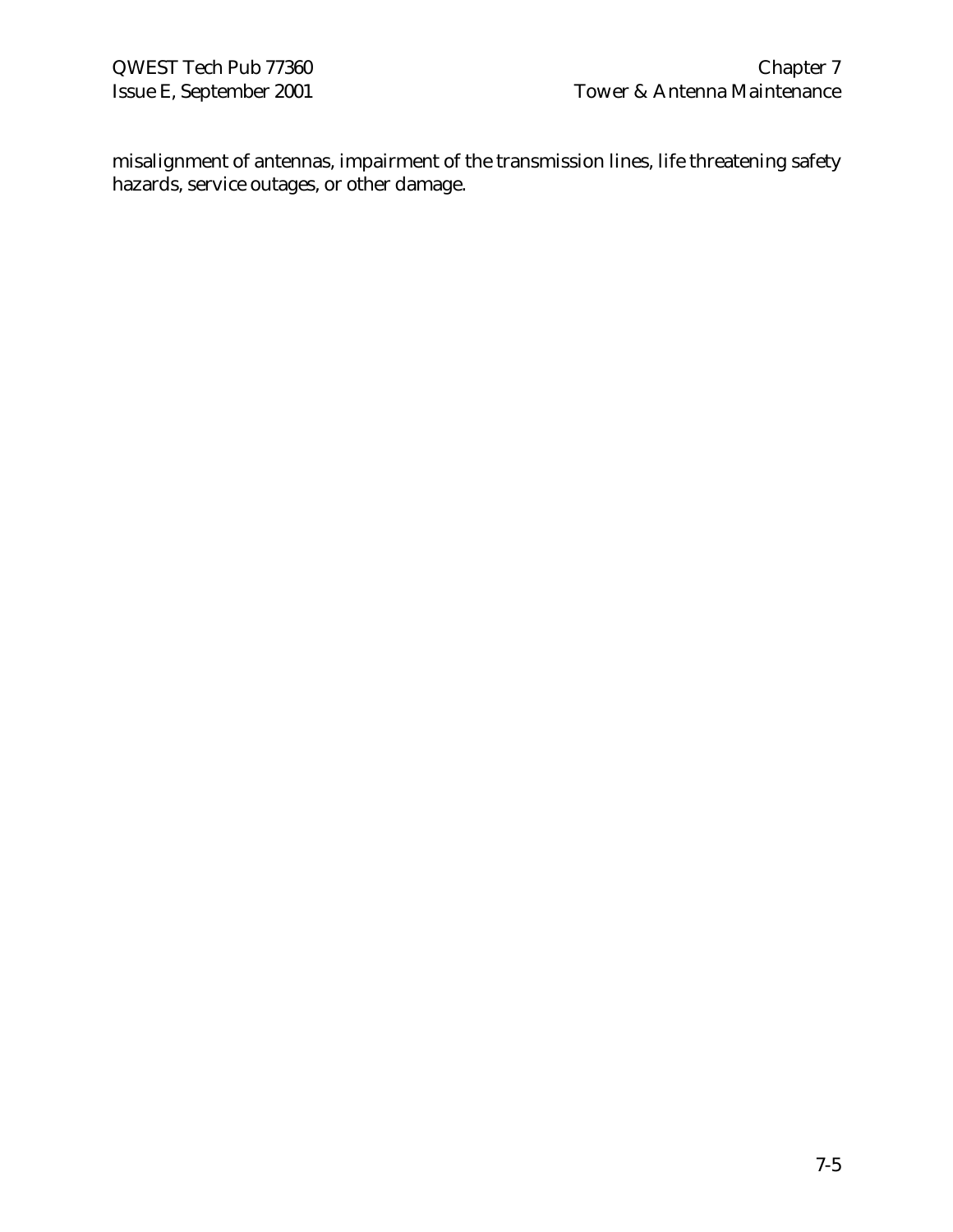misalignment of antennas, impairment of the transmission lines, life threatening safety hazards, service outages, or other damage.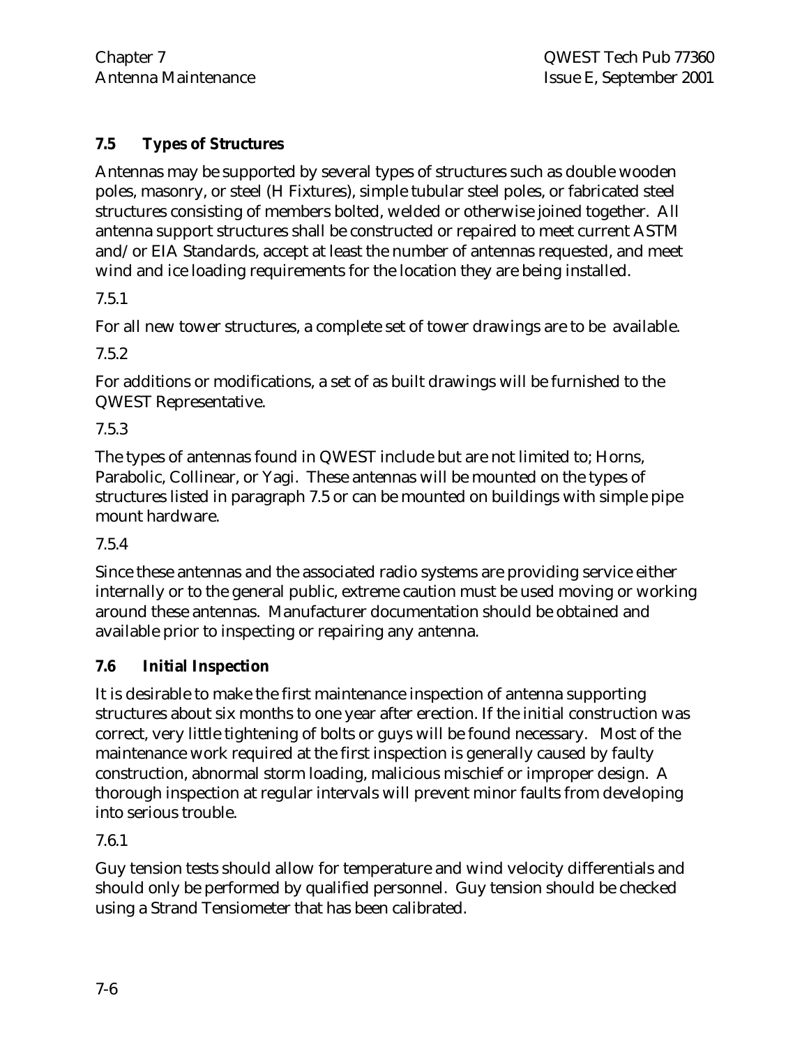## 7.5 Types of Structures

Antennas may be supported by several types of structures such as double wooden poles, masonry, or steel (H Fixtures), simple tubular steel poles, or fabricated steel structures consisting of members bolted, welded or otherwise joined together. All antenna support structures shall be constructed or repaired to meet current ASTM and/or EIA Standards, accept at least the number of antennas requested, and meet wind and ice loading requirements for the location they are being installed.

7.5.1

For all new tower structures, a complete set of tower drawings are to be available.

7.5.2

For additions or modifications, a set of as built drawings will be furnished to the QWEST Representative.

7.5.3

The types of antennas found in QWEST include but are not limited to; Horns, Parabolic, Collinear, or Yagi. These antennas will be mounted on the types of structures listed in paragraph 7.5 or can be mounted on buildings with simple pipe mount hardware.

7.5.4

Since these antennas and the associated radio systems are providing service either internally or to the general public, extreme caution must be used moving or working around these antennas. Manufacturer documentation should be obtained and available prior to inspecting or repairing any antenna.

## 7.6 Initial Inspection

It is desirable to make the first maintenance inspection of antenna supporting structures about six months to one year after erection. If the initial construction was correct, very little tightening of bolts or guys will be found necessary. Most of the maintenance work required at the first inspection is generally caused by faulty construction, abnormal storm loading, malicious mischief or improper design. A thorough inspection at regular intervals will prevent minor faults from developing into serious trouble.

7.6.1

Guy tension tests should allow for temperature and wind velocity differentials and should only be performed by qualified personnel. Guy tension should be checked using a Strand Tensiometer that has been calibrated.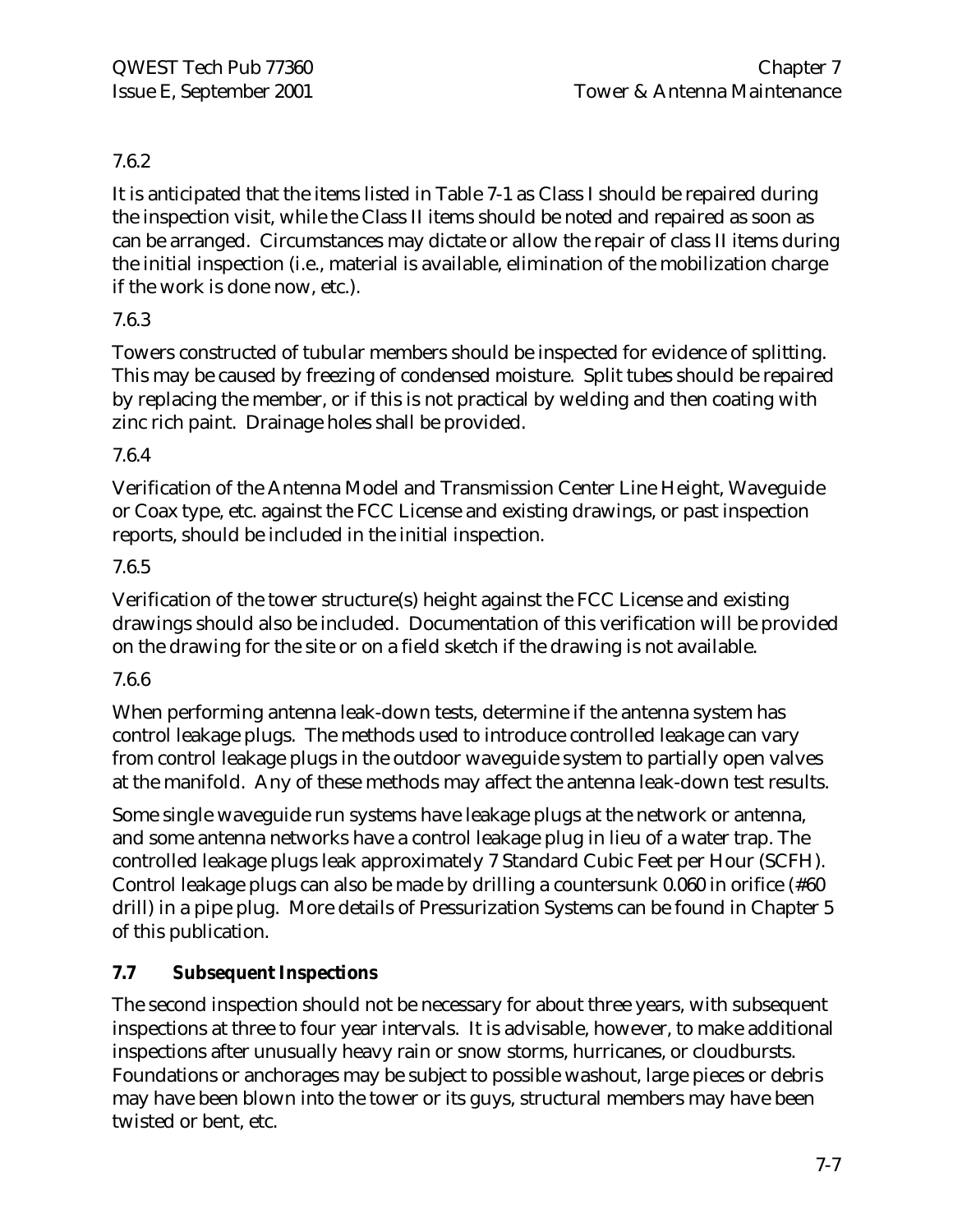7.6.2

It is anticipated that the items listed in Table 7-1 as Class I should be repaired during the inspection visit, while the Class II items should be noted and repaired as soon as can be arranged. Circumstances may dictate or allow the repair of class II items during the initial inspection (i.e., material is available, elimination of the mobilization charge if the work is done now, etc.).

7.6.3

Towers constructed of tubular members should be inspected for evidence of splitting. This may be caused by freezing of condensed moisture. Split tubes should be repaired by replacing the member, or if this is not practical by welding and then coating with zinc rich paint. Drainage holes shall be provided.

7.6.4

Verification of the Antenna Model and Transmission Center Line Height, Waveguide or Coax type, etc. against the FCC License and existing drawings, or past inspection reports, should be included in the initial inspection.

7.6.5

Verification of the tower structure(s) height against the FCC License and existing drawings should also be included. Documentation of this verification will be provided on the drawing for the site or on a field sketch if the drawing is not available.

7.6.6

When performing antenna leak-down tests, determine if the antenna system has control leakage plugs. The methods used to introduce controlled leakage can vary from control leakage plugs in the outdoor waveguide system to partially open valves at the manifold. Any of these methods may affect the antenna leak-down test results.

Some single waveguide run systems have leakage plugs at the network or antenna, and some antenna networks have a control leakage plug in lieu of a water trap. The controlled leakage plugs leak approximately 7 Standard Cubic Feet per Hour (SCFH). Control leakage plugs can also be made by drilling a countersunk 0.060 in orifice (#60 drill) in a pipe plug. More details of Pressurization Systems can be found in Chapter 5 of this publication.

## 7.7 Subsequent Inspections

The second inspection should not be necessary for about three years, with subsequent inspections at three to four year intervals. It is advisable, however, to make additional inspections after unusually heavy rain or snow storms, hurricanes, or cloudbursts. Foundations or anchorages may be subject to possible washout, large pieces or debris may have been blown into the tower or its guys, structural members may have been twisted or bent, etc.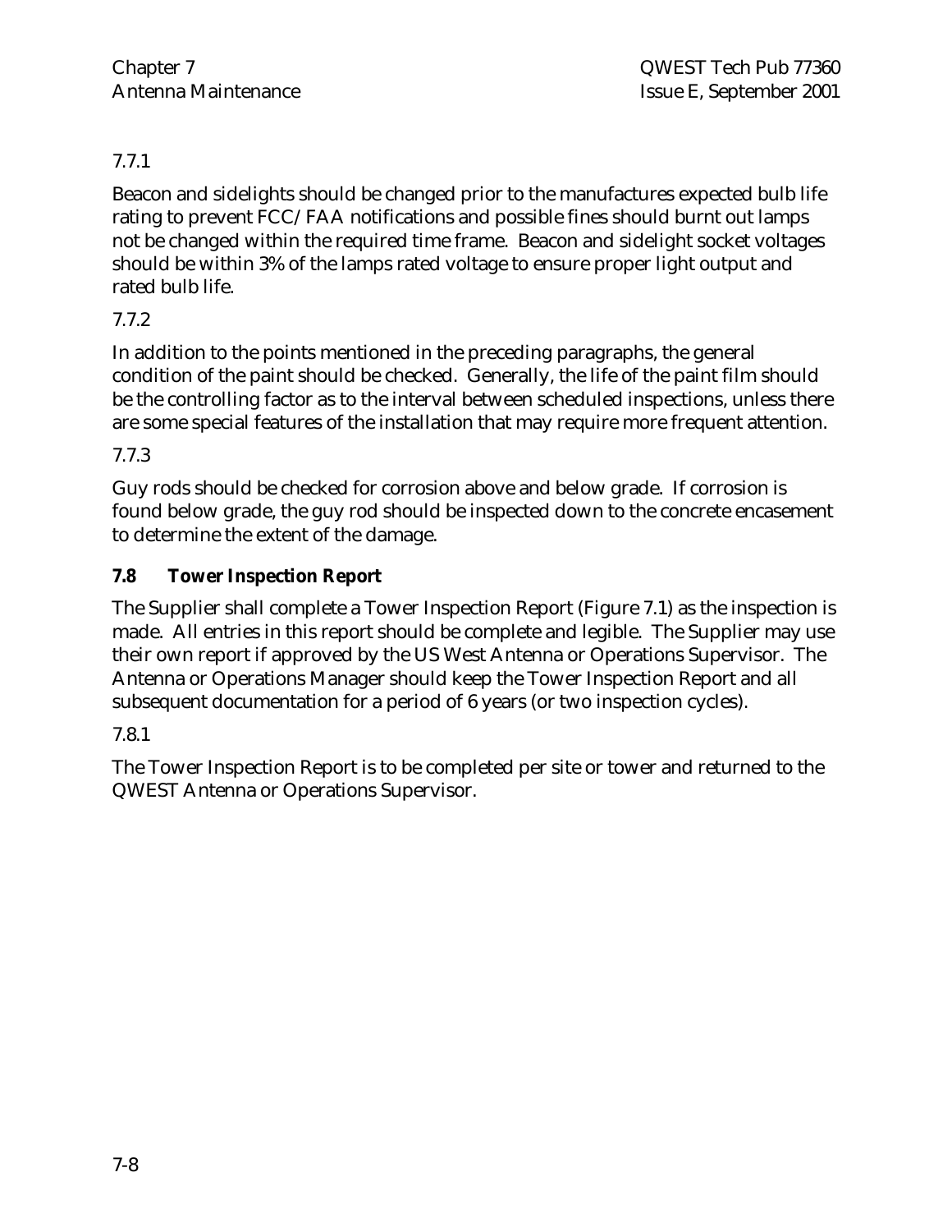7.7.1

Beacon and sidelights should be changed prior to the manufactures expected bulb life rating to prevent FCC/FAA notifications and possible fines should burnt out lamps not be changed within the required time frame. Beacon and sidelight socket voltages should be within 3% of the lamps rated voltage to ensure proper light output and rated bulb life.

7.7.2

In addition to the points mentioned in the preceding paragraphs, the general condition of the paint should be checked. Generally, the life of the paint film should be the controlling factor as to the interval between scheduled inspections, unless there are some special features of the installation that may require more frequent attention.

7.7.3

Guy rods should be checked for corrosion above and below grade. If corrosion is found below grade, the guy rod should be inspected down to the concrete encasement to determine the extent of the damage.

## 7.8 Tower Inspection Report

The Supplier shall complete a Tower Inspection Report (Figure 7.1) as the inspection is made. All entries in this report should be complete and legible. The Supplier may use their own report if approved by the US West Antenna or Operations Supervisor. The Antenna or Operations Manager should keep the Tower Inspection Report and all subsequent documentation for a period of 6 years (or two inspection cycles).

7.8.1

The Tower Inspection Report is to be completed per site or tower and returned to the QWEST Antenna or Operations Supervisor.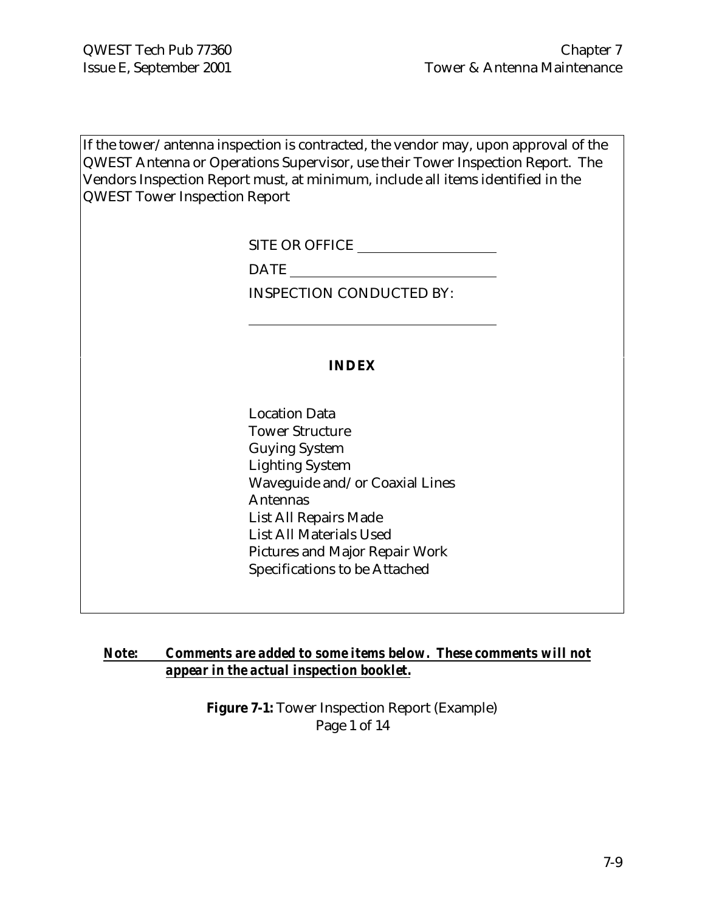If the tower/antenna inspection is contracted, the vendor may, upon approval of the QWEST Antenna or Operations Supervisor, use their Tower Inspection Report. The Vendors Inspection Report must, at minimum, include all items identified in the QWEST Tower Inspection Report

SITE OR OFFICE ____________________

DATE ____________________

INSPECTION CONDUCTED BY:

____________________

**INDEX**

Location Data
Tower Structure
Guying System
Lighting System
Waveguide and/or Coaxial Lines
Antennas
List All Repairs Made
List All Materials Used
Pictures and Major Repair Work
Specifications to be Attached

***Note: Comments are added to some items below. These comments will not appear in the actual inspection booklet.***

**Figure 7-1:** Tower Inspection Report (Example)
Page 1 of 14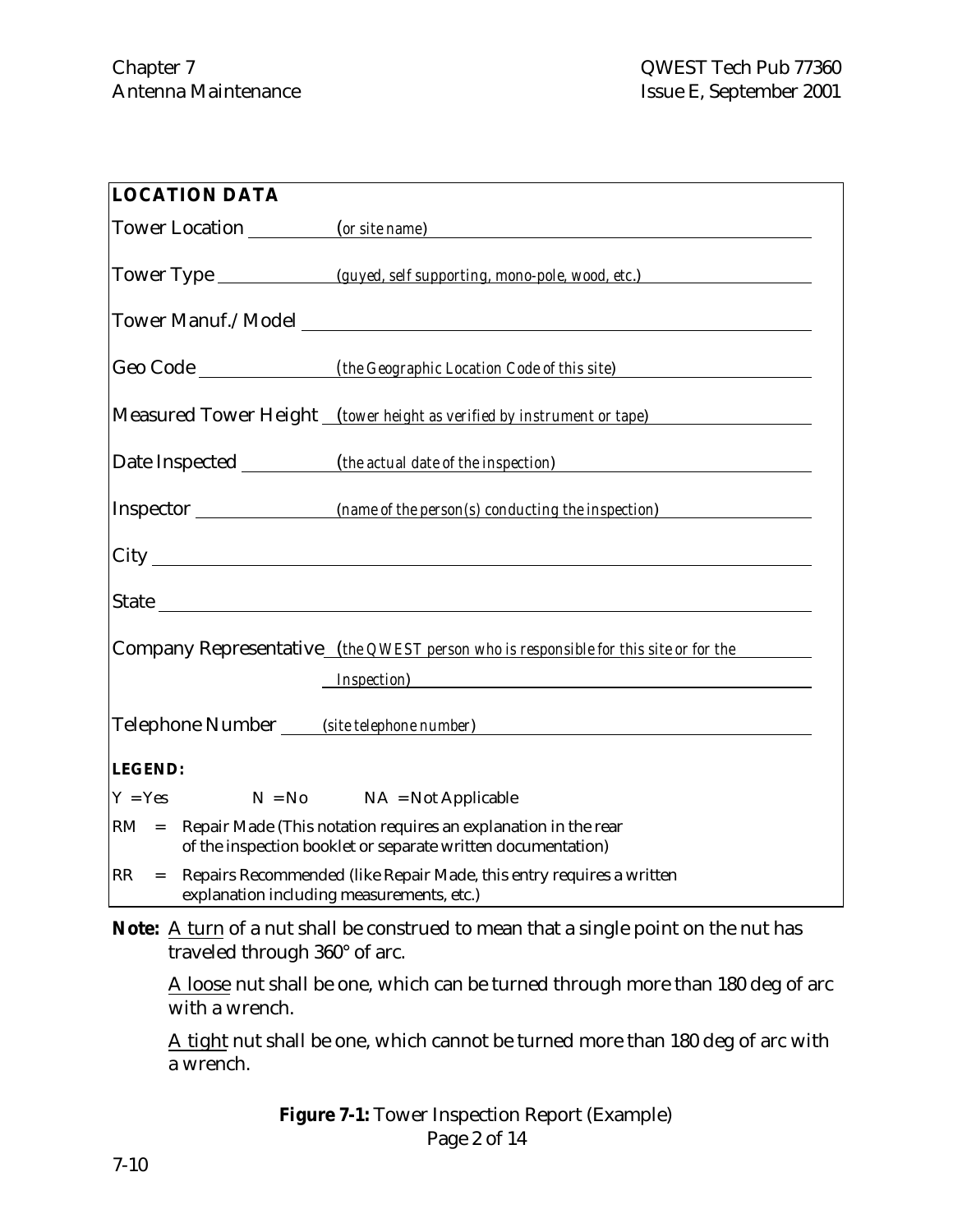**LOCATION DATA**

Tower Location (*or site name*)

Tower Type *(guyed, self supporting, mono-pole, wood, etc.)*

Tower Manuf./Model

Geo Code (*the Geographic Location Code of this site*)

Measured Tower Height (*tower height as verified by instrument or tape*)

Date Inspected (*the actual date of the inspection*)

Inspector *(name of the person(s) conducting the inspection)*

City

State

Company Representative (*the QWEST person who is responsible for this site or for the Inspection*)

Telephone Number *(site telephone number)*

**LEGEND:**

Y = Yes    N = No    NA = Not Applicable

RM = Repair Made (This notation requires an explanation in the rear of the inspection booklet or separate written documentation)

RR = Repairs Recommended (like Repair Made, this entry requires a written explanation including measurements, etc.)

**Note:** A turn of a nut shall be construed to mean that a single point on the nut has traveled through 360° of arc.

A loose nut shall be one, which can be turned through more than 180 deg of arc with a wrench.

A tight nut shall be one, which cannot be turned more than 180 deg of arc with a wrench.

**Figure 7-1:** Tower Inspection Report (Example)
Page 2 of 14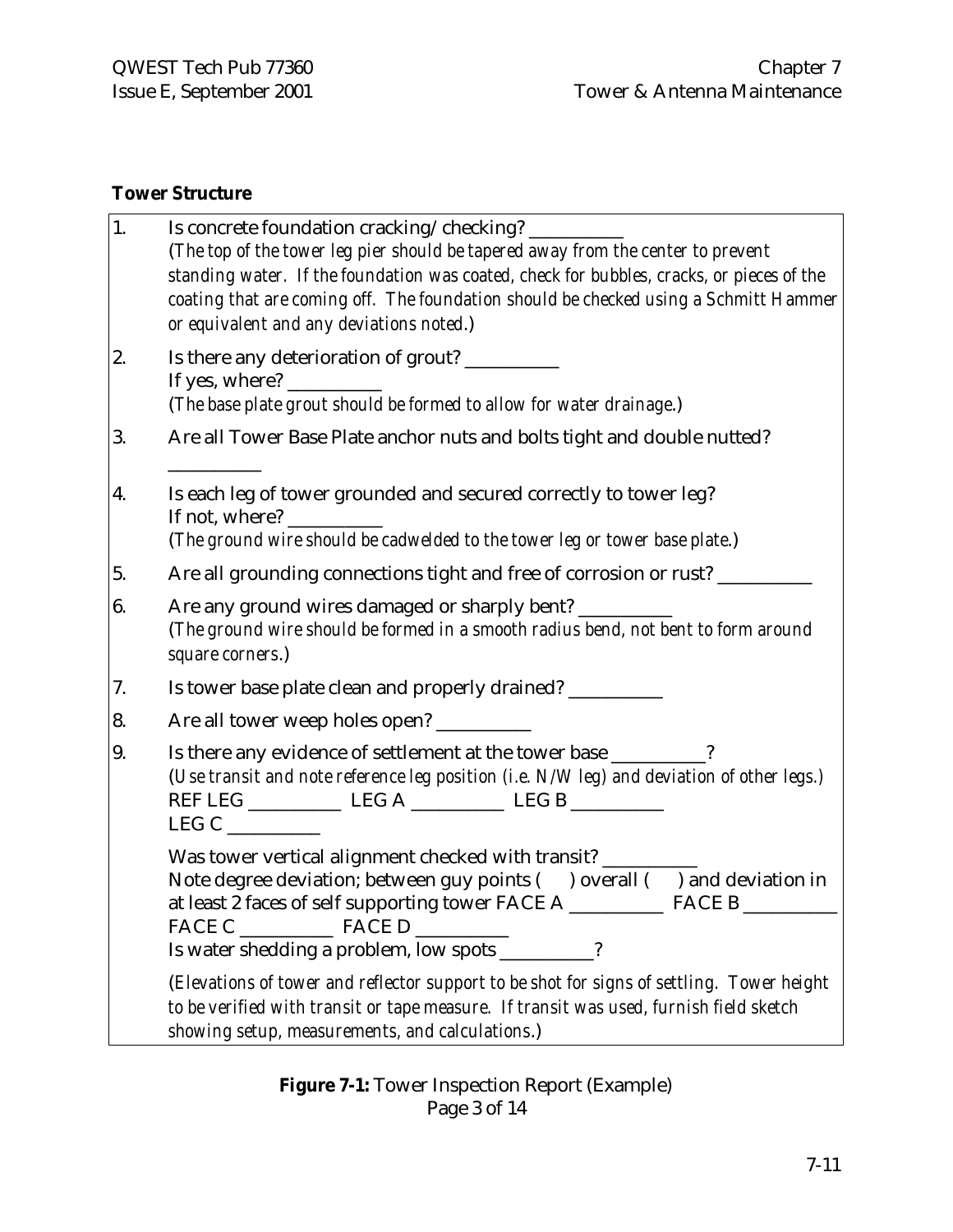**Tower Structure**

1. Is concrete foundation cracking/checking? __________
   (*The top of the tower leg pier should be tapered away from the center to prevent standing water. If the foundation was coated, check for bubbles, cracks, or pieces of the coating that are coming off. The foundation should be checked using a Schmitt Hammer or equivalent and any deviations noted.*)

2. Is there any deterioration of grout? __________
   If yes, where? __________
   (*The base plate grout should be formed to allow for water drainage.*)

3. Are all Tower Base Plate anchor nuts and bolts tight and double nutted?
   __________

4. Is each leg of tower grounded and secured correctly to tower leg?
   If not, where? __________
   (*The ground wire should be cadwelded to the tower leg or tower base plate.*)

5. Are all grounding connections tight and free of corrosion or rust? __________

6. Are any ground wires damaged or sharply bent? __________
   (*The ground wire should be formed in a smooth radius bend, not bent to form around square corners.*)

7. Is tower base plate clean and properly drained? __________

8. Are all tower weep holes open? __________

9. Is there any evidence of settlement at the tower base __________?
   (*Use transit and note reference leg position (i.e. N/W leg) and deviation of other legs.*)
   REF LEG __________ LEG A __________ LEG B __________
   LEG C __________

   Was tower vertical alignment checked with transit? __________
   Note degree deviation; between guy points (    ) overall (    ) and deviation in at least 2 faces of self supporting tower FACE A __________ FACE B __________
   FACE C __________ FACE D __________
   Is water shedding a problem, low spots __________?

   (*Elevations of tower and reflector support to be shot for signs of settling. Tower height to be verified with transit or tape measure. If transit was used, furnish field sketch showing setup, measurements, and calculations.*)

**Figure 7-1:** Tower Inspection Report (Example)
Page 3 of 14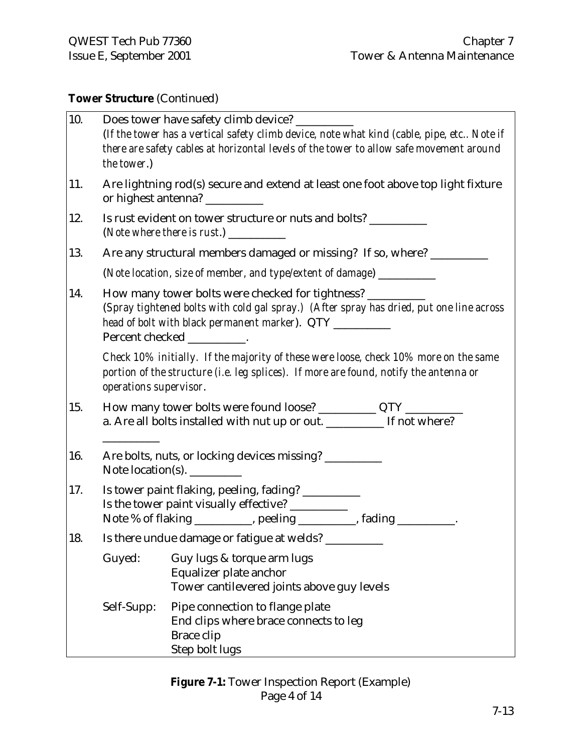**Tower Structure** (Continued)

10. Does tower have safety climb device? __________
    (*If the tower has a vertical safety climb device, note what kind (cable, pipe, etc.. Note if there are safety cables at horizontal levels of the tower to allow safe movement around the tower.*)

11. Are lightning rod(s) secure and extend at least one foot above top light fixture or highest antenna? __________

12. Is rust evident on tower structure or nuts and bolts? __________
    (*Note where there is rust.*) __________

13. Are any structural members damaged or missing? If so, where? __________

    (*Note location, size of member, and type/extent of damage*) __________

14. How many tower bolts were checked for tightness? __________
    (*Spray tightened bolts with cold gal spray.*) (*After spray has dried, put one line across head of bolt with black permanent marker*). QTY __________
    Percent checked __________.

    *Check 10% initially. If the majority of these were loose, check 10% more on the same portion of the structure (i.e. leg splices). If more are found, notify the antenna or operations supervisor.*

15. How many tower bolts were found loose? __________ QTY __________
    a. Are all bolts installed with nut up or out. __________ If not where? __________

16. Are bolts, nuts, or locking devices missing? __________
    Note location(s). _________

17. Is tower paint flaking, peeling, fading? __________
    Is the tower paint visually effective? __________
    Note % of flaking __________, peeling __________, fading __________.

18. Is there undue damage or fatigue at welds? __________

    | | |
    |---|---|
    | Guyed: | Guy lugs & torque arm lugs<br>Equalizer plate anchor<br>Tower cantilevered joints above guy levels |
    | Self-Supp: | Pipe connection to flange plate<br>End clips where brace connects to leg<br>Brace clip<br>Step bolt lugs |

**Figure 7-1:** Tower Inspection Report (Example)
Page 4 of 14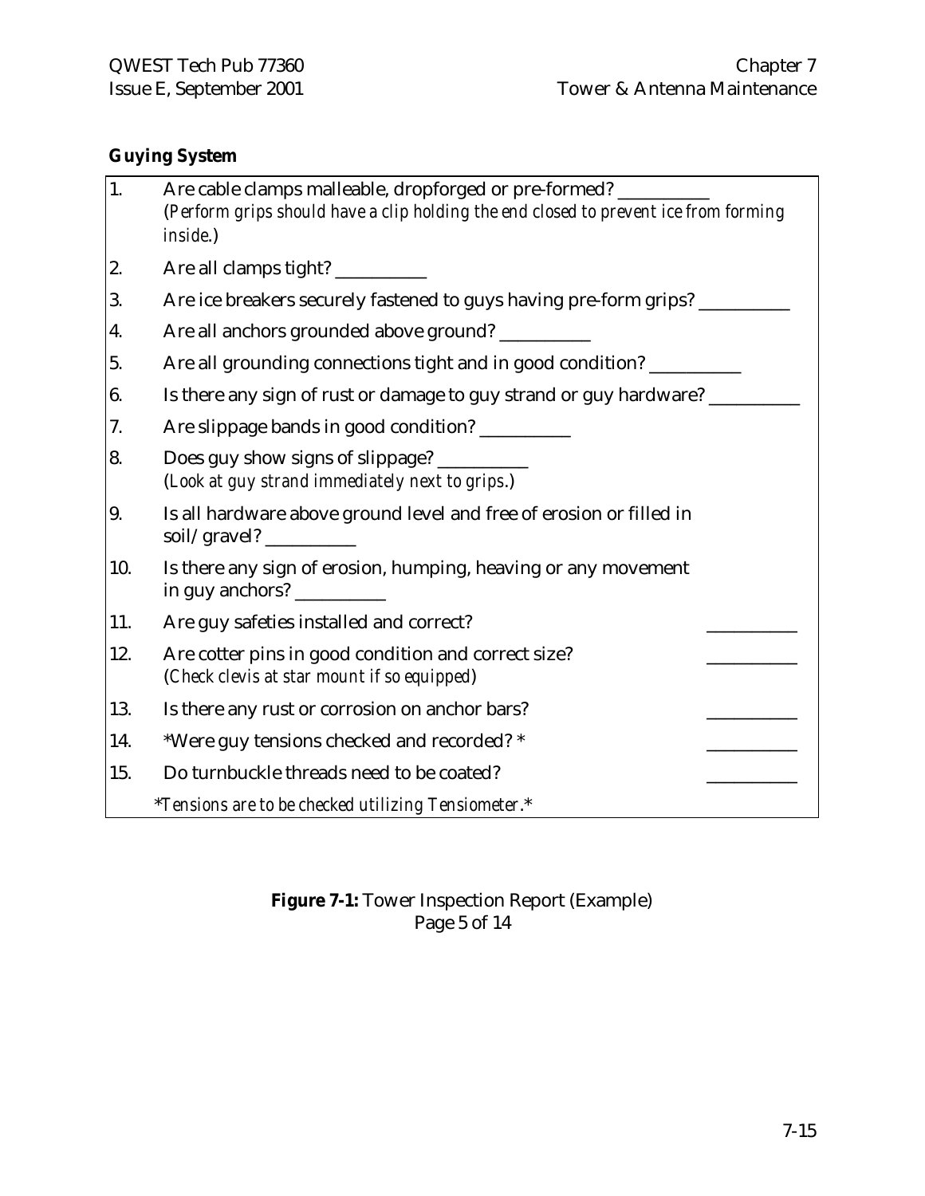**Guying System**

1. Are cable clamps malleable, dropforged or pre-formed? __________
   (*Perform grips should have a clip holding the end closed to prevent ice from forming inside.*)
2. Are all clamps tight? __________
3. Are ice breakers securely fastened to guys having pre-form grips? __________
4. Are all anchors grounded above ground? __________
5. Are all grounding connections tight and in good condition? __________
6. Is there any sign of rust or damage to guy strand or guy hardware? __________
7. Are slippage bands in good condition? __________
8. Does guy show signs of slippage? __________
   (*Look at guy strand immediately next to grips.*)
9. Is all hardware above ground level and free of erosion or filled in soil/gravel? __________
10. Is there any sign of erosion, humping, heaving or any movement in guy anchors? __________
11. Are guy safeties installed and correct? __________
12. Are cotter pins in good condition and correct size? __________
    (*Check clevis at star mount if so equipped*)
13. Is there any rust or corrosion on anchor bars? __________
14. *Were guy tensions checked and recorded? * __________
15. Do turnbuckle threads need to be coated? __________

*\*Tensions are to be checked utilizing Tensiometer.\**

**Figure 7-1:** Tower Inspection Report (Example)
Page 5 of 14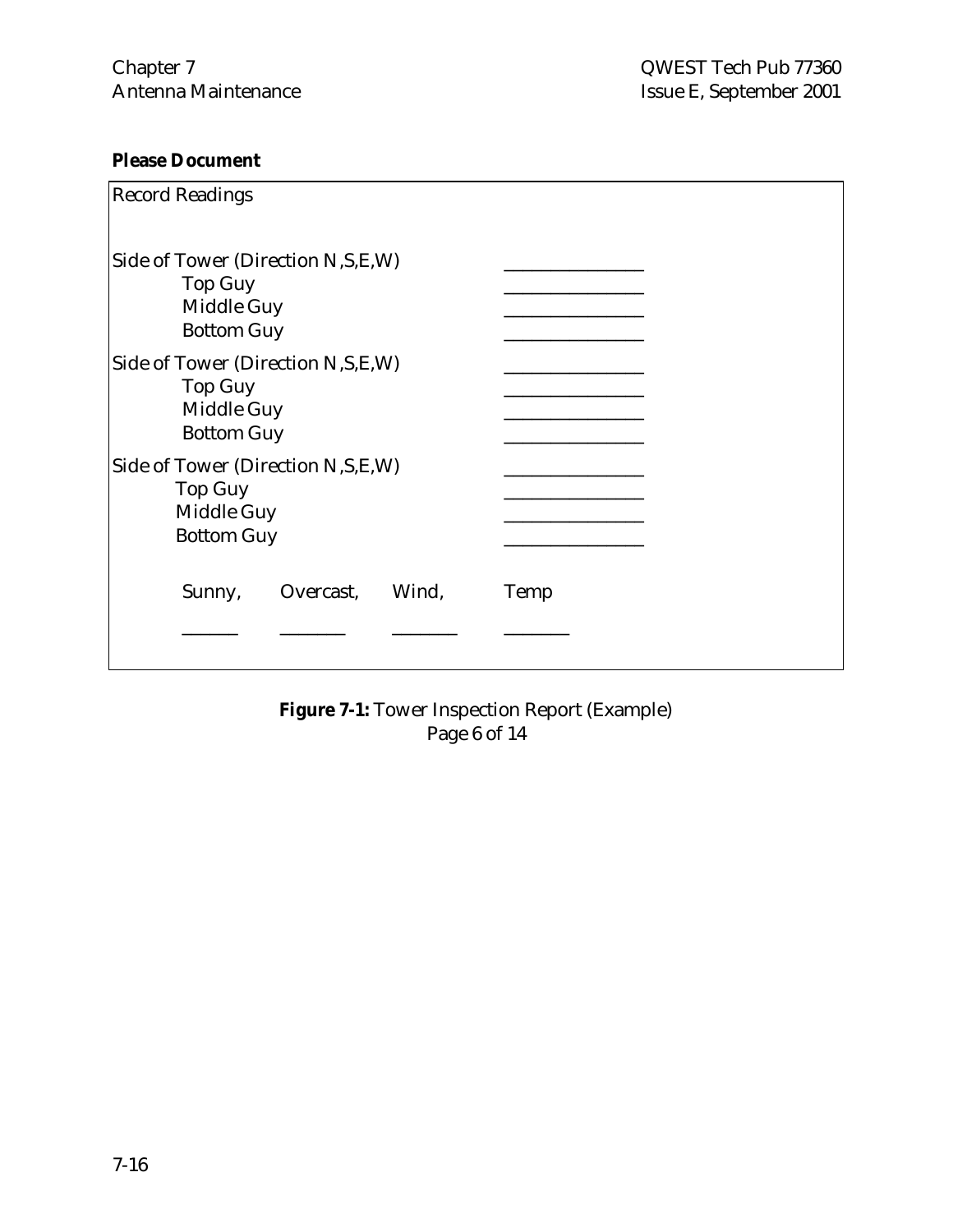**Please Document**

Record Readings

| | |
|---|---|
| Side of Tower (Direction N,S,E,W) | _______________ |
| Top Guy | _______________ |
| Middle Guy | _______________ |
| Bottom Guy | _______________ |
| Side of Tower (Direction N,S,E,W) | _______________ |
| Top Guy | _______________ |
| Middle Guy | _______________ |
| Bottom Guy | _______________ |
| Side of Tower (Direction N,S,E,W) | _______________ |
| Top Guy | _______________ |
| Middle Guy | _______________ |
| Bottom Guy | _______________ |

| Sunny, | Overcast, | Wind, | Temp |
|---|---|---|---|
| ______ | _______ | _______ | _______ |

**Figure 7-1:** Tower Inspection Report (Example)
Page 6 of 14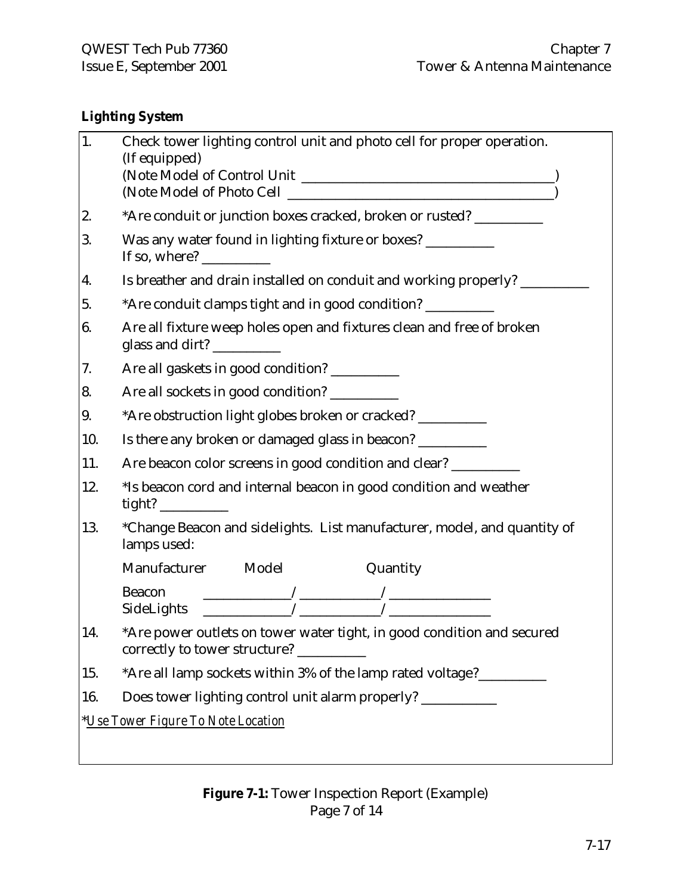**Lighting System**

1. Check tower lighting control unit and photo cell for proper operation. (If equipped)
   (Note Model of Control Unit ________________________________________)
   (Note Model of Photo Cell __________________________________________)
2. *Are conduit or junction boxes cracked, broken or rusted? __________
3. Was any water found in lighting fixture or boxes? __________
   If so, where? __________
4. Is breather and drain installed on conduit and working properly? __________
5. *Are conduit clamps tight and in good condition? __________
6. Are all fixture weep holes open and fixtures clean and free of broken glass and dirt? __________
7. Are all gaskets in good condition? __________
8. Are all sockets in good condition? __________
9. *Are obstruction light globes broken or cracked? __________
10. Is there any broken or damaged glass in beacon? __________
11. Are beacon color screens in good condition and clear? __________
12. *Is beacon cord and internal beacon in good condition and weather tight? __________
13. *Change Beacon and sidelights. List manufacturer, model, and quantity of lamps used:

|  | Manufacturer | Model | Quantity |
|---|---|---|---|
| Beacon | ______________ | ______________ | ________________ |
| SideLights | ______________ | ______________ | ________________ |

14. *Are power outlets on tower water tight, in good condition and secured correctly to tower structure? __________
15. *Are all lamp sockets within 3% of the lamp rated voltage?__________
16. Does tower lighting control unit alarm properly? ___________

*\*Use Tower Figure To Note Location*

**Figure 7-1:** Tower Inspection Report (Example)
Page 7 of 14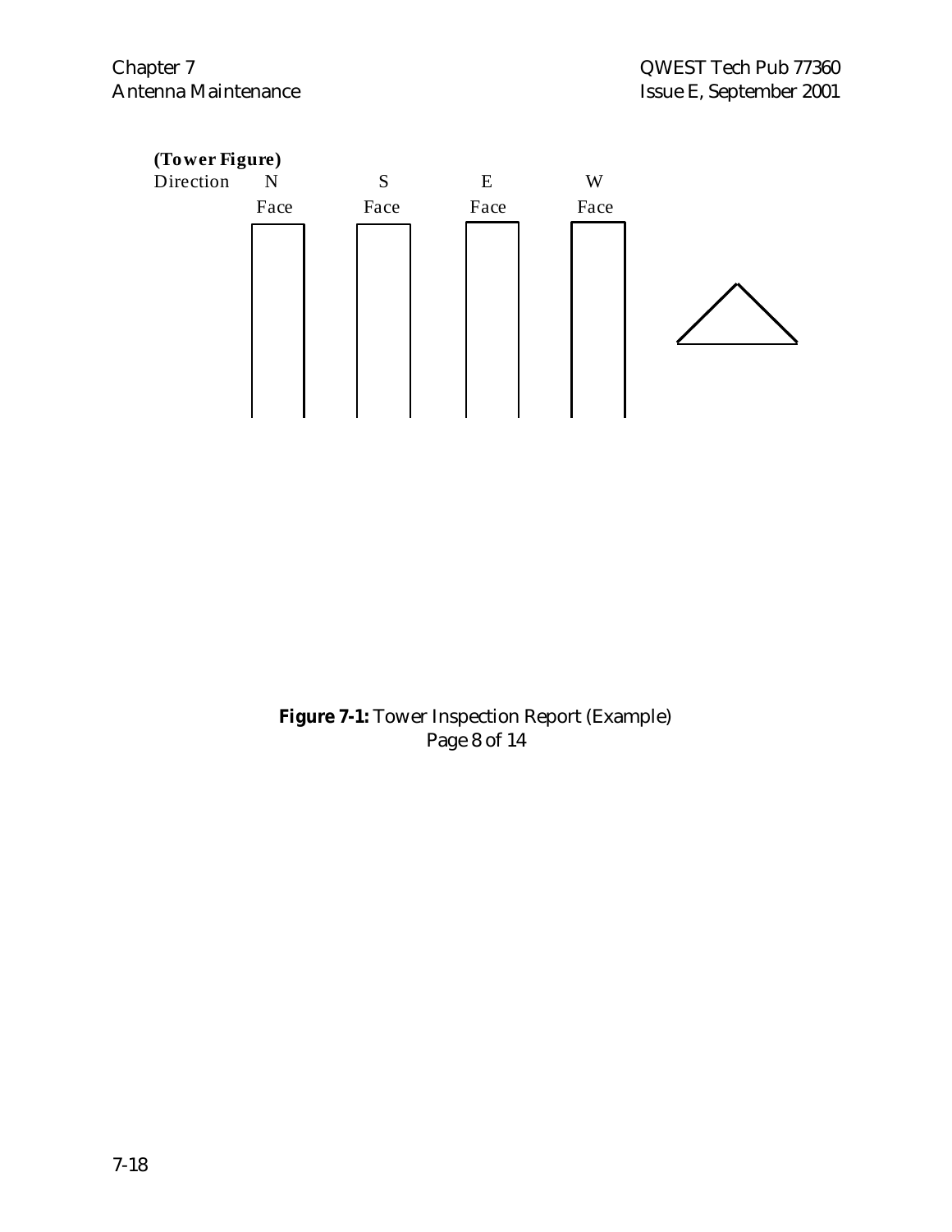**(Tower Figure)**

| Direction | N | S | E | W |
|---|---|---|---|---|
| | Face | Face | Face | Face |

**Figure 7-1:** Tower Inspection Report (Example)
Page 8 of 14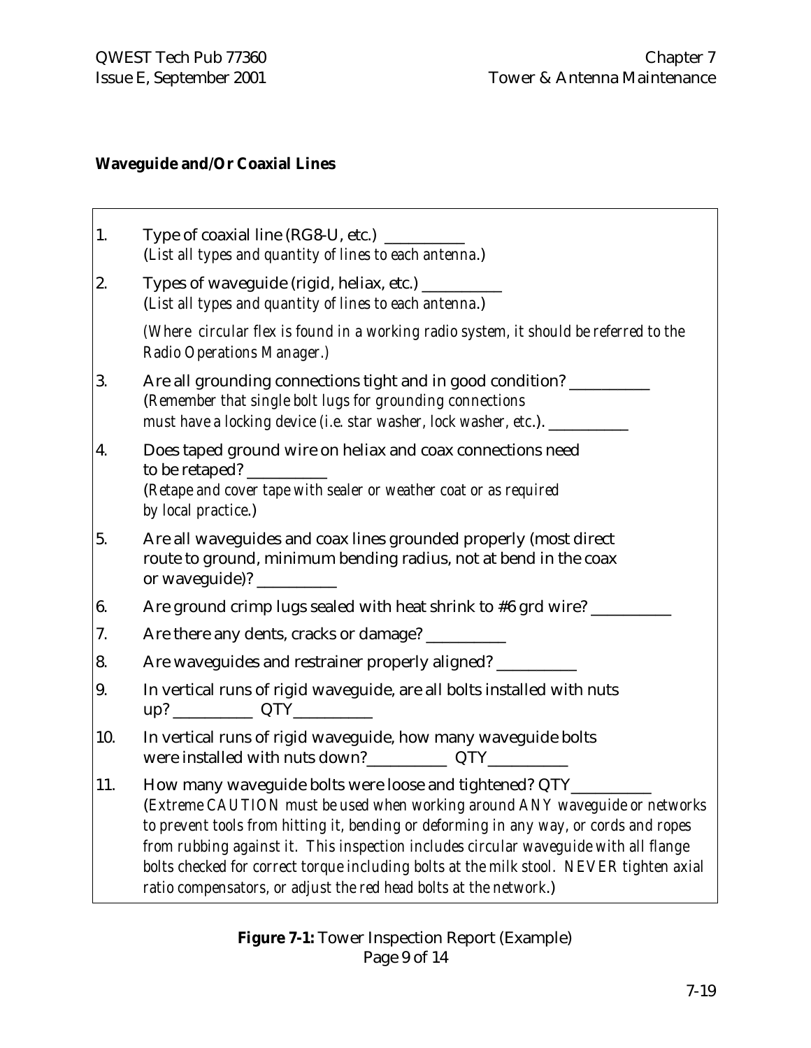**Waveguide and/Or Coaxial Lines**

1. Type of coaxial line (RG8-U, etc.) __________
   (*List all types and quantity of lines to each antenna.*)

2. Types of waveguide (rigid, heliax, etc.) __________
   (*List all types and quantity of lines to each antenna.*)

   *(Where circular flex is found in a working radio system, it should be referred to the Radio Operations Manager.)*

3. Are all grounding connections tight and in good condition? __________
   (*Remember that single bolt lugs for grounding connections must have a locking device (i.e. star washer, lock washer, etc.).* __________

4. Does taped ground wire on heliax and coax connections need to be retaped? __________
   (*Retape and cover tape with sealer or weather coat or as required by local practice.*)

5. Are all waveguides and coax lines grounded properly (most direct route to ground, minimum bending radius, not at bend in the coax or waveguide)? __________

6. Are ground crimp lugs sealed with heat shrink to #6 grd wire? __________

7. Are there any dents, cracks or damage? __________

8. Are waveguides and restrainer properly aligned? __________

9. In vertical runs of rigid waveguide, are all bolts installed with nuts up? __________ QTY__________

10. In vertical runs of rigid waveguide, how many waveguide bolts were installed with nuts down?__________ QTY__________

11. How many waveguide bolts were loose and tightened? QTY__________
    (*Extreme CAUTION must be used when working around ANY waveguide or networks to prevent tools from hitting it, bending or deforming in any way, or cords and ropes from rubbing against it. This inspection includes circular waveguide with all flange bolts checked for correct torque including bolts at the milk stool. NEVER tighten axial ratio compensators, or adjust the red head bolts at the network.*)

**Figure 7-1:** Tower Inspection Report (Example)
Page 9 of 14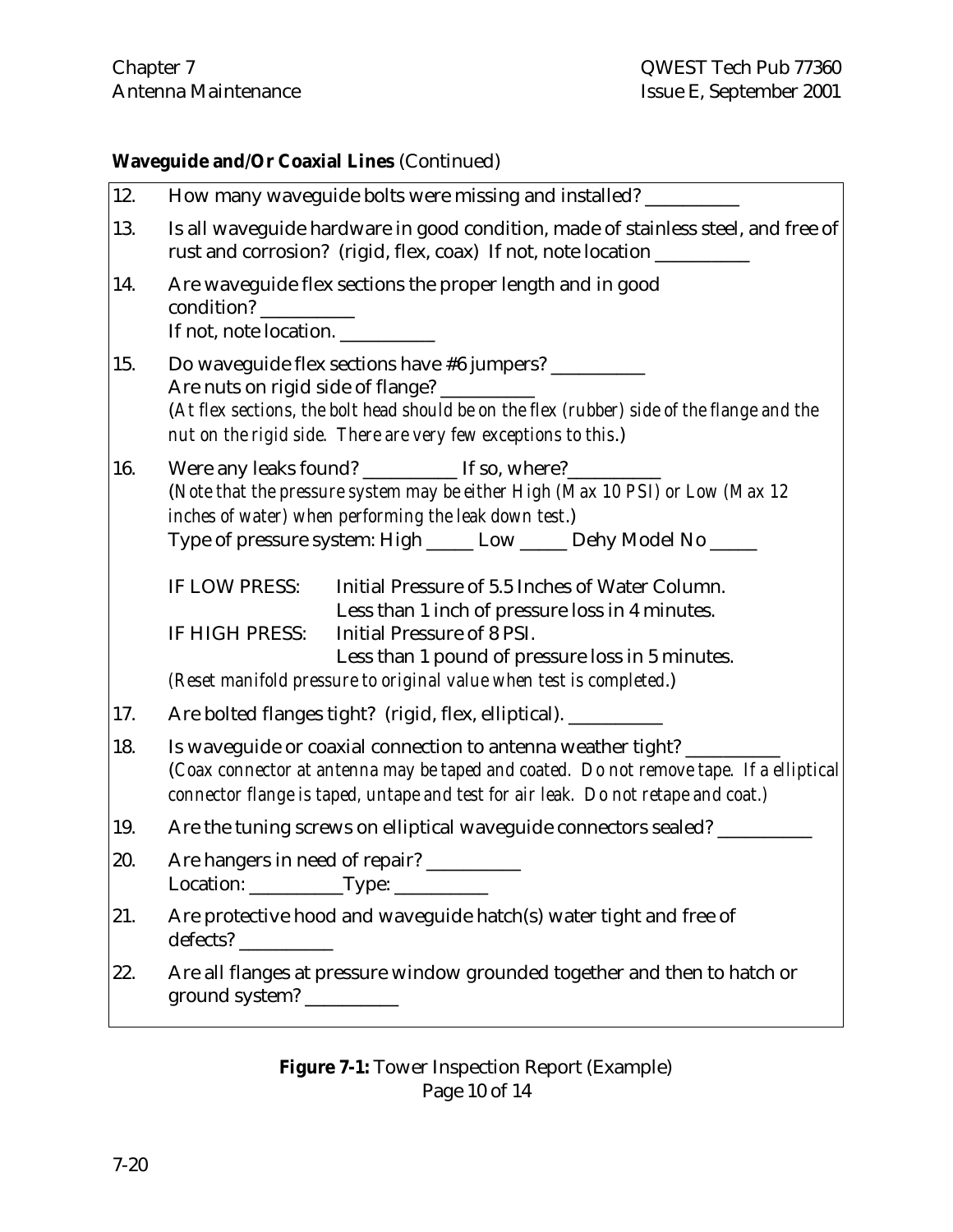**Waveguide and/Or Coaxial Lines** (Continued)

12. How many waveguide bolts were missing and installed? __________

13. Is all waveguide hardware in good condition, made of stainless steel, and free of rust and corrosion? (rigid, flex, coax) If not, note location __________

14. Are waveguide flex sections the proper length and in good condition? __________
    If not, note location. __________

15. Do waveguide flex sections have #6 jumpers? __________
    Are nuts on rigid side of flange? __________
    (*At flex sections, the bolt head should be on the flex (rubber) side of the flange and the nut on the rigid side. There are very few exceptions to this.*)

16. Were any leaks found? __________ If so, where?__________
    (*Note that the pressure system may be either High (Max 10 PSI) or Low (Max 12 inches of water) when performing the leak down test.*)
    Type of pressure system: High _____ Low _____ Dehy Model No _____

    IF LOW PRESS: Initial Pressure of 5.5 Inches of Water Column.
    Less than 1 inch of pressure loss in 4 minutes.
    IF HIGH PRESS: Initial Pressure of 8 PSI.
    Less than 1 pound of pressure loss in 5 minutes.
    (*Reset manifold pressure to original value when test is completed.*)

17. Are bolted flanges tight? (rigid, flex, elliptical). __________

18. Is waveguide or coaxial connection to antenna weather tight? __________
    (*Coax connector at antenna may be taped and coated. Do not remove tape. If a elliptical connector flange is taped, untape and test for air leak. Do not retape and coat.*)

19. Are the tuning screws on elliptical waveguide connectors sealed? __________

20. Are hangers in need of repair? __________
    Location: __________Type: __________

21. Are protective hood and waveguide hatch(s) water tight and free of defects? __________

22. Are all flanges at pressure window grounded together and then to hatch or ground system? __________

**Figure 7-1:** Tower Inspection Report (Example)
Page 10 of 14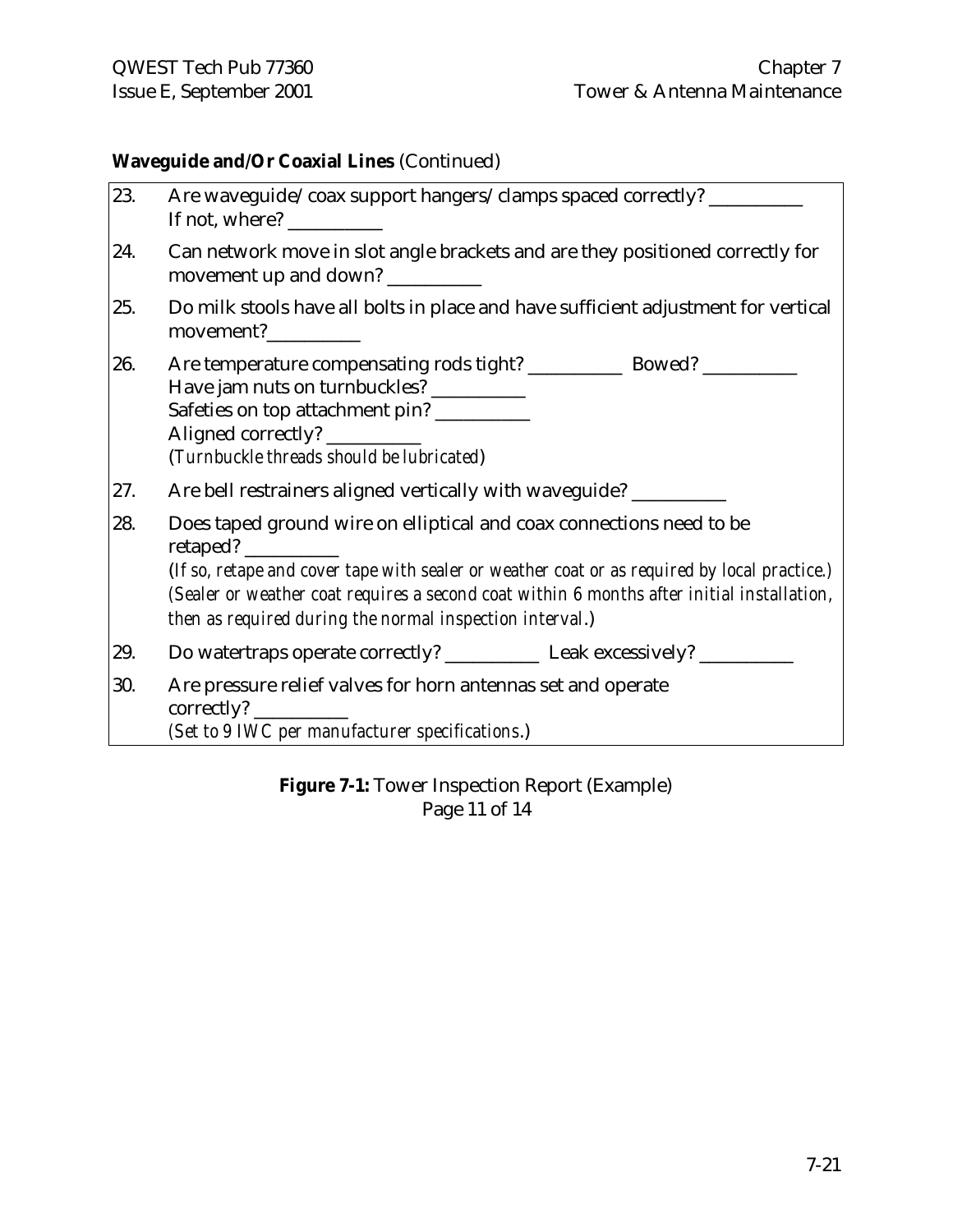**Waveguide and/Or Coaxial Lines** (Continued)

23. Are waveguide/coax support hangers/clamps spaced correctly? __________
    If not, where? __________

24. Can network move in slot angle brackets and are they positioned correctly for movement up and down? __________

25. Do milk stools have all bolts in place and have sufficient adjustment for vertical movement?__________

26. Are temperature compensating rods tight? __________ Bowed? __________
    Have jam nuts on turnbuckles? __________
    Safeties on top attachment pin? __________
    Aligned correctly? __________
    (*Turnbuckle threads should be lubricated*)

27. Are bell restrainers aligned vertically with waveguide? __________

28. Does taped ground wire on elliptical and coax connections need to be retaped? __________
    (*If so, retape and cover tape with sealer or weather coat or as required by local practice.*) (*Sealer or weather coat requires a second coat within 6 months after initial installation, then as required during the normal inspection interval.*)

29. Do watertraps operate correctly? __________ Leak excessively? __________

30. Are pressure relief valves for horn antennas set and operate correctly? __________
    (*Set to 9 IWC per manufacturer specifications.*)

**Figure 7-1:** Tower Inspection Report (Example)
Page 11 of 14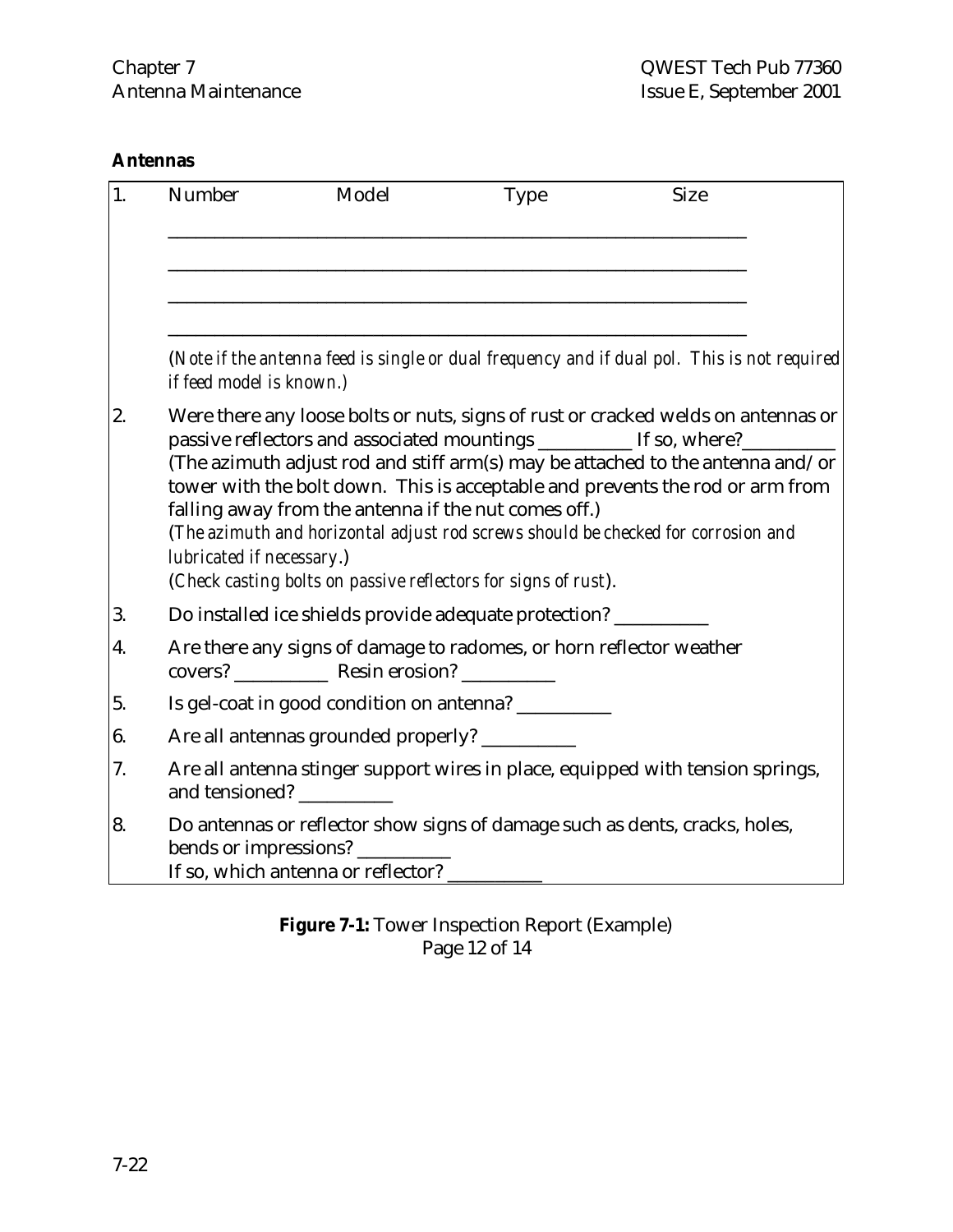**Antennas**

1. Number     Model     Type     Size

   ______________________________________________

   ______________________________________________

   ______________________________________________

   ______________________________________________

   *(Note if the antenna feed is single or dual frequency and if dual pol. This is not required if feed model is known.)*

2. Were there any loose bolts or nuts, signs of rust or cracked welds on antennas or passive reflectors and associated mountings __________ If so, where?__________
   (The azimuth adjust rod and stiff arm(s) may be attached to the antenna and/or tower with the bolt down. This is acceptable and prevents the rod or arm from falling away from the antenna if the nut comes off.)
   (*The azimuth and horizontal adjust rod screws should be checked for corrosion and lubricated if necessary*.)
   (*Check casting bolts on passive reflectors for signs of rust*).

3. Do installed ice shields provide adequate protection? __________

4. Are there any signs of damage to radomes, or horn reflector weather covers? __________ Resin erosion? __________

5. Is gel-coat in good condition on antenna? __________

6. Are all antennas grounded properly? __________

7. Are all antenna stinger support wires in place, equipped with tension springs, and tensioned? __________

8. Do antennas or reflector show signs of damage such as dents, cracks, holes, bends or impressions? __________
   If so, which antenna or reflector? __________

**Figure 7-1:** Tower Inspection Report (Example)
Page 12 of 14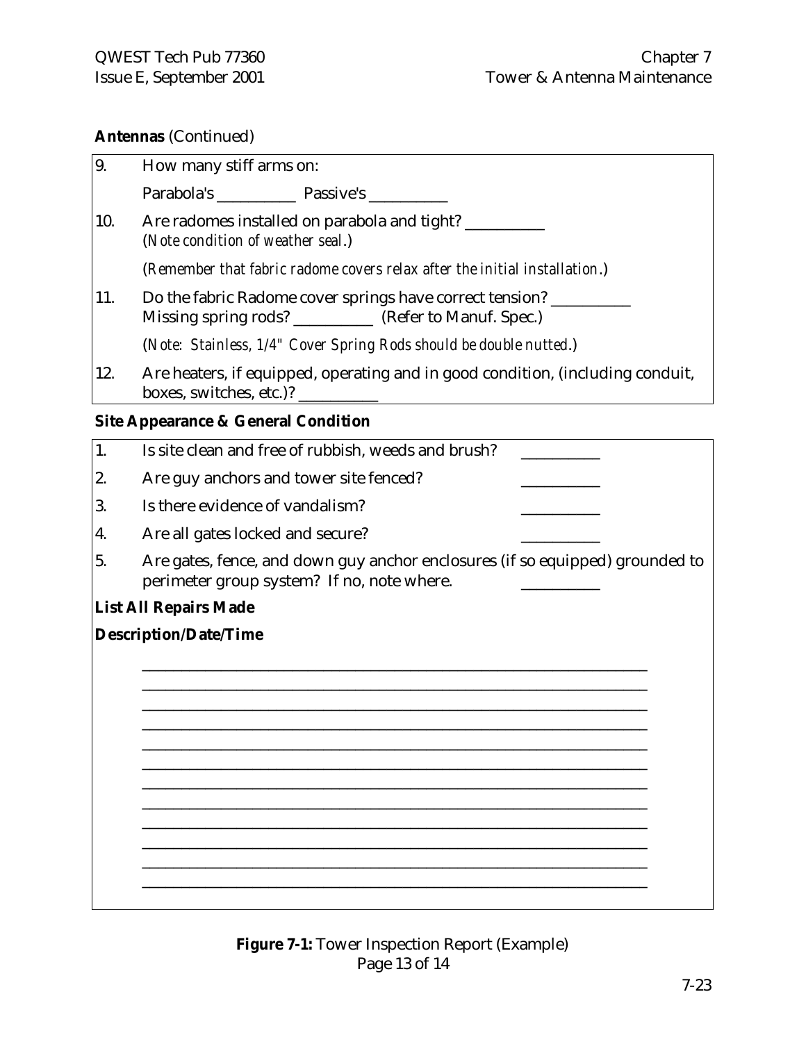**Antennas** (Continued)

9. How many stiff arms on:

   Parabola's __________ Passive's __________

10. Are radomes installed on parabola and tight? __________
    (*Note condition of weather seal*.)

    (*Remember that fabric radome covers relax after the initial installation*.)

11. Do the fabric Radome cover springs have correct tension? __________
    Missing spring rods? __________ (Refer to Manuf. Spec.)

    (*Note: Stainless, 1/4" Cover Spring Rods should be double nutted*.)

12. Are heaters, if equipped, operating and in good condition, (including conduit, boxes, switches, etc.)? __________

**Site Appearance & General Condition**

1. Is site clean and free of rubbish, weeds and brush? __________
2. Are guy anchors and tower site fenced? __________
3. Is there evidence of vandalism? __________
4. Are all gates locked and secure? __________
5. Are gates, fence, and down guy anchor enclosures (if so equipped) grounded to perimeter group system? If no, note where. __________

**List All Repairs Made**

**Description/Date/Time**

______________________________________________________________________

______________________________________________________________________

______________________________________________________________________

______________________________________________________________________

______________________________________________________________________

______________________________________________________________________

______________________________________________________________________

______________________________________________________________________

______________________________________________________________________

______________________________________________________________________

______________________________________________________________________

______________________________________________________________________

**Figure 7-1:** Tower Inspection Report (Example)
Page 13 of 14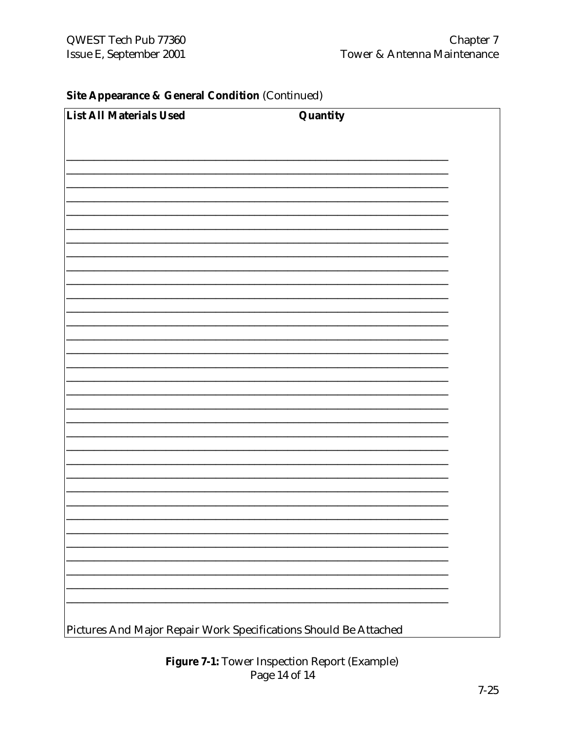**Site Appearance & General Condition** (Continued)

| List All Materials Used | Quantity |
|---|---|
| | |
| | |
| | |
| | |
| | |
| | |
| | |
| | |
| | |
| | |
| | |
| | |
| | |
| | |
| | |
| | |
| | |
| | |
| | |
| | |
| | |
| | |
| | |
| | |
| | |
| | |
| | |
| | |
| | |
| | |
| | |
| | |
| | |

Pictures And Major Repair Work Specifications Should Be Attached

**Figure 7-1:** Tower Inspection Report (Example)
Page 14 of 14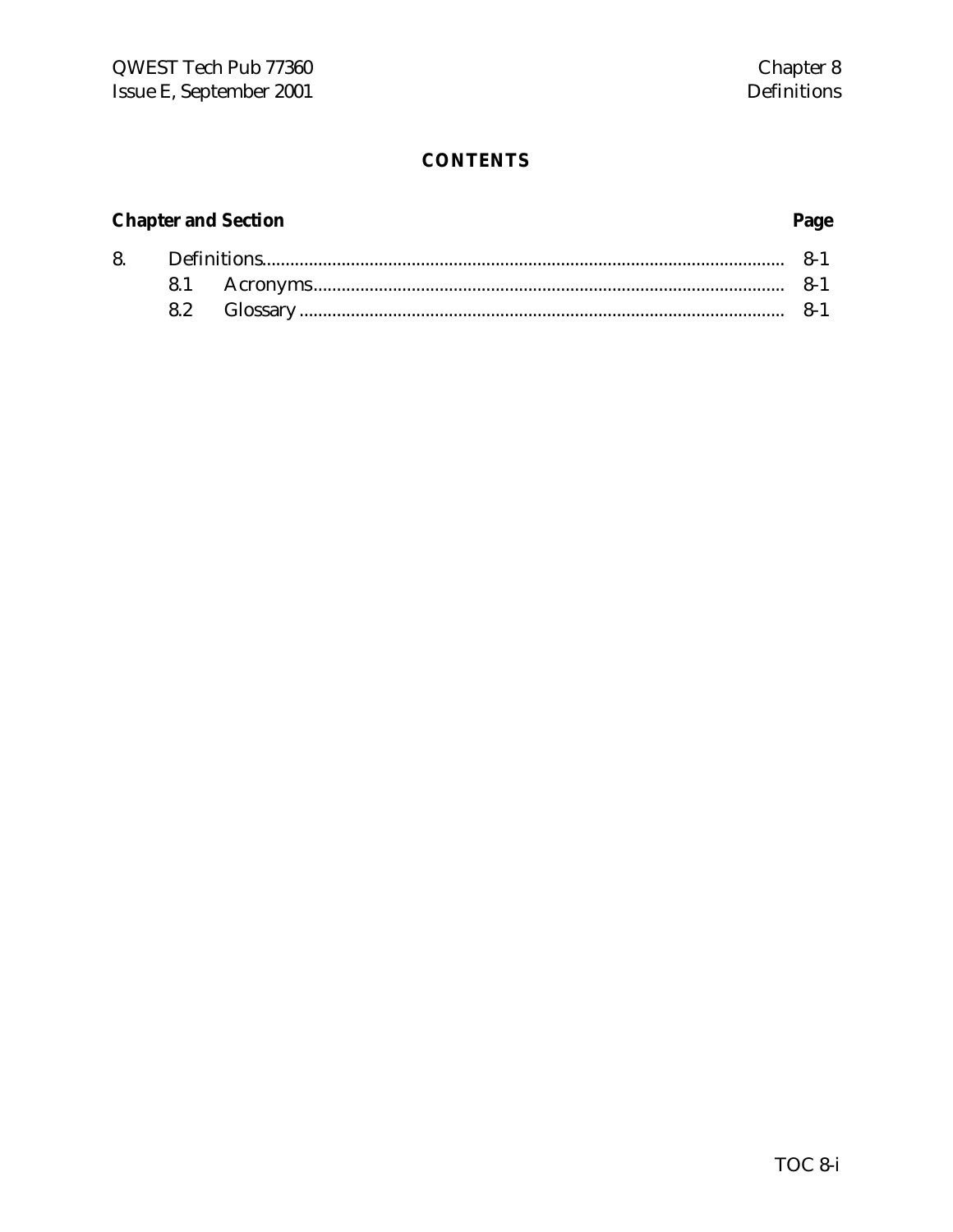# CONTENTS

| Chapter and Section | | Page |
|---|---|---|
| 8. | Definitions | 8-1 |
| | 8.1 Acronyms | 8-1 |
| | 8.2 Glossary | 8-1 |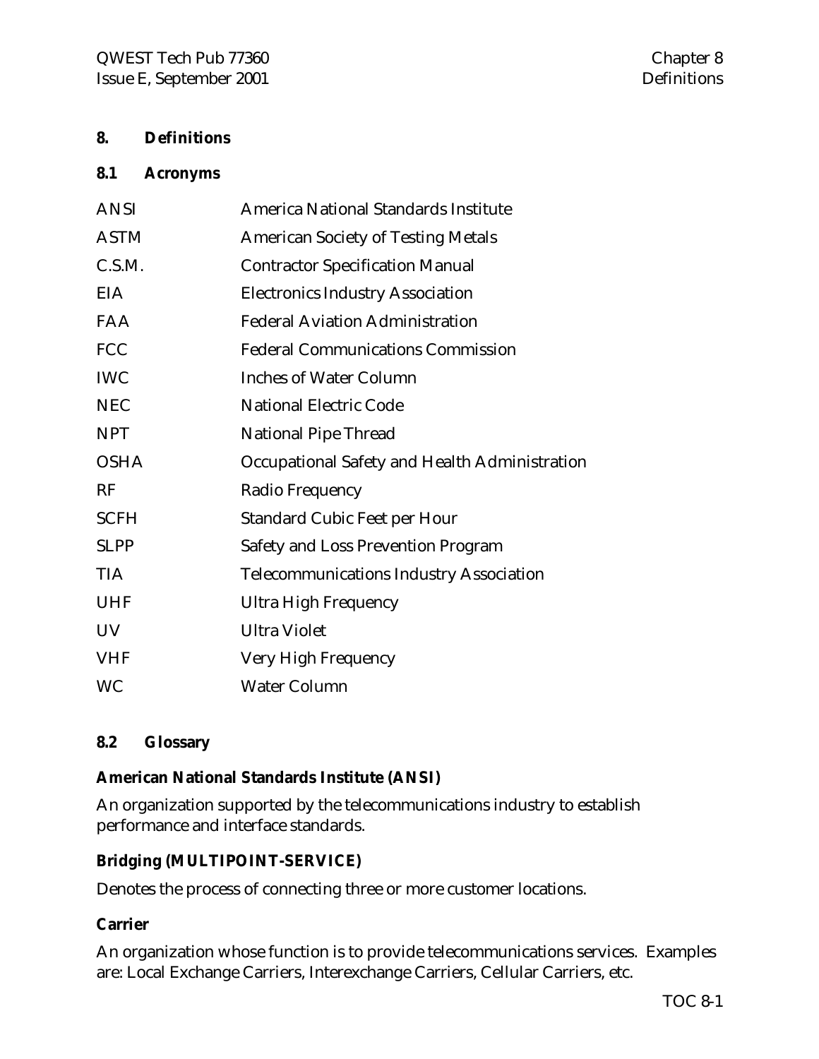# 8. Definitions

## 8.1 Acronyms

| | |
|---|---|
| ANSI | America National Standards Institute |
| ASTM | American Society of Testing Metals |
| C.S.M. | Contractor Specification Manual |
| EIA | Electronics Industry Association |
| FAA | Federal Aviation Administration |
| FCC | Federal Communications Commission |
| IWC | Inches of Water Column |
| NEC | National Electric Code |
| NPT | National Pipe Thread |
| OSHA | Occupational Safety and Health Administration |
| RF | Radio Frequency |
| SCFH | Standard Cubic Feet per Hour |
| SLPP | Safety and Loss Prevention Program |
| TIA | Telecommunications Industry Association |
| UHF | Ultra High Frequency |
| UV | Ultra Violet |
| VHF | Very High Frequency |
| WC | Water Column |

## 8.2 Glossary

**American National Standards Institute (ANSI)**

An organization supported by the telecommunications industry to establish performance and interface standards.

**Bridging (MULTIPOINT-SERVICE)**

Denotes the process of connecting three or more customer locations.

**Carrier**

An organization whose function is to provide telecommunications services. Examples are: Local Exchange Carriers, Interexchange Carriers, Cellular Carriers, etc.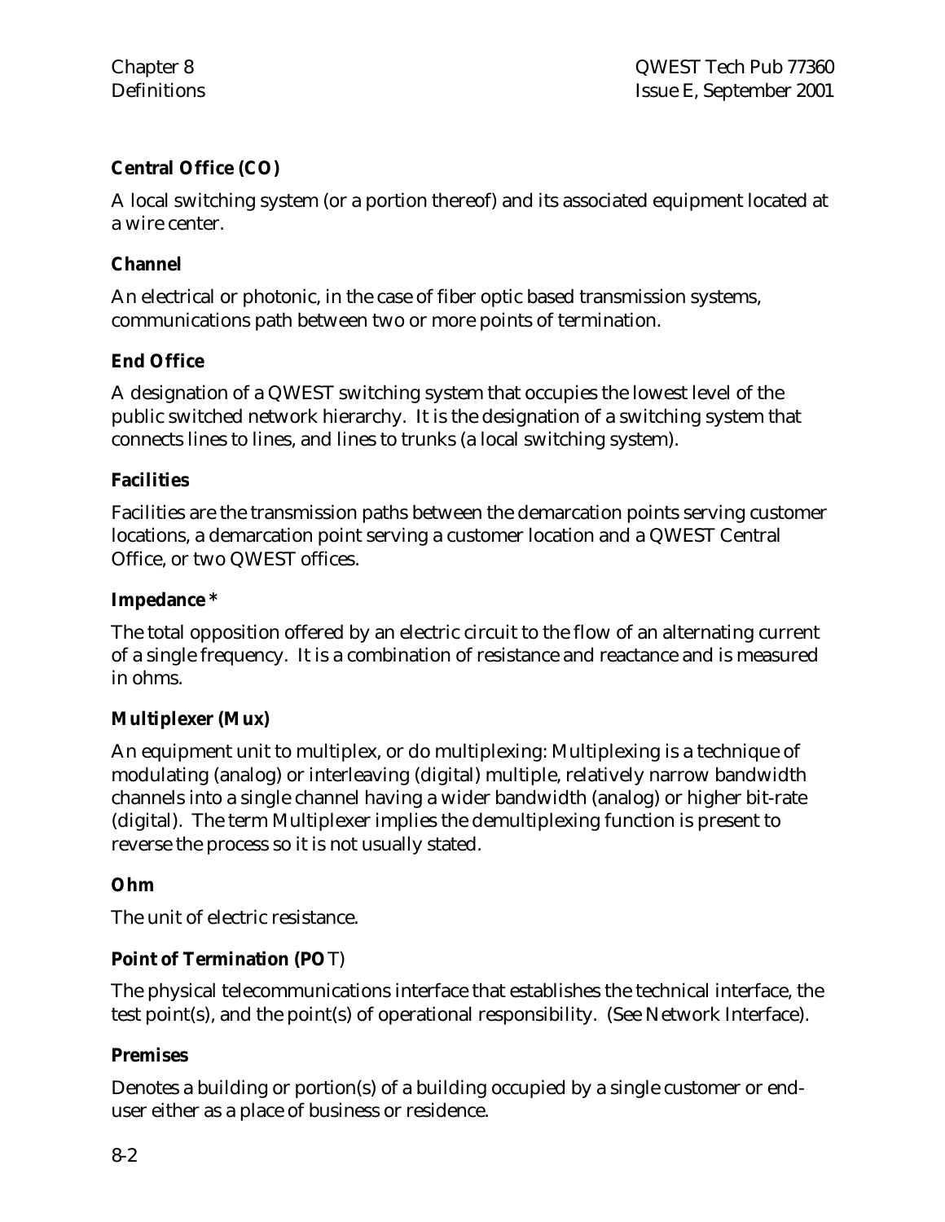**Central Office (CO)**

A local switching system (or a portion thereof) and its associated equipment located at a wire center.

**Channel**

An electrical or photonic, in the case of fiber optic based transmission systems, communications path between two or more points of termination.

**End Office**

A designation of a QWEST switching system that occupies the lowest level of the public switched network hierarchy. It is the designation of a switching system that connects lines to lines, and lines to trunks (a local switching system).

**Facilities**

Facilities are the transmission paths between the demarcation points serving customer locations, a demarcation point serving a customer location and a QWEST Central Office, or two QWEST offices.

**Impedance ***

The total opposition offered by an electric circuit to the flow of an alternating current of a single frequency. It is a combination of resistance and reactance and is measured in ohms.

**Multiplexer (Mux)**

An equipment unit to multiplex, or do multiplexing: Multiplexing is a technique of modulating (analog) or interleaving (digital) multiple, relatively narrow bandwidth channels into a single channel having a wider bandwidth (analog) or higher bit-rate (digital). The term Multiplexer implies the demultiplexing function is present to reverse the process so it is not usually stated.

**Ohm**

The unit of electric resistance.

**Point of Termination (POT)**

The physical telecommunications interface that establishes the technical interface, the test point(s), and the point(s) of operational responsibility. (See Network Interface).

**Premises**

Denotes a building or portion(s) of a building occupied by a single customer or end-user either as a place of business or residence.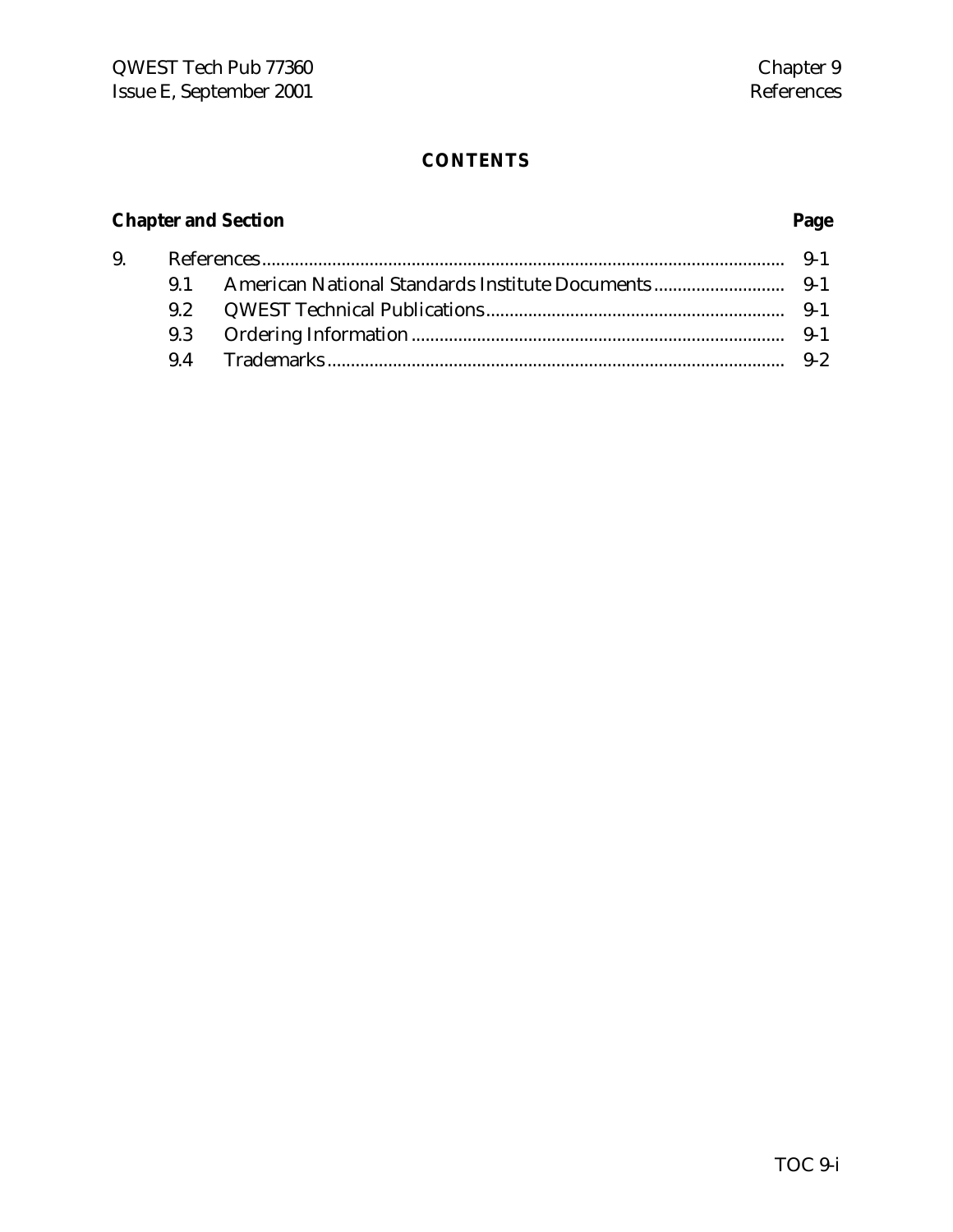# CONTENTS

| Chapter and Section | | Page |
|---|---|---|
| 9. | References | 9-1 |
| 9.1 | American National Standards Institute Documents | 9-1 |
| 9.2 | QWEST Technical Publications | 9-1 |
| 9.3 | Ordering Information | 9-1 |
| 9.4 | Trademarks | 9-2 |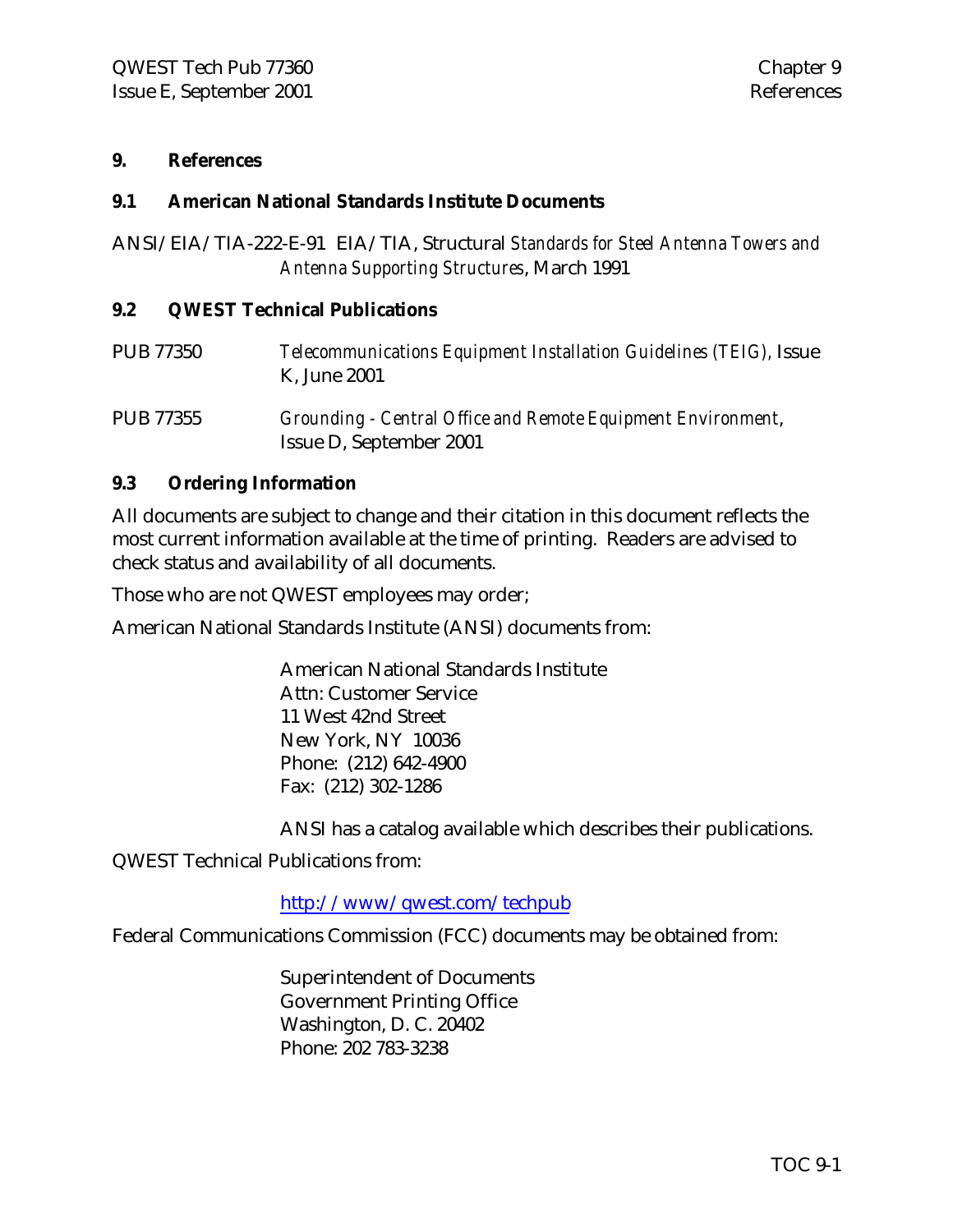# 9. References

## 9.1 American National Standards Institute Documents

ANSI/EIA/TIA-222-E-91 EIA/TIA, Structural *Standards for Steel Antenna Towers and Antenna Supporting Structures*, March 1991

## 9.2 QWEST Technical Publications

PUB 77350 *Telecommunications Equipment Installation Guidelines (TEIG),* Issue K, June 2001

PUB 77355 *Grounding - Central Office and Remote Equipment Environment*, Issue D, September 2001

## 9.3 Ordering Information

All documents are subject to change and their citation in this document reflects the most current information available at the time of printing. Readers are advised to check status and availability of all documents.

Those who are not QWEST employees may order;

American National Standards Institute (ANSI) documents from:

American National Standards Institute
Attn: Customer Service
11 West 42nd Street
New York, NY 10036
Phone: (212) 642-4900
Fax: (212) 302-1286

ANSI has a catalog available which describes their publications.

QWEST Technical Publications from:

http://www/qwest.com/techpub

Federal Communications Commission (FCC) documents may be obtained from:

Superintendent of Documents
Government Printing Office
Washington, D. C. 20402
Phone: 202 783-3238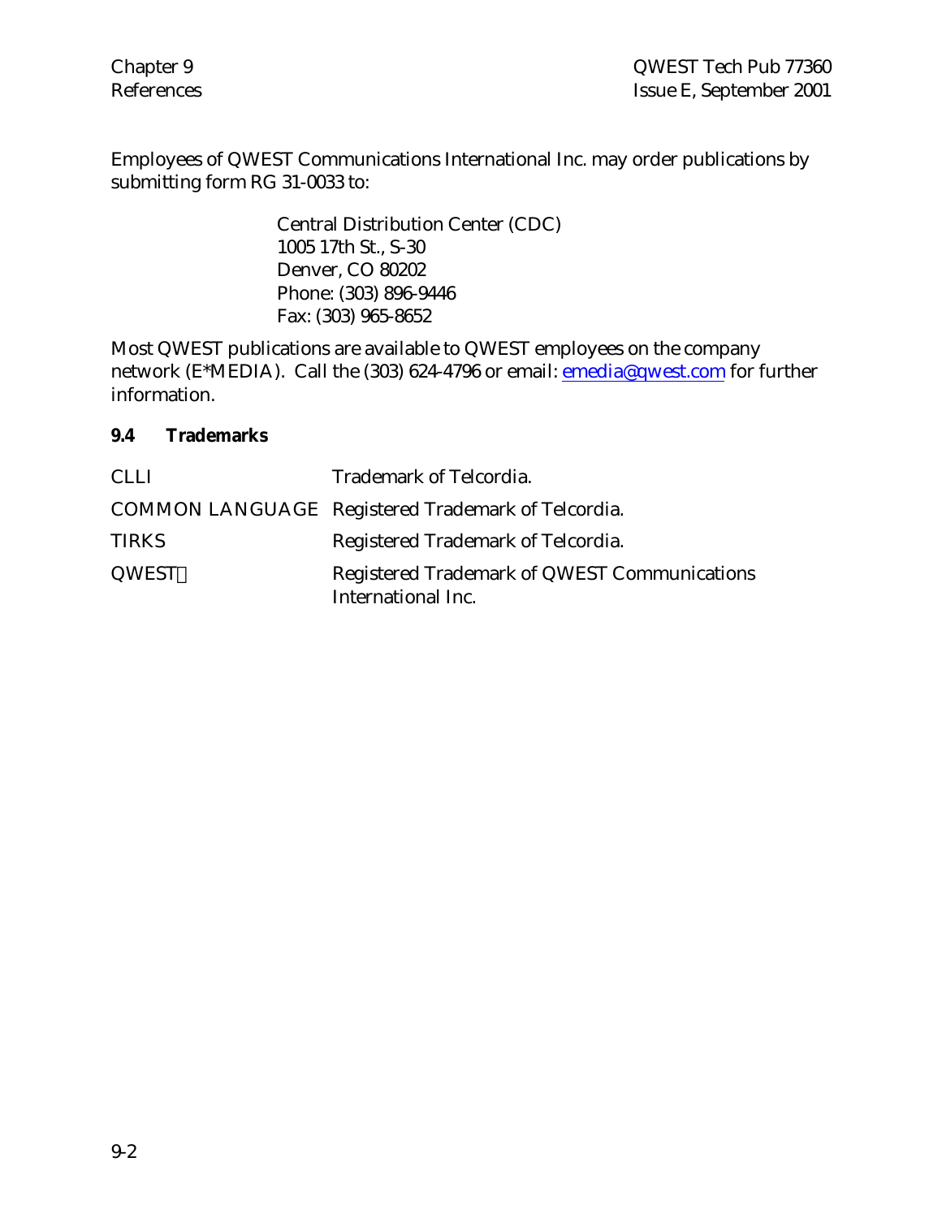Employees of QWEST Communications International Inc. may order publications by submitting form RG 31-0033 to:

Central Distribution Center (CDC)
1005 17th St., S-30
Denver, CO 80202
Phone: (303) 896-9446
Fax: (303) 965-8652

Most QWEST publications are available to QWEST employees on the company network (E*MEDIA). Call the (303) 624-4796 or email: emedia@qwest.com for further information.

## 9.4 Trademarks

| | |
|---|---|
| CLLI | Trademark of Telcordia. |
| COMMON LANGUAGE | Registered Trademark of Telcordia. |
| TIRKS | Registered Trademark of Telcordia. |
| QWEST® | Registered Trademark of QWEST Communications International Inc. |